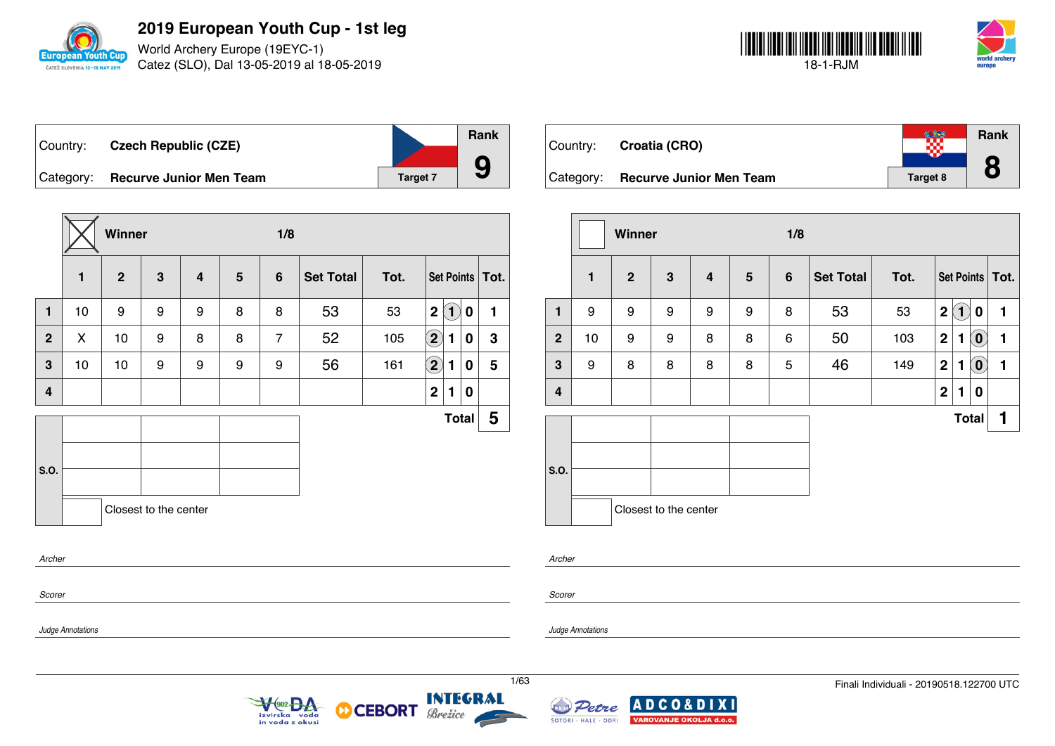# 2019 European Youth Cup - 1st leg

World Archery Europe (19EYC-1)
Catez (SLO), Dal 13-05-2019 al 18-05-2019

18-1-RJM

| Country: | Czech Republic (CZE) | Rank |
|---|---|---|
| Category: | Recurve Junior Men Team — Target 7 | 9 |

**Winner** ☒ — 1/8

| | 1 | 2 | 3 | 4 | 5 | 6 | Set Total | Tot. | Set Points | | | Tot. |
|---|---|---|---|---|---|---|---|---|---|---|---|---|
| 1 | 10 | 9 | 9 | 9 | 8 | 8 | 53 | 53 | 2 | (1) | 0 | 1 |
| 2 | X | 10 | 9 | 8 | 8 | 7 | 52 | 105 | (2) | 1 | 0 | 3 |
| 3 | 10 | 10 | 9 | 9 | 9 | 9 | 56 | 161 | (2) | 1 | 0 | 5 |
| 4 | | | | | | | | | 2 | 1 | 0 | |
| | | | | | | | | | | | **Total** | **5** |

S.O.

Closest to the center

*Archer*

*Scorer*

*Judge Annotations*

| Country: | Croatia (CRO) | Rank |
|---|---|---|
| Category: | Recurve Junior Men Team — Target 8 | 8 |

**Winner** ☐ — 1/8

| | 1 | 2 | 3 | 4 | 5 | 6 | Set Total | Tot. | Set Points | | | Tot. |
|---|---|---|---|---|---|---|---|---|---|---|---|---|
| 1 | 9 | 9 | 9 | 9 | 9 | 8 | 53 | 53 | 2 | (1) | 0 | 1 |
| 2 | 10 | 9 | 9 | 8 | 8 | 6 | 50 | 103 | 2 | 1 | (0) | 1 |
| 3 | 9 | 8 | 8 | 8 | 8 | 5 | 46 | 149 | 2 | 1 | (0) | 1 |
| 4 | | | | | | | | | 2 | 1 | 0 | |
| | | | | | | | | | | | **Total** | **1** |

S.O.

Closest to the center

*Archer*

*Scorer*

*Judge Annotations*

Finali Individuali - 20190518.122700 UTC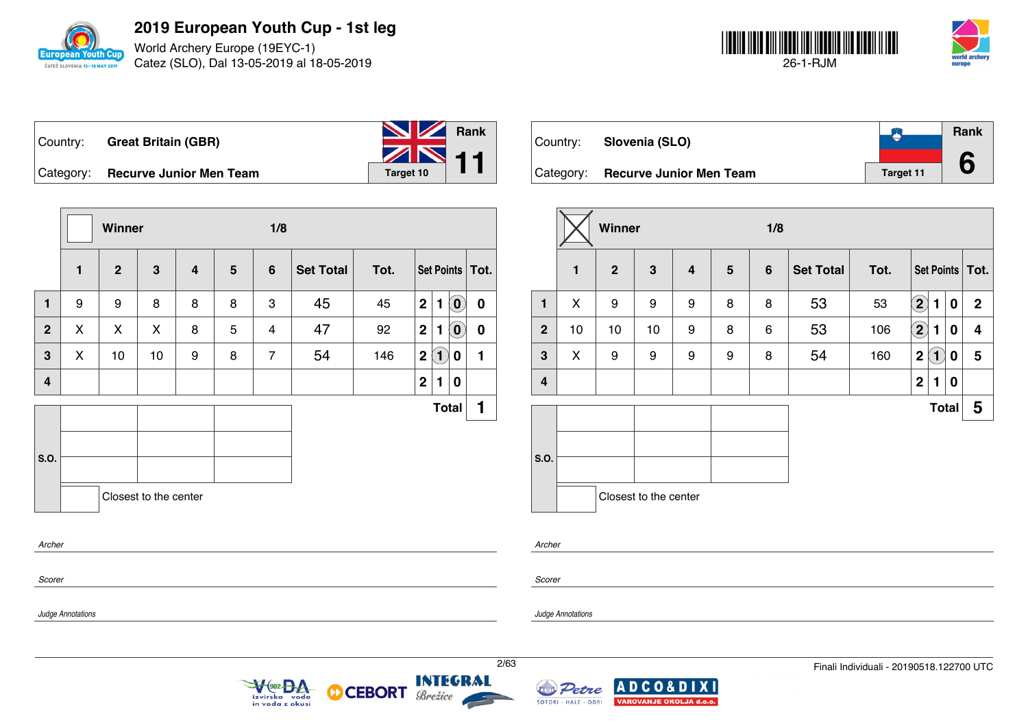# 2019 European Youth Cup - 1st leg

World Archery Europe (19EYC-1)
Catez (SLO), Dal 13-05-2019 al 18-05-2019

26-1-RJM

| Country: | Great Britain (GBR) | Rank |
|---|---|---|
| Category: | Recurve Junior Men Team | Target 10 | 11 |

Winner 1/8

| | 1 | 2 | 3 | 4 | 5 | 6 | Set Total | Tot. | Set Points | | | Tot. |
|---|---|---|---|---|---|---|---|---|---|---|---|---|
| 1 | 9 | 9 | 8 | 8 | 8 | 3 | 45 | 45 | 2 | 1 | (0) | 0 |
| 2 | X | X | X | 8 | 5 | 4 | 47 | 92 | 2 | 1 | (0) | 0 |
| 3 | X | 10 | 10 | 9 | 8 | 7 | 54 | 146 | 2 | (1) | 0 | 1 |
| 4 | | | | | | | | | 2 | 1 | 0 | |
| | | | | | | | | | | | **Total** | **1** |

S.O.

Closest to the center

*Archer*

*Scorer*

*Judge Annotations*

| Country: | Slovenia (SLO) | Rank |
|---|---|---|
| Category: | Recurve Junior Men Team | Target 11 | 6 |

Winner (X) 1/8

| | 1 | 2 | 3 | 4 | 5 | 6 | Set Total | Tot. | Set Points | | | Tot. |
|---|---|---|---|---|---|---|---|---|---|---|---|---|
| 1 | X | 9 | 9 | 9 | 8 | 8 | 53 | 53 | (2) | 1 | 0 | 2 |
| 2 | 10 | 10 | 10 | 9 | 8 | 6 | 53 | 106 | (2) | 1 | 0 | 4 |
| 3 | X | 9 | 9 | 9 | 9 | 8 | 54 | 160 | 2 | (1) | 0 | 5 |
| 4 | | | | | | | | | 2 | 1 | 0 | |
| | | | | | | | | | | | **Total** | **5** |

S.O.

Closest to the center

*Archer*

*Scorer*

*Judge Annotations*

Finali Individuali - 20190518.122700 UTC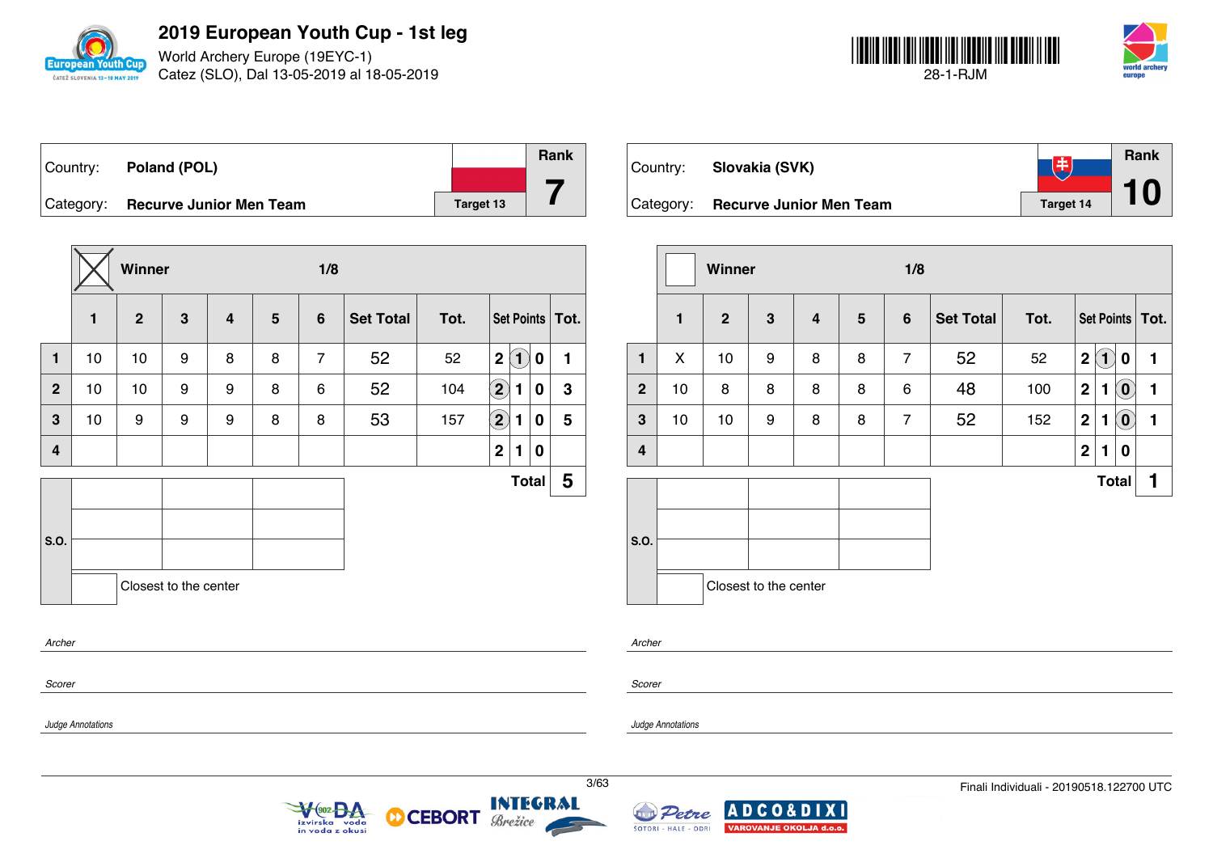# 2019 European Youth Cup - 1st leg

World Archery Europe (19EYC-1)
Catez (SLO), Dal 13-05-2019 al 18-05-2019

28-1-RJM

Country: **Poland (POL)**
Category: **Recurve Junior Men Team**
Target 13
Rank **7**

Winner: X — 1/8

| | 1 | 2 | 3 | 4 | 5 | 6 | Set Total | Tot. | Set Points | Tot. |
|---|---|---|---|---|---|---|---|---|---|---|
| 1 | 10 | 10 | 9 | 8 | 8 | 7 | 52 | 52 | 1 | 1 |
| 2 | 10 | 10 | 9 | 9 | 8 | 6 | 52 | 104 | 2 | 3 |
| 3 | 10 | 9 | 9 | 9 | 8 | 8 | 53 | 157 | 2 | 5 |
| 4 | | | | | | | | | | |
| | | | | | | | | | **Total** | **5** |

S.O.

Closest to the center

*Archer*

*Scorer*

*Judge Annotations*

Country: **Slovakia (SVK)**
Category: **Recurve Junior Men Team**
Target 14
Rank **10**

Winner: — 1/8

| | 1 | 2 | 3 | 4 | 5 | 6 | Set Total | Tot. | Set Points | Tot. |
|---|---|---|---|---|---|---|---|---|---|---|
| 1 | X | 10 | 9 | 8 | 8 | 7 | 52 | 52 | 1 | 1 |
| 2 | 10 | 8 | 8 | 8 | 8 | 6 | 48 | 100 | 0 | 1 |
| 3 | 10 | 10 | 9 | 8 | 8 | 7 | 52 | 152 | 0 | 1 |
| 4 | | | | | | | | | | |
| | | | | | | | | | **Total** | **1** |

S.O.

Closest to the center

*Archer*

*Scorer*

*Judge Annotations*

Finali Individuali - 20190518.122700 UTC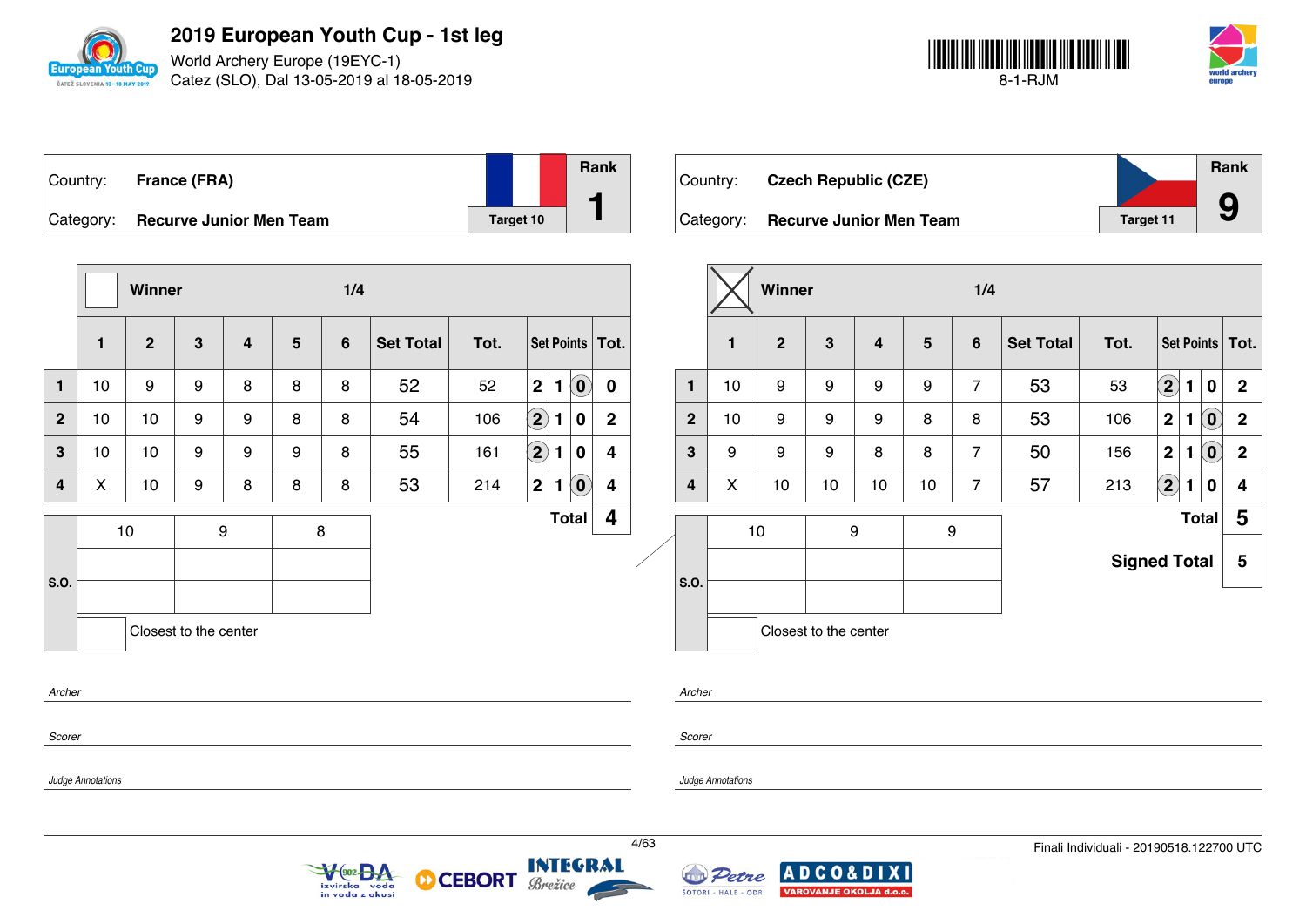# 2019 European Youth Cup - 1st leg

World Archery Europe (19EYC-1)
Catez (SLO), Dal 13-05-2019 al 18-05-2019

8-1-RJM

| Country: | France (FRA) | Rank |
|---|---|---|
| Category: | Recurve Junior Men Team | 1 |
| | Target 10 | |

Winner — 1/4

| | 1 | 2 | 3 | 4 | 5 | 6 | Set Total | Tot. | Set Points | | | Tot. |
|---|---|---|---|---|---|---|---|---|---|---|---|---|
| 1 | 10 | 9 | 9 | 8 | 8 | 8 | 52 | 52 | 2 | 1 | (0) | 0 |
| 2 | 10 | 10 | 9 | 9 | 8 | 8 | 54 | 106 | (2) | 1 | 0 | 2 |
| 3 | 10 | 10 | 9 | 9 | 9 | 8 | 55 | 161 | (2) | 1 | 0 | 4 |
| 4 | X | 10 | 9 | 8 | 8 | 8 | 53 | 214 | 2 | 1 | (0) | 4 |

**Total** 4

| S.O. | | | |
|---|---|---|---|
| | 10 | 9 | 8 |
| | | | |
| | | | |

Closest to the center

*Archer*

*Scorer*

*Judge Annotations*

| Country: | Czech Republic (CZE) | Rank |
|---|---|---|
| Category: | Recurve Junior Men Team | 9 |
| | Target 11 | |

Winner [X] — 1/4

| | 1 | 2 | 3 | 4 | 5 | 6 | Set Total | Tot. | Set Points | | | Tot. |
|---|---|---|---|---|---|---|---|---|---|---|---|---|
| 1 | 10 | 9 | 9 | 9 | 9 | 7 | 53 | 53 | (2) | 1 | 0 | 2 |
| 2 | 10 | 9 | 9 | 9 | 8 | 8 | 53 | 106 | 2 | 1 | (0) | 2 |
| 3 | 9 | 9 | 9 | 8 | 8 | 7 | 50 | 156 | 2 | 1 | (0) | 2 |
| 4 | X | 10 | 10 | 10 | 10 | 7 | 57 | 213 | (2) | 1 | 0 | 4 |

**Total** 5

**Signed Total** 5

| S.O. | | | |
|---|---|---|---|
| | 10 | 9 | 9 |
| | | | |
| | | | |

Closest to the center

*Archer*

*Scorer*

*Judge Annotations*

Finali Individuali - 20190518.122700 UTC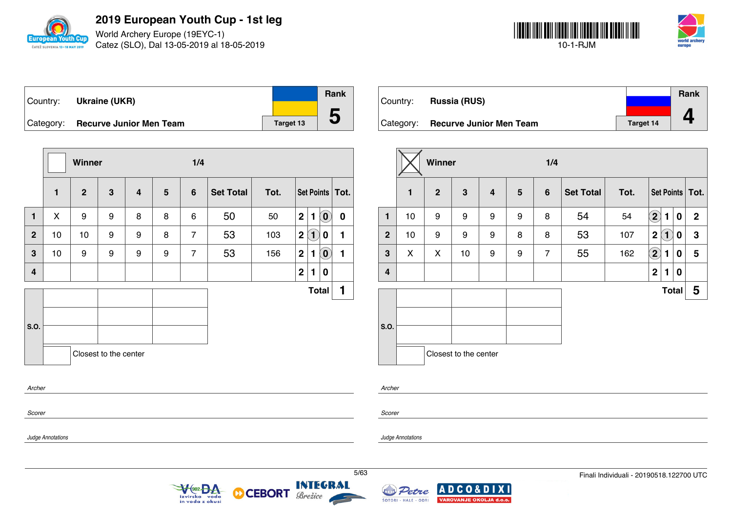# 2019 European Youth Cup - 1st leg

World Archery Europe (19EYC-1)
Catez (SLO), Dal 13-05-2019 al 18-05-2019

10-1-RJM

| Country: | Ukraine (UKR) | Rank |
|---|---|---|
| Category: | Recurve Junior Men Team | Target 13 | 5 |

Winner ☐ — 1/4

| | 1 | 2 | 3 | 4 | 5 | 6 | Set Total | Tot. | Set Points | Tot. |
|---|---|---|---|---|---|---|---|---|---|---|
| 1 | X | 9 | 9 | 8 | 8 | 6 | 50 | 50 | 0 | 0 |
| 2 | 10 | 10 | 9 | 9 | 8 | 7 | 53 | 103 | 1 | 1 |
| 3 | 10 | 9 | 9 | 9 | 9 | 7 | 53 | 156 | 0 | 1 |
| 4 | | | | | | | | | | |
| | | | | | | | | | **Total** | **1** |

S.O.

Closest to the center

*Archer*

*Scorer*

*Judge Annotations*

| Country: | Russia (RUS) | Rank |
|---|---|---|
| Category: | Recurve Junior Men Team | Target 14 | 4 |

Winner ☒ — 1/4

| | 1 | 2 | 3 | 4 | 5 | 6 | Set Total | Tot. | Set Points | Tot. |
|---|---|---|---|---|---|---|---|---|---|---|
| 1 | 10 | 9 | 9 | 9 | 9 | 8 | 54 | 54 | 2 | 2 |
| 2 | 10 | 9 | 9 | 9 | 8 | 8 | 53 | 107 | 1 | 3 |
| 3 | X | X | 10 | 9 | 9 | 7 | 55 | 162 | 2 | 5 |
| 4 | | | | | | | | | | |
| | | | | | | | | | **Total** | **5** |

S.O.

Closest to the center

*Archer*

*Scorer*

*Judge Annotations*

Finali Individuali - 20190518.122700 UTC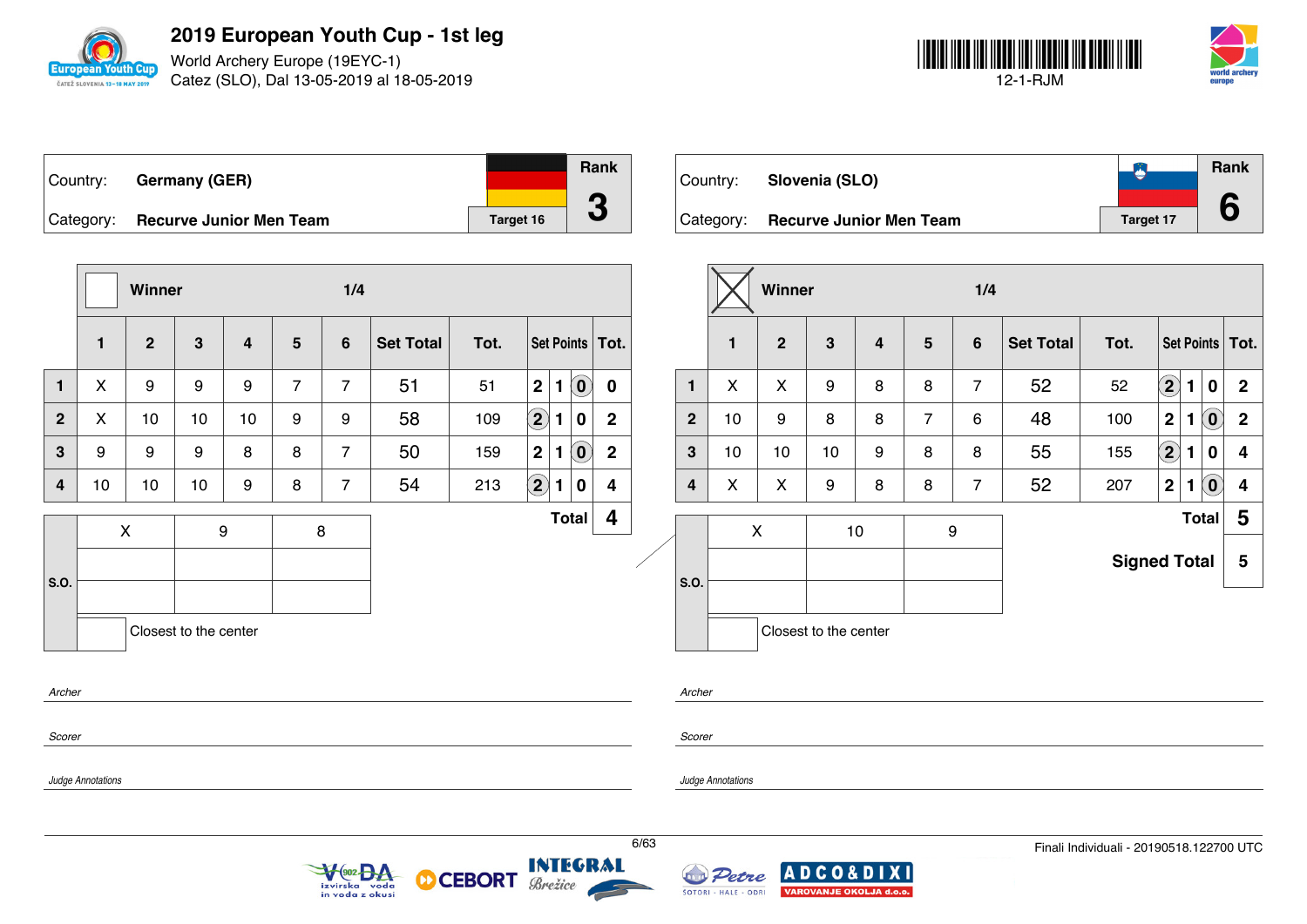# 2019 European Youth Cup - 1st leg

World Archery Europe (19EYC-1)
Catez (SLO), Dal 13-05-2019 al 18-05-2019

12-1-RJM

| Country: | Germany (GER) | | Rank |
|---|---|---|---|
| Category: | Recurve Junior Men Team | Target 16 | 3 |

Winner ☐ — 1/4

| | 1 | 2 | 3 | 4 | 5 | 6 | Set Total | Tot. | Set Points | | | Tot. |
|---|---|---|---|---|---|---|---|---|---|---|---|---|
| 1 | X | 9 | 9 | 9 | 7 | 7 | 51 | 51 | 2 | 1 | (0) | 0 |
| 2 | X | 10 | 10 | 10 | 9 | 9 | 58 | 109 | (2) | 1 | 0 | 2 |
| 3 | 9 | 9 | 9 | 8 | 8 | 7 | 50 | 159 | 2 | 1 | (0) | 2 |
| 4 | 10 | 10 | 10 | 9 | 8 | 7 | 54 | 213 | (2) | 1 | 0 | 4 |

**Total** 4

| S.O. | | |
|---|---|---|
| X | 9 | 8 |
| | | |
| | | |

☐ Closest to the center

*Archer*

*Scorer*

*Judge Annotations*

| Country: | Slovenia (SLO) | | Rank |
|---|---|---|---|
| Category: | Recurve Junior Men Team | Target 17 | 6 |

Winner ☒ — 1/4

| | 1 | 2 | 3 | 4 | 5 | 6 | Set Total | Tot. | Set Points | | | Tot. |
|---|---|---|---|---|---|---|---|---|---|---|---|---|
| 1 | X | X | 9 | 8 | 8 | 7 | 52 | 52 | (2) | 1 | 0 | 2 |
| 2 | 10 | 9 | 8 | 8 | 7 | 6 | 48 | 100 | 2 | 1 | (0) | 2 |
| 3 | 10 | 10 | 10 | 9 | 8 | 8 | 55 | 155 | (2) | 1 | 0 | 4 |
| 4 | X | X | 9 | 8 | 8 | 7 | 52 | 207 | 2 | 1 | (0) | 4 |

**Total** 5

**Signed Total** 5

| S.O. | | |
|---|---|---|
| X | 10 | 9 |
| | | |
| | | |

☐ Closest to the center

*Archer*

*Scorer*

*Judge Annotations*

Finali Individuali - 20190518.122700 UTC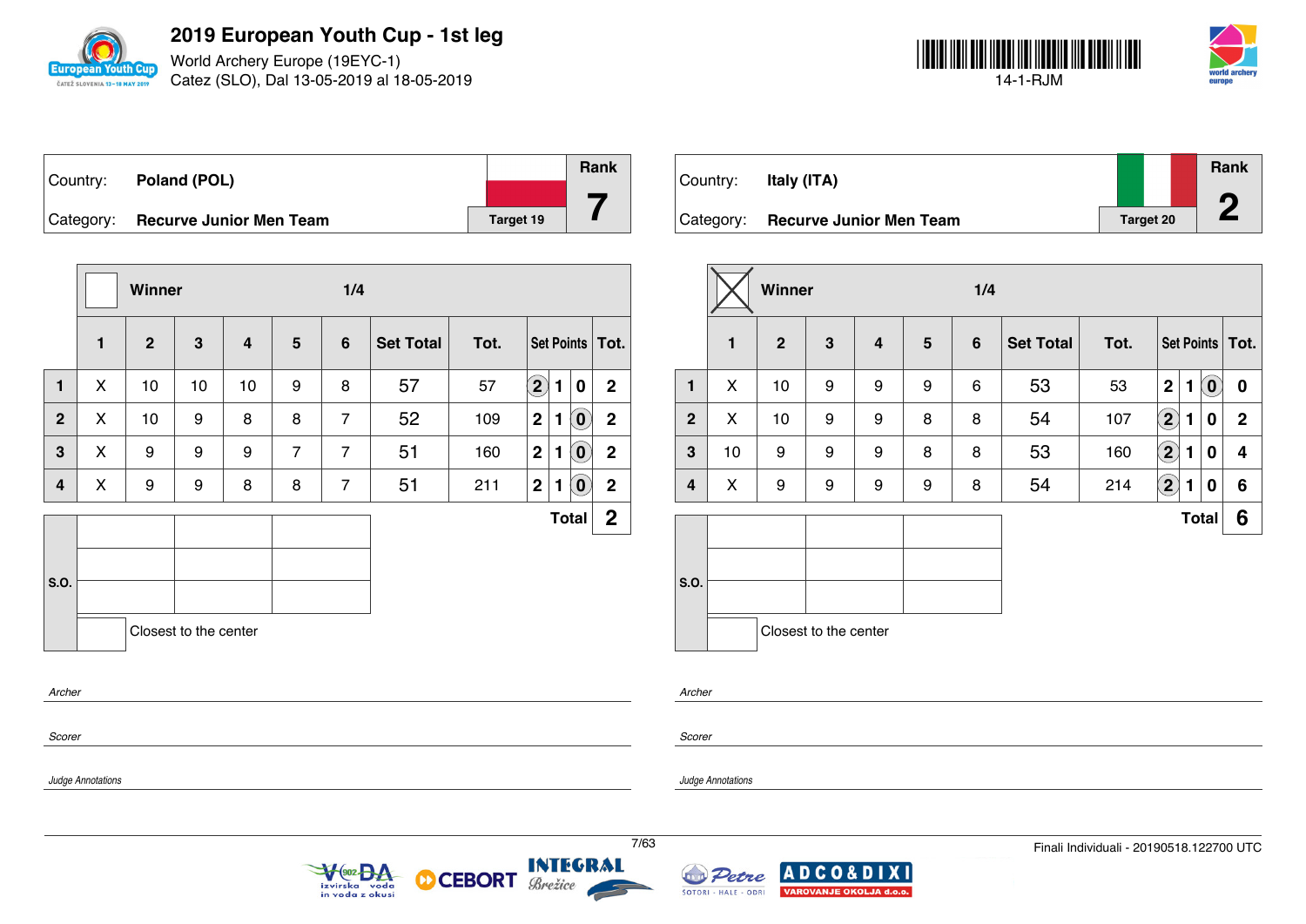# 2019 European Youth Cup - 1st leg

World Archery Europe (19EYC-1)
Catez (SLO), Dal 13-05-2019 al 18-05-2019

14-1-RJM

| Country: | Poland (POL) | | Rank |
|---|---|---|---|
| Category: | Recurve Junior Men Team | Target 19 | 7 |

| | Winner | | | | 1/4 | | | | | | | |
|---|---|---|---|---|---|---|---|---|---|---|---|---|
| | 1 | 2 | 3 | 4 | 5 | 6 | Set Total | Tot. | Set Points | | | Tot. |
| 1 | X | 10 | 10 | 10 | 9 | 8 | 57 | 57 | (2) | 1 | 0 | 2 |
| 2 | X | 10 | 9 | 8 | 8 | 7 | 52 | 109 | 2 | 1 | (0) | 2 |
| 3 | X | 9 | 9 | 9 | 7 | 7 | 51 | 160 | 2 | 1 | (0) | 2 |
| 4 | X | 9 | 9 | 8 | 8 | 7 | 51 | 211 | 2 | 1 | (0) | 2 |
| | | | | | | | | | | | **Total** | **2** |

S.O.

Closest to the center

| Country: | Italy (ITA) | | Rank |
|---|---|---|---|
| Category: | Recurve Junior Men Team | Target 20 | 2 |

| | Winner (X) | | | | 1/4 | | | | | | | |
|---|---|---|---|---|---|---|---|---|---|---|---|---|
| | 1 | 2 | 3 | 4 | 5 | 6 | Set Total | Tot. | Set Points | | | Tot. |
| 1 | X | 10 | 9 | 9 | 9 | 6 | 53 | 53 | 2 | 1 | (0) | 0 |
| 2 | X | 10 | 9 | 9 | 8 | 8 | 54 | 107 | (2) | 1 | 0 | 2 |
| 3 | 10 | 9 | 9 | 9 | 8 | 8 | 53 | 160 | (2) | 1 | 0 | 4 |
| 4 | X | 9 | 9 | 9 | 9 | 8 | 54 | 214 | (2) | 1 | 0 | 6 |
| | | | | | | | | | | | **Total** | **6** |

S.O.

Closest to the center

*Archer*

*Scorer*

*Judge Annotations*

Finali Individuali - 20190518.122700 UTC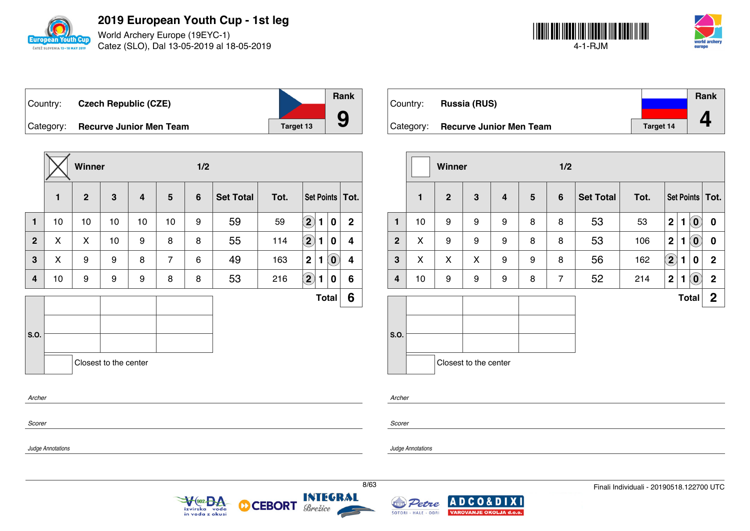# 2019 European Youth Cup - 1st leg

World Archery Europe (19EYC-1)
Catez (SLO), Dal 13-05-2019 al 18-05-2019

4-1-RJM

| Country: | Czech Republic (CZE) | Rank |
|---|---|---|
| Category: | Recurve Junior Men Team | Target 13 | 9 |

| | Winner ☒ | | | | | 1/2 | | | | | | |
|---|---|---|---|---|---|---|---|---|---|---|---|---|
| | 1 | 2 | 3 | 4 | 5 | 6 | Set Total | Tot. | Set Points | | | Tot. |
| 1 | 10 | 10 | 10 | 10 | 10 | 9 | 59 | 59 | (2) | 1 | 0 | 2 |
| 2 | X | X | 10 | 9 | 8 | 8 | 55 | 114 | (2) | 1 | 0 | 4 |
| 3 | X | 9 | 9 | 8 | 7 | 6 | 49 | 163 | 2 | 1 | (0) | 4 |
| 4 | 10 | 9 | 9 | 9 | 8 | 8 | 53 | 216 | (2) | 1 | 0 | 6 |
| | | | | | | | | | | | Total | 6 |

S.O.

Closest to the center

*Archer*

*Scorer*

*Judge Annotations*

| Country: | Russia (RUS) | Rank |
|---|---|---|
| Category: | Recurve Junior Men Team | Target 14 | 4 |

| | Winner ☐ | | | | | 1/2 | | | | | | |
|---|---|---|---|---|---|---|---|---|---|---|---|---|
| | 1 | 2 | 3 | 4 | 5 | 6 | Set Total | Tot. | Set Points | | | Tot. |
| 1 | 10 | 9 | 9 | 9 | 8 | 8 | 53 | 53 | 2 | 1 | (0) | 0 |
| 2 | X | 9 | 9 | 9 | 8 | 8 | 53 | 106 | 2 | 1 | (0) | 0 |
| 3 | X | X | X | 9 | 9 | 8 | 56 | 162 | (2) | 1 | 0 | 2 |
| 4 | 10 | 9 | 9 | 9 | 8 | 7 | 52 | 214 | 2 | 1 | (0) | 2 |
| | | | | | | | | | | | Total | 2 |

S.O.

Closest to the center

*Archer*

*Scorer*

*Judge Annotations*

Finali Individuali - 20190518.122700 UTC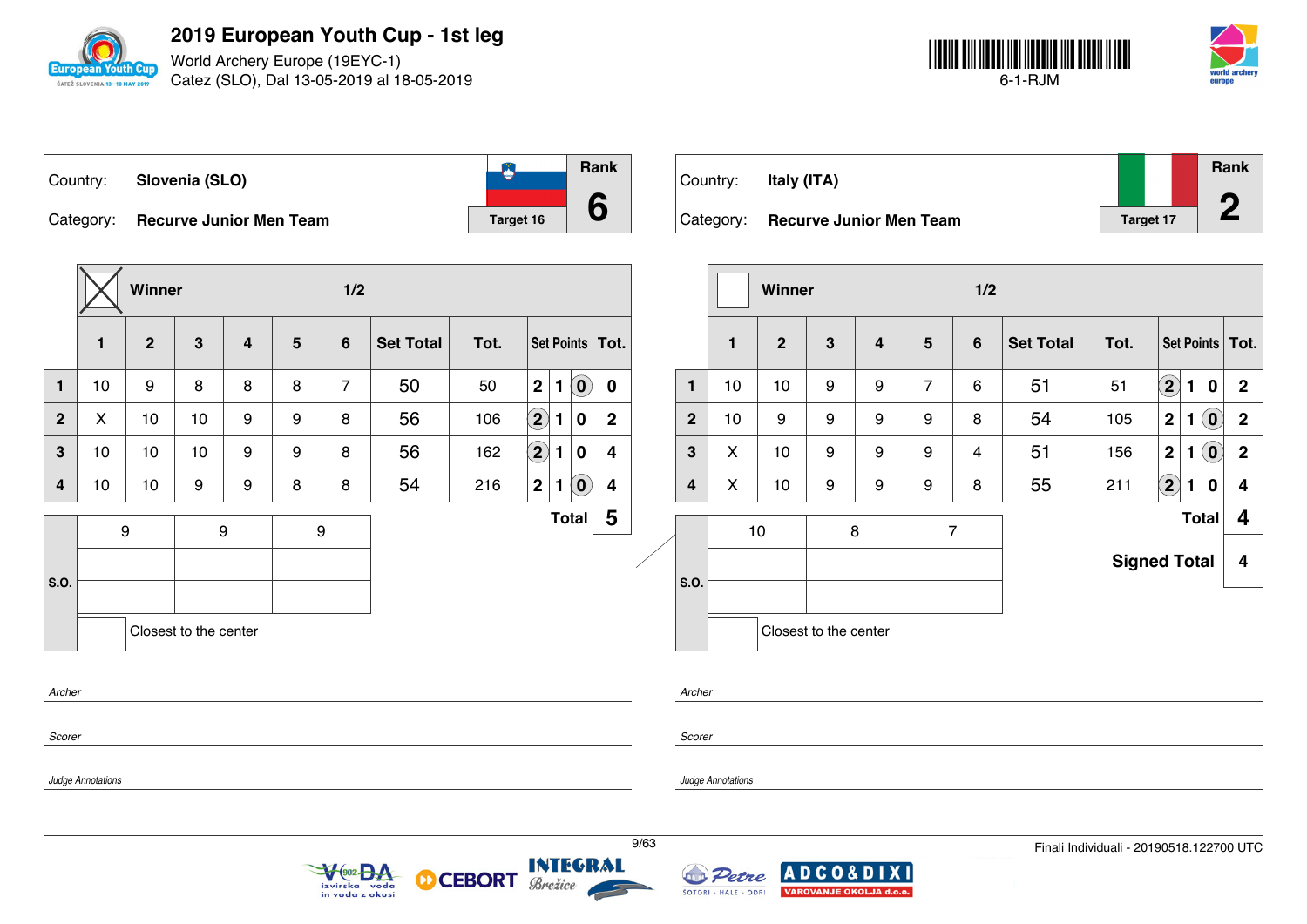# 2019 European Youth Cup - 1st leg

World Archery Europe (19EYC-1)
Catez (SLO), Dal 13-05-2019 al 18-05-2019

6-1-RJM

| Country: | Slovenia (SLO) | | Rank |
|---|---|---|---|
| Category: | Recurve Junior Men Team | Target 16 | 6 |

| | 1 | 2 | 3 | 4 | 5 | 6 | Set Total | Tot. | Set Points | | | Tot. |
|---|---|---|---|---|---|---|---|---|---|---|---|---|
| Winner ☒ | | | | | | | 1/2 | | | | | |
| 1 | 10 | 9 | 8 | 8 | 8 | 7 | 50 | 50 | 2 | 1 | (0) | 0 |
| 2 | X | 10 | 10 | 9 | 9 | 8 | 56 | 106 | (2) | 1 | 0 | 2 |
| 3 | 10 | 10 | 10 | 9 | 9 | 8 | 56 | 162 | (2) | 1 | 0 | 4 |
| 4 | 10 | 10 | 9 | 9 | 8 | 8 | 54 | 216 | 2 | 1 | (0) | 4 |
| S.O. | 9 | 9 | 9 | | | | | | | | Total | 5 |

Closest to the center

Archer

Scorer

Judge Annotations

| Country: | Italy (ITA) | | Rank |
|---|---|---|---|
| Category: | Recurve Junior Men Team | Target 17 | 2 |

| | 1 | 2 | 3 | 4 | 5 | 6 | Set Total | Tot. | Set Points | | | Tot. |
|---|---|---|---|---|---|---|---|---|---|---|---|---|
| Winner ☐ | | | | | | | 1/2 | | | | | |
| 1 | 10 | 10 | 9 | 9 | 7 | 6 | 51 | 51 | (2) | 1 | 0 | 2 |
| 2 | 10 | 9 | 9 | 9 | 9 | 8 | 54 | 105 | 2 | 1 | (0) | 2 |
| 3 | X | 10 | 9 | 9 | 9 | 4 | 51 | 156 | 2 | 1 | (0) | 2 |
| 4 | X | 10 | 9 | 9 | 9 | 8 | 55 | 211 | (2) | 1 | 0 | 4 |
| S.O. | 10 | 8 | 7 | | | | | | | | Total | 4 |
| | | | | | | | | | | | Signed Total | 4 |

Closest to the center

Archer

Scorer

Judge Annotations

Finali Individuali - 20190518.122700 UTC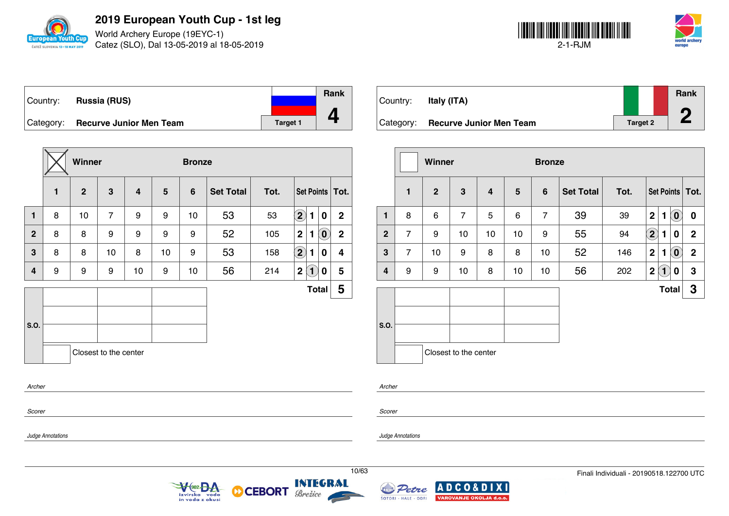# 2019 European Youth Cup - 1st leg

World Archery Europe (19EYC-1)
Catez (SLO), Dal 13-05-2019 al 18-05-2019

2-1-RJM

| Country: | Russia (RUS) | Rank |
|---|---|---|
| Category: | Recurve Junior Men Team | 4 |
| | Target 1 | |

☒ Winner — Bronze

| | 1 | 2 | 3 | 4 | 5 | 6 | Set Total | Tot. | Set Points | | | Tot. |
|---|---|---|---|---|---|---|---|---|---|---|---|---|
| 1 | 8 | 10 | 7 | 9 | 9 | 10 | 53 | 53 | (2) | 1 | 0 | 2 |
| 2 | 8 | 8 | 9 | 9 | 9 | 9 | 52 | 105 | 2 | 1 | (0) | 2 |
| 3 | 8 | 8 | 10 | 8 | 10 | 9 | 53 | 158 | (2) | 1 | 0 | 4 |
| 4 | 9 | 9 | 9 | 10 | 9 | 10 | 56 | 214 | 2 | (1) | 0 | 5 |
| | | | | | | | | | | | Total | 5 |

S.O.

Closest to the center

*Archer*

*Scorer*

*Judge Annotations*

| Country: | Italy (ITA) | Rank |
|---|---|---|
| Category: | Recurve Junior Men Team | 2 |
| | Target 2 | |

☐ Winner — Bronze

| | 1 | 2 | 3 | 4 | 5 | 6 | Set Total | Tot. | Set Points | | | Tot. |
|---|---|---|---|---|---|---|---|---|---|---|---|---|
| 1 | 8 | 6 | 7 | 5 | 6 | 7 | 39 | 39 | 2 | 1 | (0) | 0 |
| 2 | 7 | 9 | 10 | 10 | 10 | 9 | 55 | 94 | (2) | 1 | 0 | 2 |
| 3 | 7 | 10 | 9 | 8 | 8 | 10 | 52 | 146 | 2 | 1 | (0) | 2 |
| 4 | 9 | 9 | 10 | 8 | 10 | 10 | 56 | 202 | 2 | (1) | 0 | 3 |
| | | | | | | | | | | | Total | 3 |

S.O.

Closest to the center

*Archer*

*Scorer*

*Judge Annotations*

Finali Individuali - 20190518.122700 UTC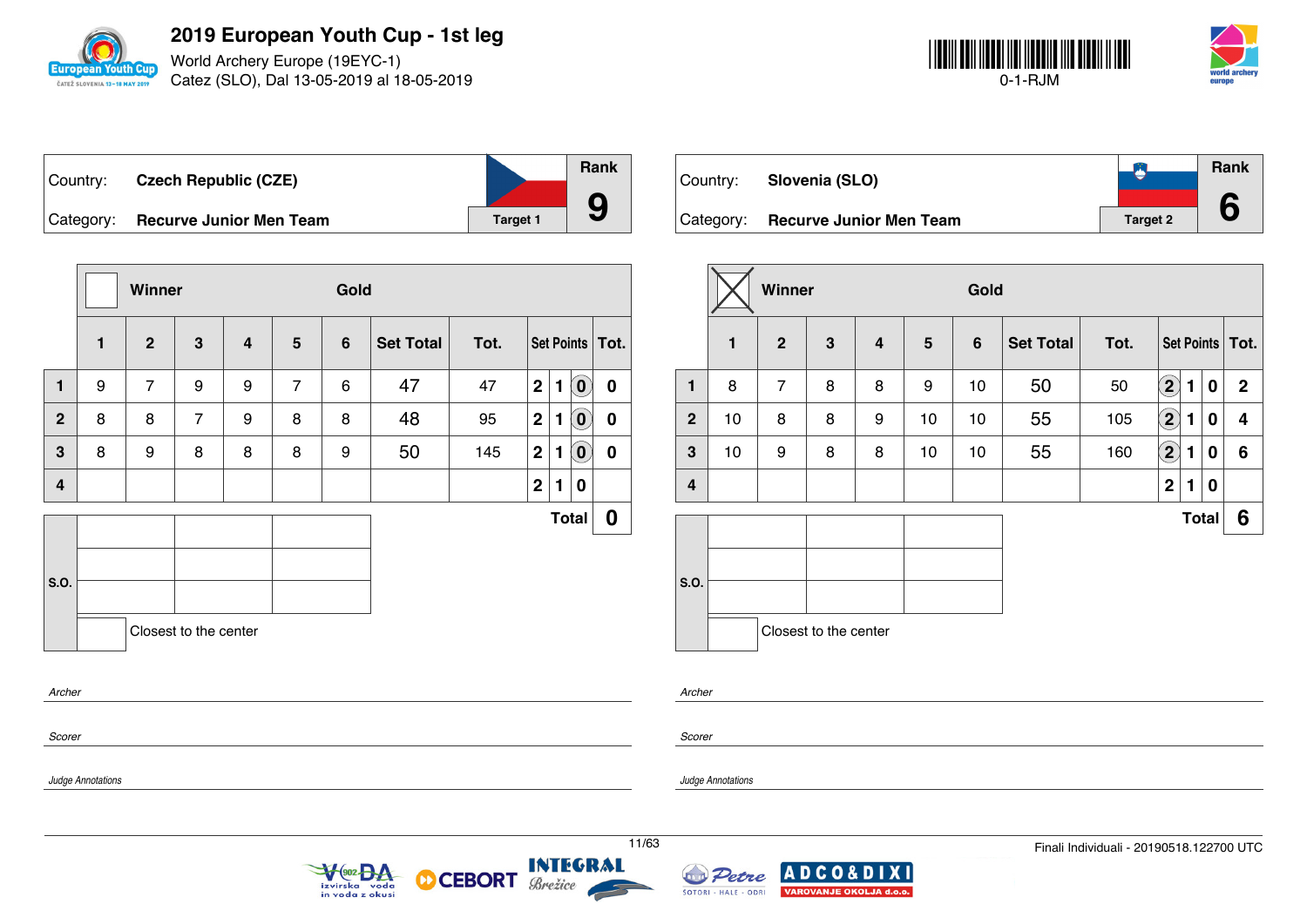# 2019 European Youth Cup - 1st leg

World Archery Europe (19EYC-1)
Catez (SLO), Dal 13-05-2019 al 18-05-2019

0-1-RJM

| Country: | Czech Republic (CZE) | Rank |
|---|---|---|
| Category: | Recurve Junior Men Team | Target 1 | 9 |

Winner: ☐ — Gold

| | 1 | 2 | 3 | 4 | 5 | 6 | Set Total | Tot. | Set Points | | | Tot. |
|---|---|---|---|---|---|---|---|---|---|---|---|---|
| 1 | 9 | 7 | 9 | 9 | 7 | 6 | 47 | 47 | 2 | 1 | (0) | 0 |
| 2 | 8 | 8 | 7 | 9 | 8 | 8 | 48 | 95 | 2 | 1 | (0) | 0 |
| 3 | 8 | 9 | 8 | 8 | 8 | 9 | 50 | 145 | 2 | 1 | (0) | 0 |
| 4 | | | | | | | | | 2 | 1 | 0 | |
| | | | | | | | | | | | Total | 0 |

S.O.

| | | |
|---|---|---|
| | | |
| | | |
| | | |

☐ Closest to the center

*Archer*

*Scorer*

*Judge Annotations*

| Country: | Slovenia (SLO) | Rank |
|---|---|---|
| Category: | Recurve Junior Men Team | Target 2 | 6 |

Winner: ☒ — Gold

| | 1 | 2 | 3 | 4 | 5 | 6 | Set Total | Tot. | Set Points | | | Tot. |
|---|---|---|---|---|---|---|---|---|---|---|---|---|
| 1 | 8 | 7 | 8 | 8 | 9 | 10 | 50 | 50 | (2) | 1 | 0 | 2 |
| 2 | 10 | 8 | 8 | 9 | 10 | 10 | 55 | 105 | (2) | 1 | 0 | 4 |
| 3 | 10 | 9 | 8 | 8 | 10 | 10 | 55 | 160 | (2) | 1 | 0 | 6 |
| 4 | | | | | | | | | 2 | 1 | 0 | |
| | | | | | | | | | | | Total | 6 |

S.O.

| | | |
|---|---|---|
| | | |
| | | |
| | | |

☐ Closest to the center

*Archer*

*Scorer*

*Judge Annotations*

Finali Individuali - 20190518.122700 UTC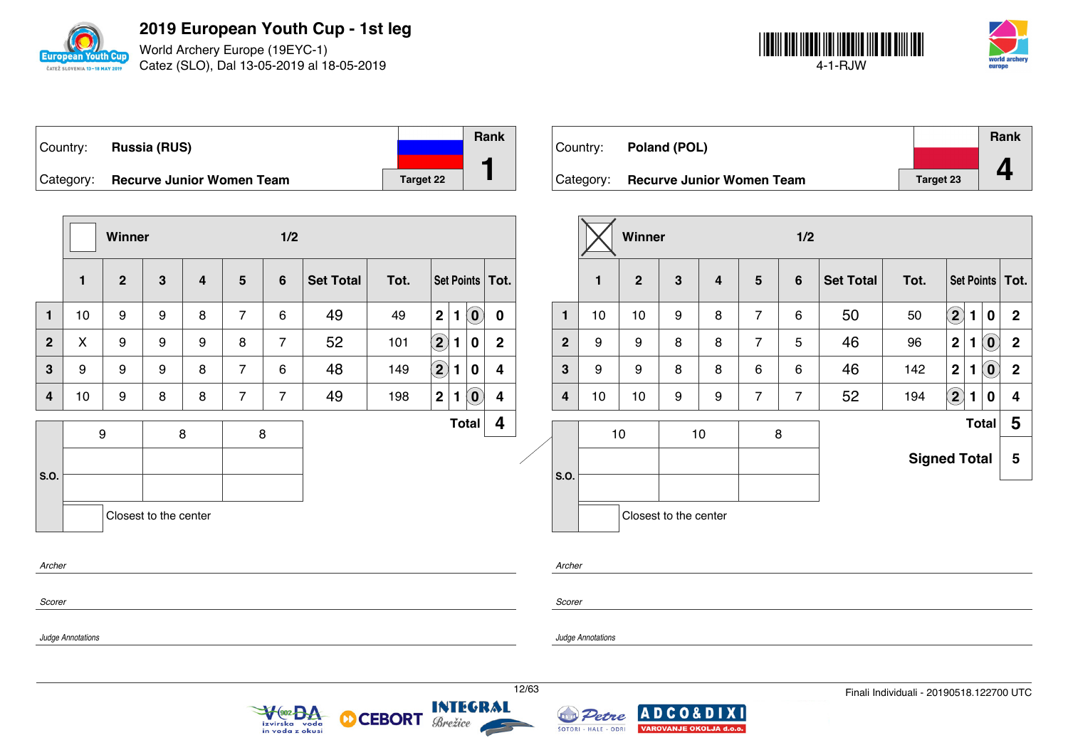# 2019 European Youth Cup - 1st leg

World Archery Europe (19EYC-1)
Catez (SLO), Dal 13-05-2019 al 18-05-2019

4-1-RJW

| Country: | Russia (RUS) | | Rank |
|---|---|---|---|
| Category: | Recurve Junior Women Team | Target 22 | 1 |

Winner: ☐ — 1/2

| | 1 | 2 | 3 | 4 | 5 | 6 | Set Total | Tot. | Set Points | | | Tot. |
|---|---|---|---|---|---|---|---|---|---|---|---|---|
| 1 | 10 | 9 | 9 | 8 | 7 | 6 | 49 | 49 | 2 | 1 | (0) | 0 |
| 2 | X | 9 | 9 | 9 | 8 | 7 | 52 | 101 | (2) | 1 | 0 | 2 |
| 3 | 9 | 9 | 9 | 8 | 7 | 6 | 48 | 149 | (2) | 1 | 0 | 4 |
| 4 | 10 | 9 | 8 | 8 | 7 | 7 | 49 | 198 | 2 | 1 | (0) | 4 |

**Total** 4

| S.O. | | |
|---|---|---|
| 9 | 8 | 8 |
| | | |
| | | |

☐ Closest to the center

| Country: | Poland (POL) | | Rank |
|---|---|---|---|
| Category: | Recurve Junior Women Team | Target 23 | 4 |

Winner: ☒ — 1/2

| | 1 | 2 | 3 | 4 | 5 | 6 | Set Total | Tot. | Set Points | | | Tot. |
|---|---|---|---|---|---|---|---|---|---|---|---|---|
| 1 | 10 | 10 | 9 | 8 | 7 | 6 | 50 | 50 | (2) | 1 | 0 | 2 |
| 2 | 9 | 9 | 8 | 8 | 7 | 5 | 46 | 96 | 2 | 1 | (0) | 2 |
| 3 | 9 | 9 | 8 | 8 | 6 | 6 | 46 | 142 | 2 | 1 | (0) | 2 |
| 4 | 10 | 10 | 9 | 9 | 7 | 7 | 52 | 194 | (2) | 1 | 0 | 4 |

**Total** 5

**Signed Total** 5

| S.O. | | |
|---|---|---|
| 10 | 10 | 8 |
| | | |
| | | |

☐ Closest to the center

*Archer*

*Scorer*

*Judge Annotations*

Finali Individuali - 20190518.122700 UTC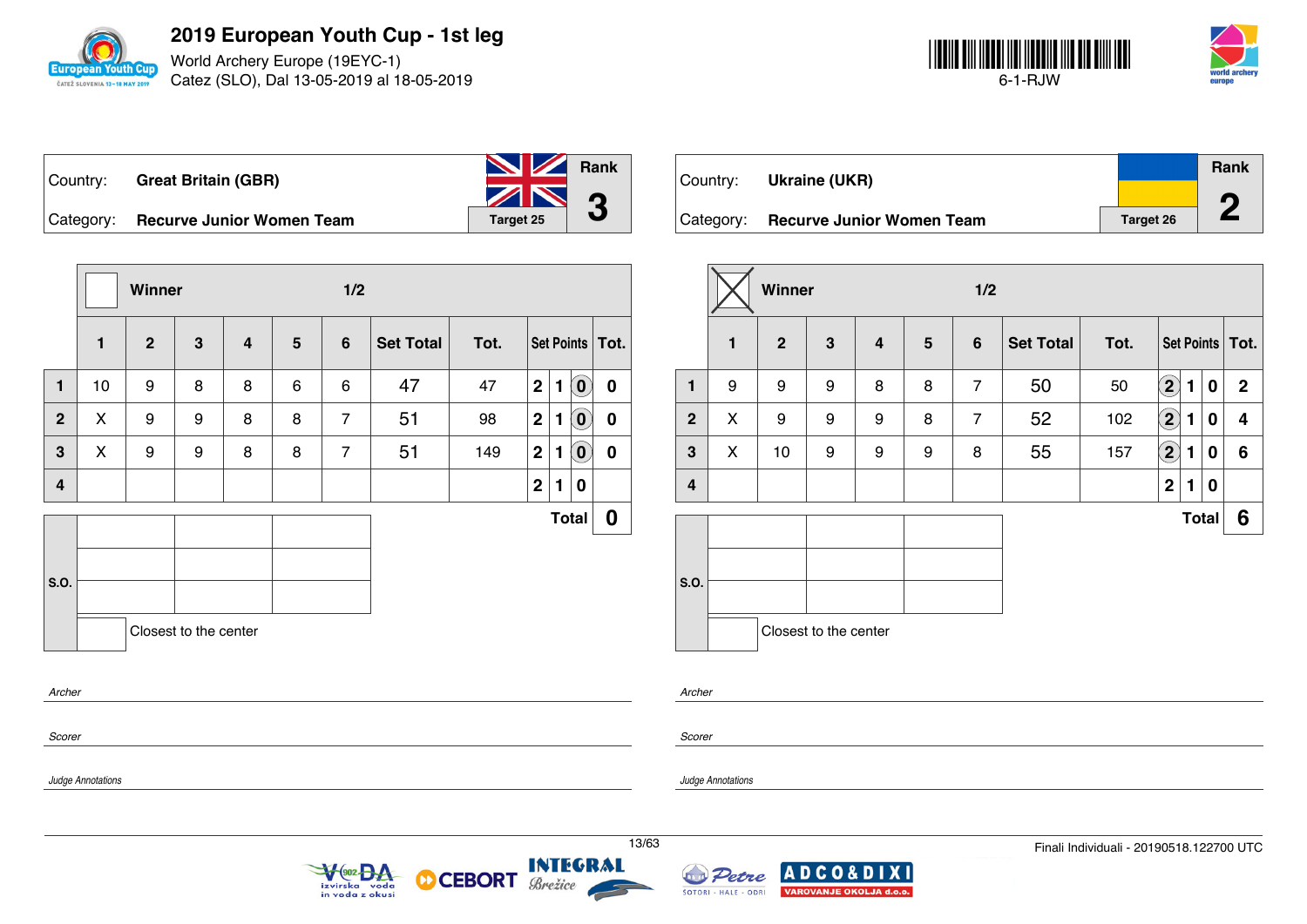# 2019 European Youth Cup - 1st leg

World Archery Europe (19EYC-1)
Catez (SLO), Dal 13-05-2019 al 18-05-2019

6-1-RJW

| Country: | Great Britain (GBR) | Rank |
|---|---|---|
| Category: | Recurve Junior Women Team | Target 25 | 3 |

Winner ☐ — 1/2

| | 1 | 2 | 3 | 4 | 5 | 6 | Set Total | Tot. | Set Points | | | Tot. |
|---|---|---|---|---|---|---|---|---|---|---|---|---|
| 1 | 10 | 9 | 8 | 8 | 6 | 6 | 47 | 47 | 2 | 1 | (0) | 0 |
| 2 | X | 9 | 9 | 8 | 8 | 7 | 51 | 98 | 2 | 1 | (0) | 0 |
| 3 | X | 9 | 9 | 8 | 8 | 7 | 51 | 149 | 2 | 1 | (0) | 0 |
| 4 | | | | | | | | | 2 | 1 | 0 | |
| | | | | | | | | | | | Total | 0 |

S.O.

Closest to the center

*Archer*

*Scorer*

*Judge Annotations*

| Country: | Ukraine (UKR) | Rank |
|---|---|---|
| Category: | Recurve Junior Women Team | Target 26 | 2 |

Winner ☒ — 1/2

| | 1 | 2 | 3 | 4 | 5 | 6 | Set Total | Tot. | Set Points | | | Tot. |
|---|---|---|---|---|---|---|---|---|---|---|---|---|
| 1 | 9 | 9 | 9 | 8 | 8 | 7 | 50 | 50 | (2) | 1 | 0 | 2 |
| 2 | X | 9 | 9 | 9 | 8 | 7 | 52 | 102 | (2) | 1 | 0 | 4 |
| 3 | X | 10 | 9 | 9 | 9 | 8 | 55 | 157 | (2) | 1 | 0 | 6 |
| 4 | | | | | | | | | 2 | 1 | 0 | |
| | | | | | | | | | | | Total | 6 |

S.O.

Closest to the center

*Archer*

*Scorer*

*Judge Annotations*

Finali Individuali - 20190518.122700 UTC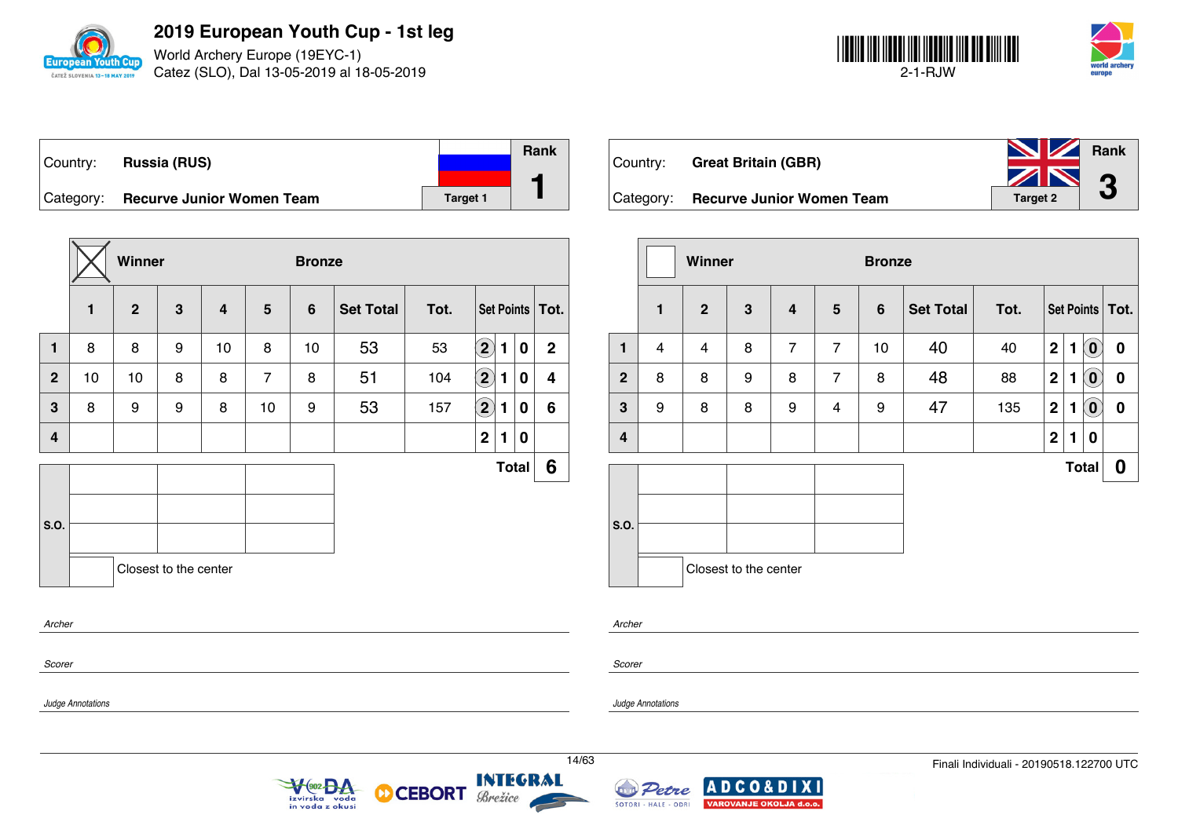# 2019 European Youth Cup - 1st leg

World Archery Europe (19EYC-1)
Catez (SLO), Dal 13-05-2019 al 18-05-2019

2-1-RJW

| Country: | Russia (RUS) | Rank |
|---|---|---|
| Category: | Recurve Junior Women Team | Target 1 | 1 |

| | 1 | 2 | 3 | 4 | 5 | 6 | Set Total | Tot. | Set Points | | | Tot. |
|---|---|---|---|---|---|---|---|---|---|---|---|---|
| 1 | 8 | 8 | 9 | 10 | 8 | 10 | 53 | 53 | (2) | 1 | 0 | 2 |
| 2 | 10 | 10 | 8 | 8 | 7 | 8 | 51 | 104 | (2) | 1 | 0 | 4 |
| 3 | 8 | 9 | 9 | 8 | 10 | 9 | 53 | 157 | (2) | 1 | 0 | 6 |
| 4 | | | | | | | | | 2 | 1 | 0 | |
| | | | | | | | | | | | Total | 6 |

Winner: X — Bronze

S.O.

Closest to the center

*Archer*

*Scorer*

*Judge Annotations*

| Country: | Great Britain (GBR) | Rank |
|---|---|---|
| Category: | Recurve Junior Women Team | Target 2 | 3 |

| | 1 | 2 | 3 | 4 | 5 | 6 | Set Total | Tot. | Set Points | | | Tot. |
|---|---|---|---|---|---|---|---|---|---|---|---|---|
| 1 | 4 | 4 | 8 | 7 | 7 | 10 | 40 | 40 | 2 | 1 | (0) | 0 |
| 2 | 8 | 8 | 9 | 8 | 7 | 8 | 48 | 88 | 2 | 1 | (0) | 0 |
| 3 | 9 | 8 | 8 | 9 | 4 | 9 | 47 | 135 | 2 | 1 | (0) | 0 |
| 4 | | | | | | | | | 2 | 1 | 0 | |
| | | | | | | | | | | | Total | 0 |

Winner: — Bronze

S.O.

Closest to the center

*Archer*

*Scorer*

*Judge Annotations*

Finali Individuali - 20190518.122700 UTC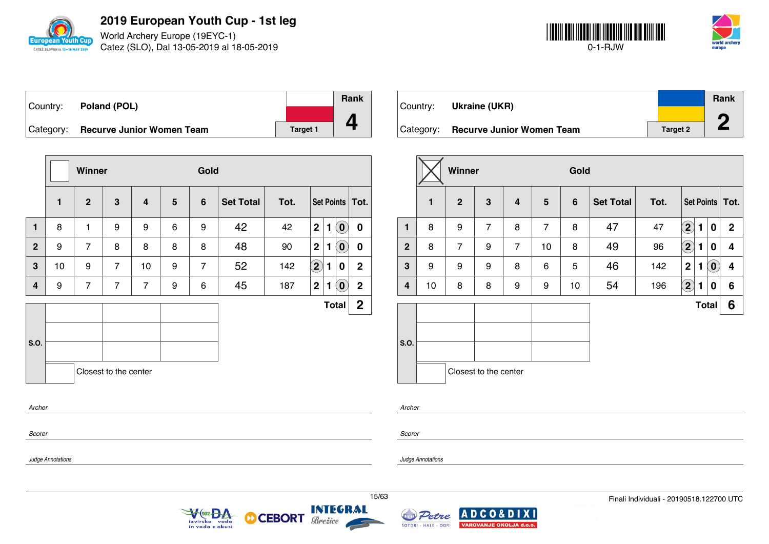# 2019 European Youth Cup - 1st leg

World Archery Europe (19EYC-1)
Catez (SLO), Dal 13-05-2019 al 18-05-2019

0-1-RJW

| Country: | Poland (POL) | Rank |
|---|---|---|
| Category: | Recurve Junior Women Team | Target 1 | 4 |

| | Winner | | | | | Gold | | | | | | | |
|---|---|---|---|---|---|---|---|---|---|---|---|---|---|
| | 1 | 2 | 3 | 4 | 5 | 6 | Set Total | Tot. | Set Points | | | Tot. |
| 1 | 8 | 1 | 9 | 9 | 6 | 9 | 42 | 42 | 2 | 1 | (0) | 0 |
| 2 | 9 | 7 | 8 | 8 | 8 | 8 | 48 | 90 | 2 | 1 | (0) | 0 |
| 3 | 10 | 9 | 7 | 10 | 9 | 7 | 52 | 142 | (2) | 1 | 0 | 2 |
| 4 | 9 | 7 | 7 | 7 | 9 | 6 | 45 | 187 | 2 | 1 | (0) | 2 |
| | | | | | | | | | | | Total | 2 |

S.O.

Closest to the center

*Archer*

*Scorer*

*Judge Annotations*

| Country: | Ukraine (UKR) | Rank |
|---|---|---|
| Category: | Recurve Junior Women Team | Target 2 | 2 |

| | Winner (X) | | | | | Gold | | | | | | | |
|---|---|---|---|---|---|---|---|---|---|---|---|---|---|
| | 1 | 2 | 3 | 4 | 5 | 6 | Set Total | Tot. | Set Points | | | Tot. |
| 1 | 8 | 9 | 7 | 8 | 7 | 8 | 47 | 47 | (2) | 1 | 0 | 2 |
| 2 | 8 | 7 | 9 | 7 | 10 | 8 | 49 | 96 | (2) | 1 | 0 | 4 |
| 3 | 9 | 9 | 9 | 8 | 6 | 5 | 46 | 142 | 2 | 1 | (0) | 4 |
| 4 | 10 | 8 | 8 | 9 | 9 | 10 | 54 | 196 | (2) | 1 | 0 | 6 |
| | | | | | | | | | | | Total | 6 |

S.O.

Closest to the center

*Archer*

*Scorer*

*Judge Annotations*

Finali Individuali - 20190518.122700 UTC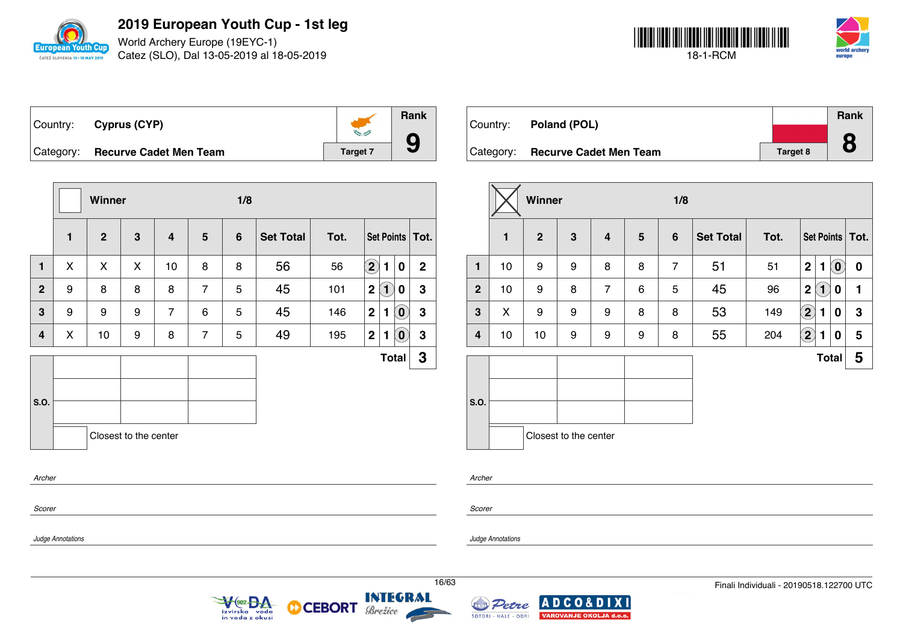# 2019 European Youth Cup - 1st leg

World Archery Europe (19EYC-1)
Catez (SLO), Dal 13-05-2019 al 18-05-2019

18-1-RCM

| Country: | Cyprus (CYP) | Rank |
|---|---|---|
| Category: | Recurve Cadet Men Team | Target 7 | 9 |

| | Winner | | | | | 1/8 | | | | | | |
|---|---|---|---|---|---|---|---|---|---|---|---|---|
| | 1 | 2 | 3 | 4 | 5 | 6 | Set Total | Tot. | Set Points | | | Tot. |
| 1 | X | X | X | 10 | 8 | 8 | 56 | 56 | (2) | 1 | 0 | 2 |
| 2 | 9 | 8 | 8 | 8 | 7 | 5 | 45 | 101 | 2 | (1) | 0 | 3 |
| 3 | 9 | 9 | 9 | 7 | 6 | 5 | 45 | 146 | 2 | 1 | (0) | 3 |
| 4 | X | 10 | 9 | 8 | 7 | 5 | 49 | 195 | 2 | 1 | (0) | 3 |
| | | | | | | | | | | | Total | 3 |

S.O.

Closest to the center

*Archer*

*Scorer*

*Judge Annotations*

| Country: | Poland (POL) | Rank |
|---|---|---|
| Category: | Recurve Cadet Men Team | Target 8 | 8 |

| | Winner ☒ | | | | | 1/8 | | | | | | |
|---|---|---|---|---|---|---|---|---|---|---|---|---|
| | 1 | 2 | 3 | 4 | 5 | 6 | Set Total | Tot. | Set Points | | | Tot. |
| 1 | 10 | 9 | 9 | 8 | 8 | 7 | 51 | 51 | 2 | 1 | (0) | 0 |
| 2 | 10 | 9 | 8 | 7 | 6 | 5 | 45 | 96 | 2 | (1) | 0 | 1 |
| 3 | X | 9 | 9 | 9 | 8 | 8 | 53 | 149 | (2) | 1 | 0 | 3 |
| 4 | 10 | 10 | 9 | 9 | 9 | 8 | 55 | 204 | (2) | 1 | 0 | 5 |
| | | | | | | | | | | | Total | 5 |

S.O.

Closest to the center

*Archer*

*Scorer*

*Judge Annotations*

Finali Individuali - 20190518.122700 UTC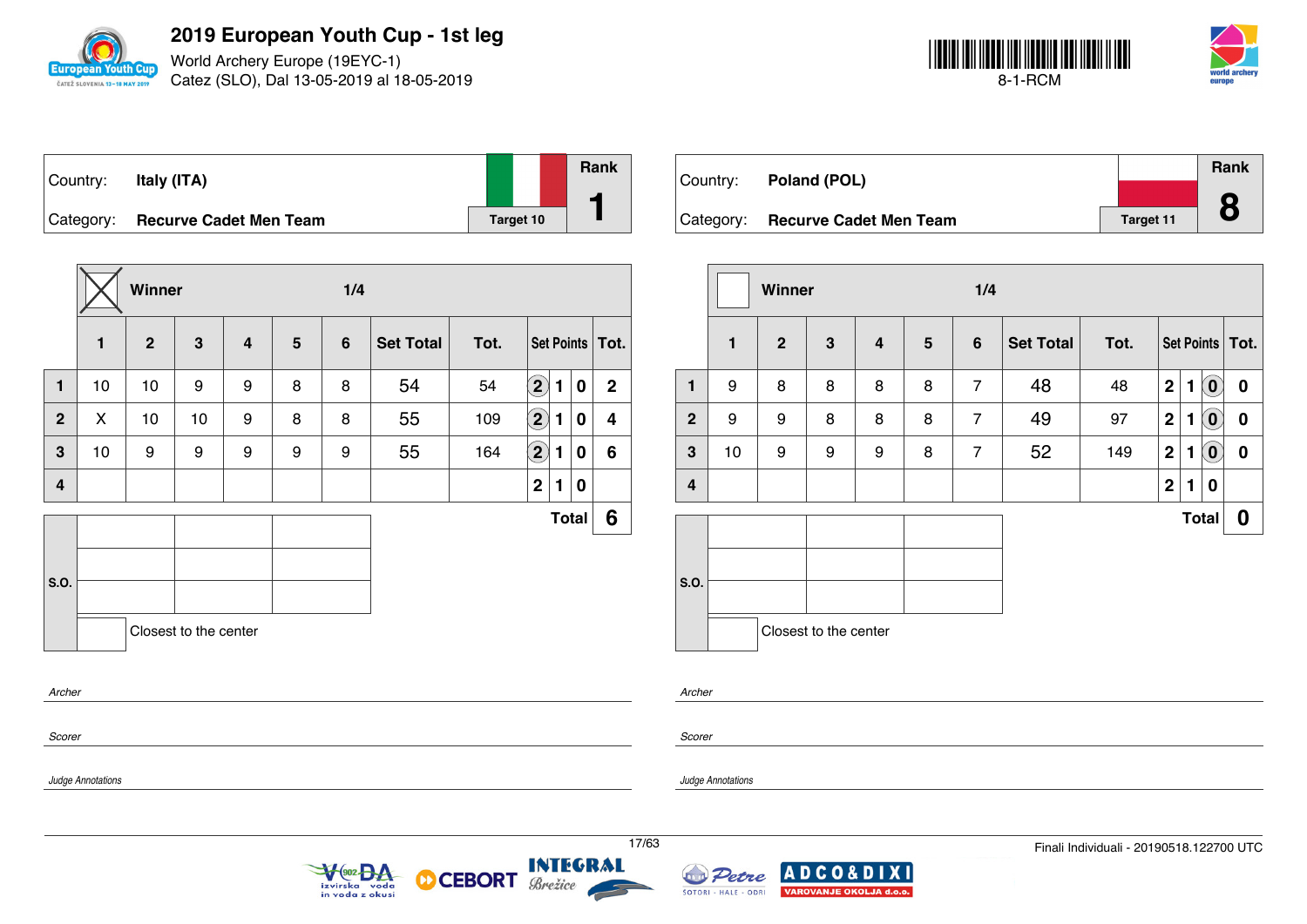# 2019 European Youth Cup - 1st leg

World Archery Europe (19EYC-1)
Catez (SLO), Dal 13-05-2019 al 18-05-2019

8-1-RCM

| Country: | Italy (ITA) | | Rank |
|---|---|---|---|
| Category: | Recurve Cadet Men Team | Target 10 | 1 |

Winner ☒ — 1/4

| | 1 | 2 | 3 | 4 | 5 | 6 | Set Total | Tot. | Set Points | | | Tot. |
|---|---|---|---|---|---|---|---|---|---|---|---|---|
| 1 | 10 | 10 | 9 | 9 | 8 | 8 | 54 | 54 | (2) | 1 | 0 | 2 |
| 2 | X | 10 | 10 | 9 | 8 | 8 | 55 | 109 | (2) | 1 | 0 | 4 |
| 3 | 10 | 9 | 9 | 9 | 9 | 9 | 55 | 164 | (2) | 1 | 0 | 6 |
| 4 | | | | | | | | | 2 | 1 | 0 | |
| | | | | | | | | | | | Total | 6 |

S.O.

Closest to the center

*Archer*

*Scorer*

*Judge Annotations*

| Country: | Poland (POL) | | Rank |
|---|---|---|---|
| Category: | Recurve Cadet Men Team | Target 11 | 8 |

Winner ☐ — 1/4

| | 1 | 2 | 3 | 4 | 5 | 6 | Set Total | Tot. | Set Points | | | Tot. |
|---|---|---|---|---|---|---|---|---|---|---|---|---|
| 1 | 9 | 8 | 8 | 8 | 8 | 7 | 48 | 48 | 2 | 1 | (0) | 0 |
| 2 | 9 | 9 | 8 | 8 | 8 | 7 | 49 | 97 | 2 | 1 | (0) | 0 |
| 3 | 10 | 9 | 9 | 9 | 8 | 7 | 52 | 149 | 2 | 1 | (0) | 0 |
| 4 | | | | | | | | | 2 | 1 | 0 | |
| | | | | | | | | | | | Total | 0 |

S.O.

Closest to the center

*Archer*

*Scorer*

*Judge Annotations*

Finali Individuali - 20190518.122700 UTC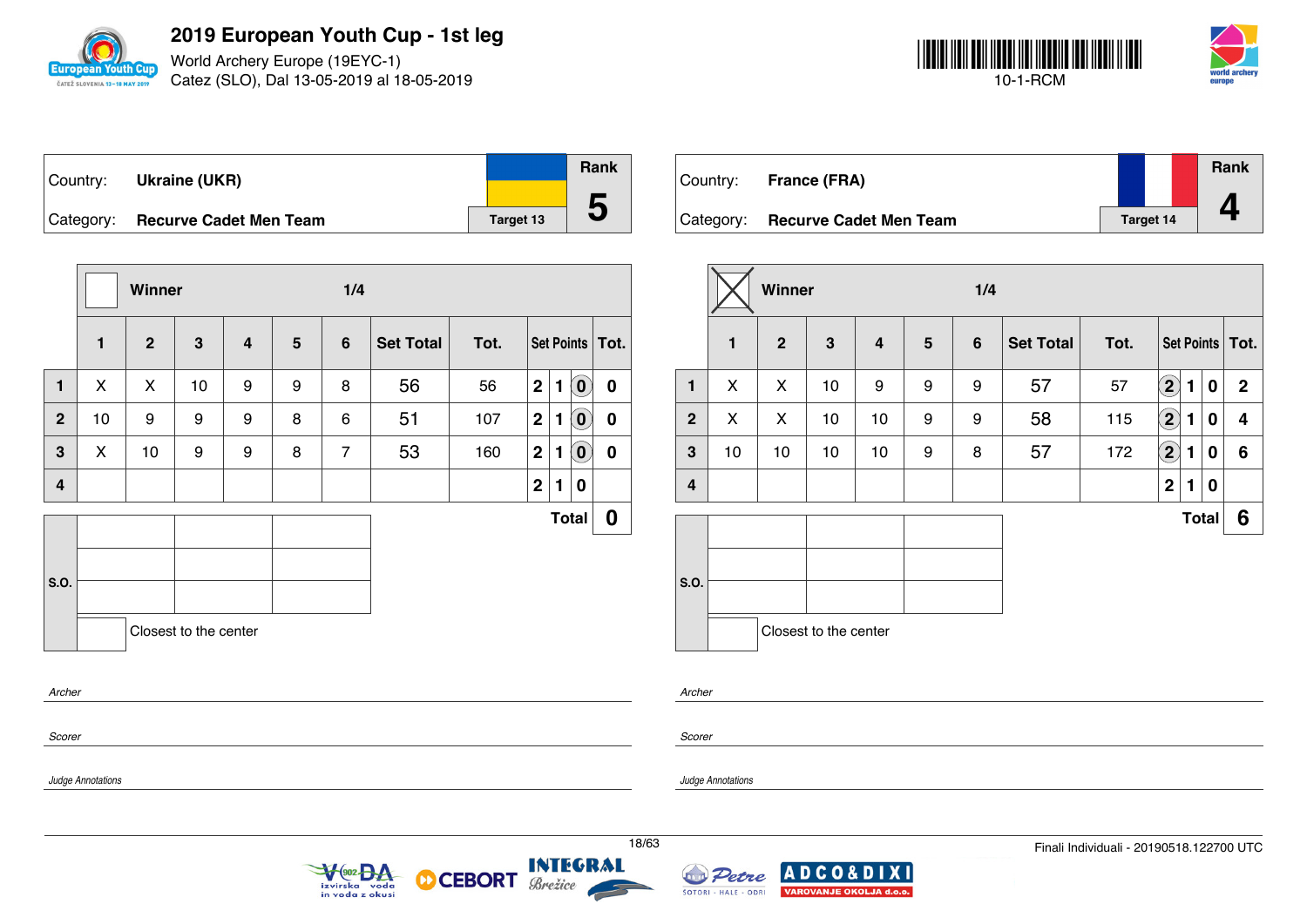# 2019 European Youth Cup - 1st leg

World Archery Europe (19EYC-1)
Catez (SLO), Dal 13-05-2019 al 18-05-2019

10-1-RCM

| Country: | Ukraine (UKR) | | Rank |
|---|---|---|---|
| Category: | Recurve Cadet Men Team | Target 13 | 5 |

Winner: ☐ — 1/4

| | 1 | 2 | 3 | 4 | 5 | 6 | Set Total | Tot. | Set Points | | | Tot. |
|---|---|---|---|---|---|---|---|---|---|---|---|---|
| 1 | X | X | 10 | 9 | 9 | 8 | 56 | 56 | 2 | 1 | (0) | 0 |
| 2 | 10 | 9 | 9 | 9 | 8 | 6 | 51 | 107 | 2 | 1 | (0) | 0 |
| 3 | X | 10 | 9 | 9 | 8 | 7 | 53 | 160 | 2 | 1 | (0) | 0 |
| 4 | | | | | | | | | 2 | 1 | 0 | |
| | | | | | | | | | | | Total | 0 |

S.O.

| | | |
|---|---|---|
| | | |
| | | |
| | | |

☐ Closest to the center

*Archer*

*Scorer*

*Judge Annotations*

| Country: | France (FRA) | | Rank |
|---|---|---|---|
| Category: | Recurve Cadet Men Team | Target 14 | 4 |

Winner: ☒ — 1/4

| | 1 | 2 | 3 | 4 | 5 | 6 | Set Total | Tot. | Set Points | | | Tot. |
|---|---|---|---|---|---|---|---|---|---|---|---|---|
| 1 | X | X | 10 | 9 | 9 | 9 | 57 | 57 | (2) | 1 | 0 | 2 |
| 2 | X | X | 10 | 10 | 9 | 9 | 58 | 115 | (2) | 1 | 0 | 4 |
| 3 | 10 | 10 | 10 | 10 | 9 | 8 | 57 | 172 | (2) | 1 | 0 | 6 |
| 4 | | | | | | | | | 2 | 1 | 0 | |
| | | | | | | | | | | | Total | 6 |

S.O.

| | | |
|---|---|---|
| | | |
| | | |
| | | |

☐ Closest to the center

*Archer*

*Scorer*

*Judge Annotations*

Finali Individuali - 20190518.122700 UTC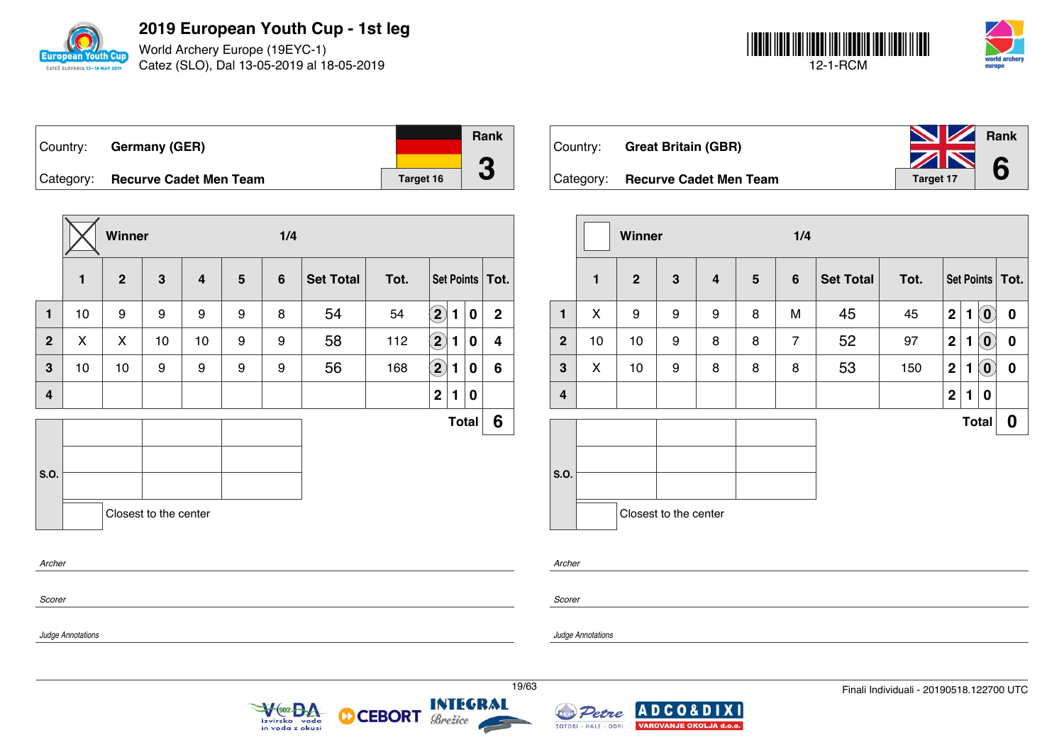# 2019 European Youth Cup - 1st leg

World Archery Europe (19EYC-1)
Catez (SLO), Dal 13-05-2019 al 18-05-2019

12-1-RCM

| Country: | Germany (GER) | Rank |
|---|---|---|
| Category: | Recurve Cadet Men Team | Target 16 | 3 |

**Winner** (X) — 1/4

| | 1 | 2 | 3 | 4 | 5 | 6 | Set Total | Tot. | Set Points | | | Tot. |
|---|---|---|---|---|---|---|---|---|---|---|---|---|
| 1 | 10 | 9 | 9 | 9 | 9 | 8 | 54 | 54 | (2) | 1 | 0 | 2 |
| 2 | X | X | 10 | 10 | 9 | 9 | 58 | 112 | (2) | 1 | 0 | 4 |
| 3 | 10 | 10 | 9 | 9 | 9 | 9 | 56 | 168 | (2) | 1 | 0 | 6 |
| 4 | | | | | | | | | 2 | 1 | 0 | |
| | | | | | | | | | | | Total | 6 |

S.O.

Closest to the center

*Archer*

*Scorer*

*Judge Annotations*

| Country: | Great Britain (GBR) | Rank |
|---|---|---|
| Category: | Recurve Cadet Men Team | Target 17 | 6 |

**Winner** — 1/4

| | 1 | 2 | 3 | 4 | 5 | 6 | Set Total | Tot. | Set Points | | | Tot. |
|---|---|---|---|---|---|---|---|---|---|---|---|---|
| 1 | X | 9 | 9 | 9 | 8 | M | 45 | 45 | 2 | 1 | (0) | 0 |
| 2 | 10 | 10 | 9 | 8 | 8 | 7 | 52 | 97 | 2 | 1 | (0) | 0 |
| 3 | X | 10 | 9 | 8 | 8 | 8 | 53 | 150 | 2 | 1 | (0) | 0 |
| 4 | | | | | | | | | 2 | 1 | 0 | |
| | | | | | | | | | | | Total | 0 |

S.O.

Closest to the center

*Archer*

*Scorer*

*Judge Annotations*

Finali Individuali - 20190518.122700 UTC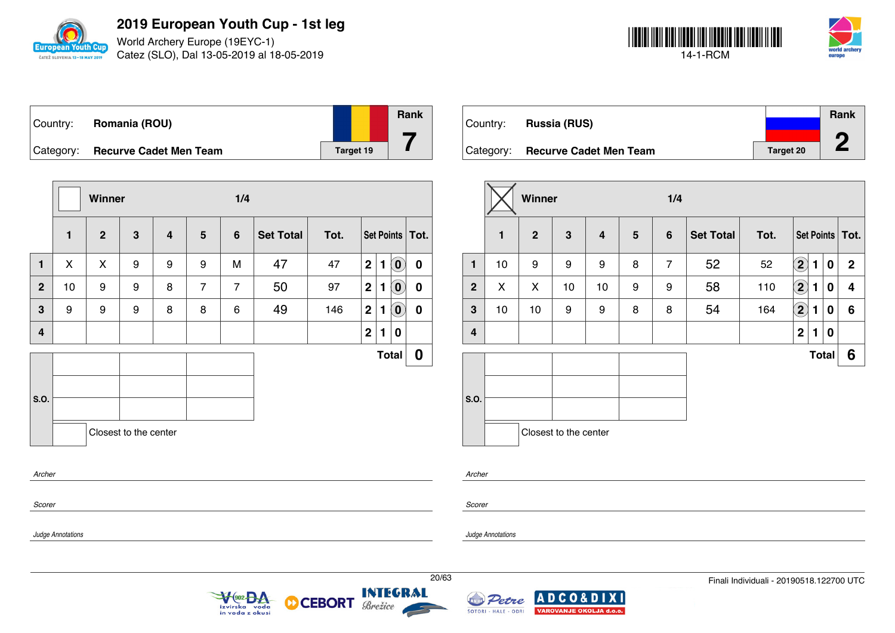# 2019 European Youth Cup - 1st leg

World Archery Europe (19EYC-1)
Catez (SLO), Dal 13-05-2019 al 18-05-2019

14-1-RCM

| Country: | Romania (ROU) | | Rank |
|---|---|---|---|
| Category: | Recurve Cadet Men Team | Target 19 | 7 |

| | Winner | | | | | 1/4 | | | | | |
|---|---|---|---|---|---|---|---|---|---|---|---|
| | 1 | 2 | 3 | 4 | 5 | 6 | Set Total | Tot. | Set Points | | Tot. |
| 1 | X | X | 9 | 9 | 9 | M | 47 | 47 | 2 1 (0) | | 0 |
| 2 | 10 | 9 | 9 | 8 | 7 | 7 | 50 | 97 | 2 1 (0) | | 0 |
| 3 | 9 | 9 | 9 | 8 | 8 | 6 | 49 | 146 | 2 1 (0) | | 0 |
| 4 | | | | | | | | | 2 1 0 | | |
| | | | | | | | | | Total | | 0 |

S.O.

Closest to the center

*Archer*

*Scorer*

*Judge Annotations*

| Country: | Russia (RUS) | | Rank |
|---|---|---|---|
| Category: | Recurve Cadet Men Team | Target 20 | 2 |

| | Winner (X) | | | | | 1/4 | | | | | |
|---|---|---|---|---|---|---|---|---|---|---|---|
| | 1 | 2 | 3 | 4 | 5 | 6 | Set Total | Tot. | Set Points | | Tot. |
| 1 | 10 | 9 | 9 | 9 | 8 | 7 | 52 | 52 | (2) 1 0 | | 2 |
| 2 | X | X | 10 | 10 | 9 | 9 | 58 | 110 | (2) 1 0 | | 4 |
| 3 | 10 | 10 | 9 | 9 | 8 | 8 | 54 | 164 | (2) 1 0 | | 6 |
| 4 | | | | | | | | | 2 1 0 | | |
| | | | | | | | | | Total | | 6 |

S.O.

Closest to the center

*Archer*

*Scorer*

*Judge Annotations*

Finali Individuali - 20190518.122700 UTC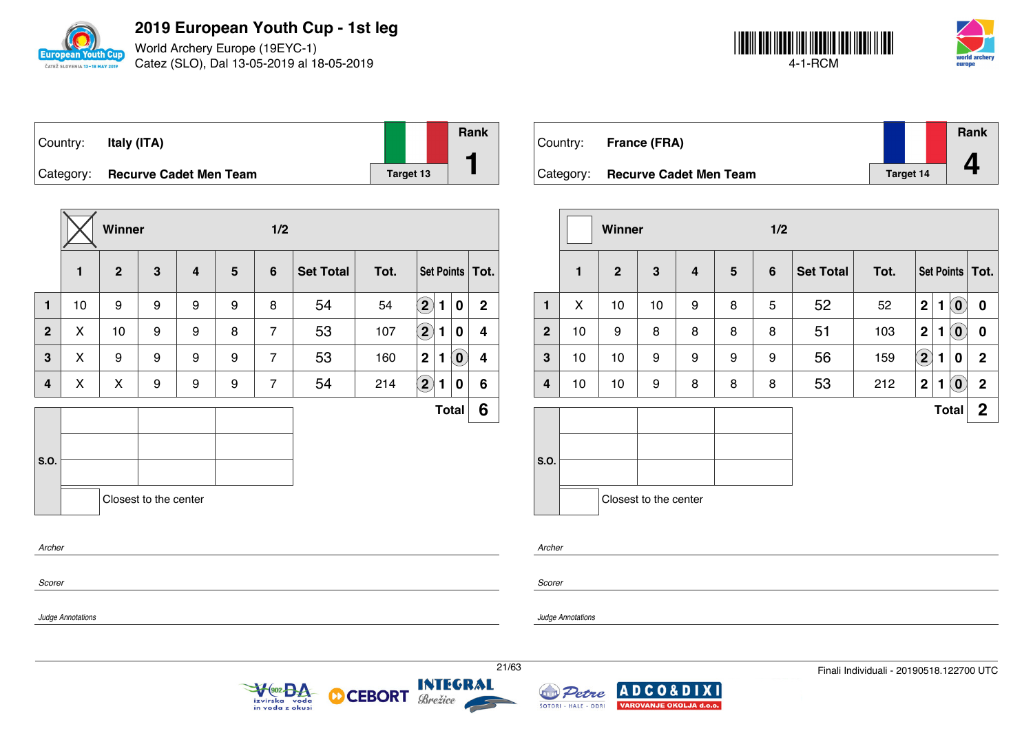# 2019 European Youth Cup - 1st leg

World Archery Europe (19EYC-1)
Catez (SLO), Dal 13-05-2019 al 18-05-2019

4-1-RCM

## Country: Italy (ITA)

Category: **Recurve Cadet Men Team**

Target 13 — Rank **1**

Winner (X) — 1/2

| | 1 | 2 | 3 | 4 | 5 | 6 | Set Total | Tot. | Set Points | | | Tot. |
|---|---|---|---|---|---|---|---|---|---|---|---|---|
| 1 | 10 | 9 | 9 | 9 | 9 | 8 | 54 | 54 | (2) | 1 | 0 | 2 |
| 2 | X | 10 | 9 | 9 | 8 | 7 | 53 | 107 | (2) | 1 | 0 | 4 |
| 3 | X | 9 | 9 | 9 | 9 | 7 | 53 | 160 | 2 | 1 | (0) | 4 |
| 4 | X | X | 9 | 9 | 9 | 7 | 54 | 214 | (2) | 1 | 0 | 6 |
| | | | | | | | | | | | Total | **6** |

S.O.

Closest to the center

*Archer*

*Scorer*

*Judge Annotations*

## Country: France (FRA)

Category: **Recurve Cadet Men Team**

Target 14 — Rank **4**

Winner — 1/2

| | 1 | 2 | 3 | 4 | 5 | 6 | Set Total | Tot. | Set Points | | | Tot. |
|---|---|---|---|---|---|---|---|---|---|---|---|---|
| 1 | X | 10 | 10 | 9 | 8 | 5 | 52 | 52 | 2 | 1 | (0) | 0 |
| 2 | 10 | 9 | 8 | 8 | 8 | 8 | 51 | 103 | 2 | 1 | (0) | 0 |
| 3 | 10 | 10 | 9 | 9 | 9 | 9 | 56 | 159 | (2) | 1 | 0 | 2 |
| 4 | 10 | 10 | 9 | 8 | 8 | 8 | 53 | 212 | 2 | 1 | (0) | 2 |
| | | | | | | | | | | | Total | **2** |

S.O.

Closest to the center

*Archer*

*Scorer*

*Judge Annotations*

Finali Individuali - 20190518.122700 UTC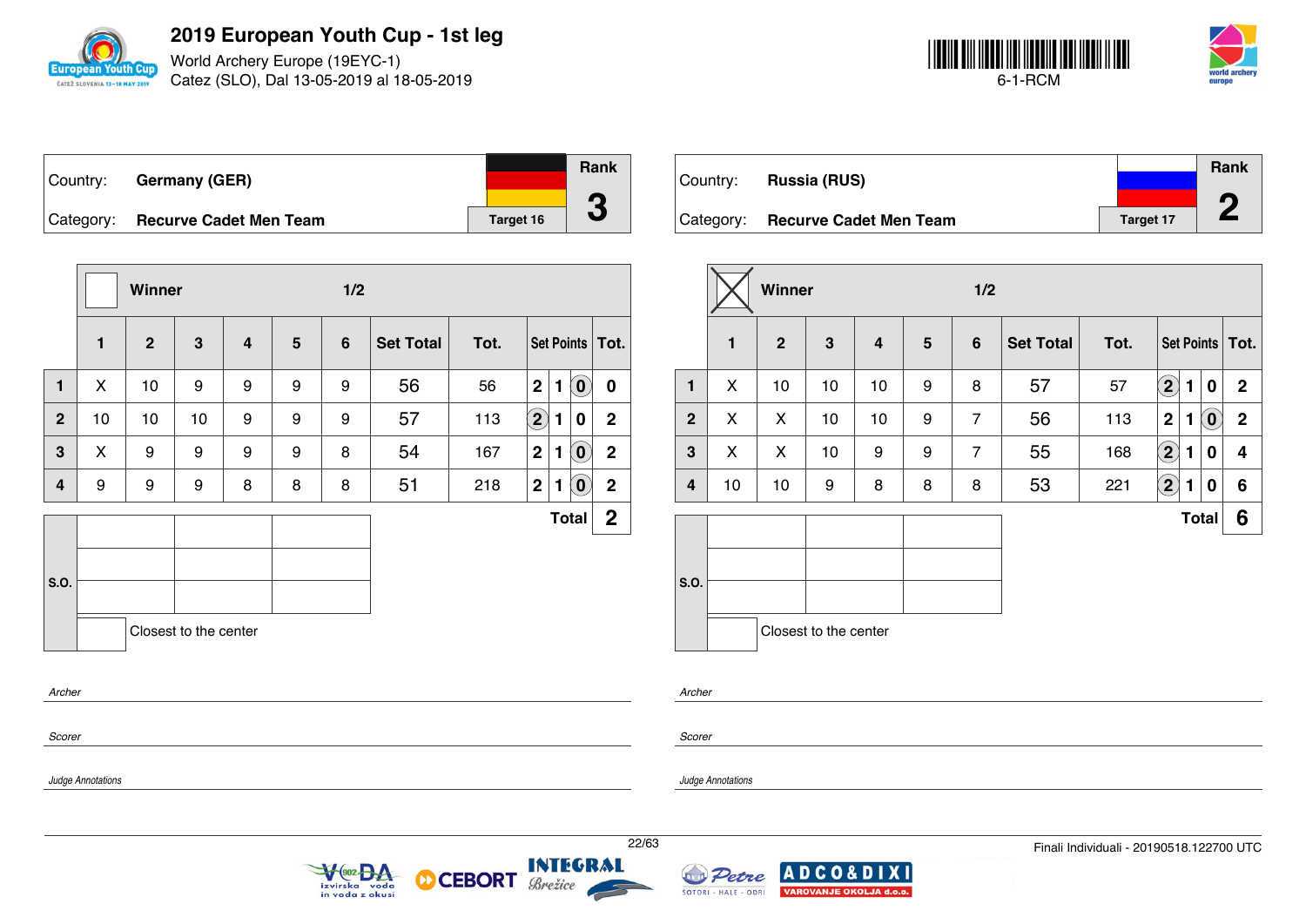# 2019 European Youth Cup - 1st leg

World Archery Europe (19EYC-1)
Catez (SLO), Dal 13-05-2019 al 18-05-2019

6-1-RCM

| Country: | Germany (GER) | Rank |
|---|---|---|
| Category: | Recurve Cadet Men Team | 3 |
| | Target 16 | |

Winner ☐ — 1/2

| | 1 | 2 | 3 | 4 | 5 | 6 | Set Total | Tot. | Set Points | | | Tot. |
|---|---|---|---|---|---|---|---|---|---|---|---|---|
| 1 | X | 10 | 9 | 9 | 9 | 9 | 56 | 56 | 2 | 1 | (0) | 0 |
| 2 | 10 | 10 | 10 | 9 | 9 | 9 | 57 | 113 | (2) | 1 | 0 | 2 |
| 3 | X | 9 | 9 | 9 | 9 | 8 | 54 | 167 | 2 | 1 | (0) | 2 |
| 4 | 9 | 9 | 9 | 8 | 8 | 8 | 51 | 218 | 2 | 1 | (0) | 2 |
| | | | | | | | | | | | Total | 2 |

S.O.

Closest to the center

*Archer*

*Scorer*

*Judge Annotations*

| Country: | Russia (RUS) | Rank |
|---|---|---|
| Category: | Recurve Cadet Men Team | 2 |
| | Target 17 | |

Winner ☒ — 1/2

| | 1 | 2 | 3 | 4 | 5 | 6 | Set Total | Tot. | Set Points | | | Tot. |
|---|---|---|---|---|---|---|---|---|---|---|---|---|
| 1 | X | 10 | 10 | 10 | 9 | 8 | 57 | 57 | (2) | 1 | 0 | 2 |
| 2 | X | X | 10 | 10 | 9 | 7 | 56 | 113 | 2 | 1 | (0) | 2 |
| 3 | X | X | 10 | 9 | 9 | 7 | 55 | 168 | (2) | 1 | 0 | 4 |
| 4 | 10 | 10 | 9 | 8 | 8 | 8 | 53 | 221 | (2) | 1 | 0 | 6 |
| | | | | | | | | | | | Total | 6 |

S.O.

Closest to the center

*Archer*

*Scorer*

*Judge Annotations*

Finali Individuali - 20190518.122700 UTC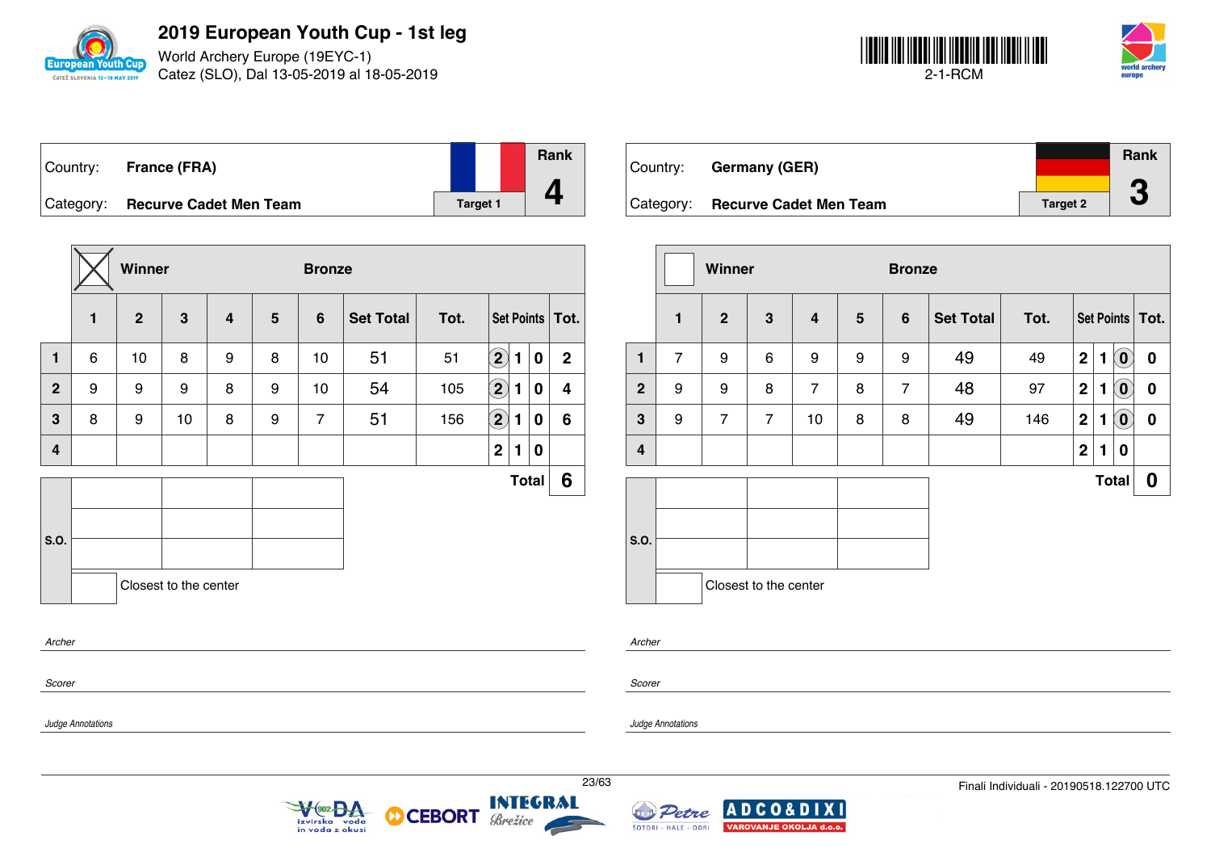# 2019 European Youth Cup - 1st leg

World Archery Europe (19EYC-1)
Catez (SLO), Dal 13-05-2019 al 18-05-2019

2-1-RCM

| Country: | France (FRA) | Rank |
|---|---|---|
| Category: | Recurve Cadet Men Team | Target 1 | 4 |

☒ Winner — Bronze

| | 1 | 2 | 3 | 4 | 5 | 6 | Set Total | Tot. | Set Points | | | Tot. |
|---|---|---|---|---|---|---|---|---|---|---|---|---|
| 1 | 6 | 10 | 8 | 9 | 8 | 10 | 51 | 51 | (2) | 1 | 0 | 2 |
| 2 | 9 | 9 | 9 | 8 | 9 | 10 | 54 | 105 | (2) | 1 | 0 | 4 |
| 3 | 8 | 9 | 10 | 8 | 9 | 7 | 51 | 156 | (2) | 1 | 0 | 6 |
| 4 | | | | | | | | | 2 | 1 | 0 | |
| | | | | | | | | | | | Total | 6 |

S.O.

Closest to the center

*Archer*

*Scorer*

*Judge Annotations*

| Country: | Germany (GER) | Rank |
|---|---|---|
| Category: | Recurve Cadet Men Team | Target 2 | 3 |

☐ Winner — Bronze

| | 1 | 2 | 3 | 4 | 5 | 6 | Set Total | Tot. | Set Points | | | Tot. |
|---|---|---|---|---|---|---|---|---|---|---|---|---|
| 1 | 7 | 9 | 6 | 9 | 9 | 9 | 49 | 49 | 2 | 1 | (0) | 0 |
| 2 | 9 | 9 | 8 | 7 | 8 | 7 | 48 | 97 | 2 | 1 | (0) | 0 |
| 3 | 9 | 7 | 7 | 10 | 8 | 8 | 49 | 146 | 2 | 1 | (0) | 0 |
| 4 | | | | | | | | | 2 | 1 | 0 | |
| | | | | | | | | | | | Total | 0 |

S.O.

Closest to the center

*Archer*

*Scorer*

*Judge Annotations*

Finali Individuali - 20190518.122700 UTC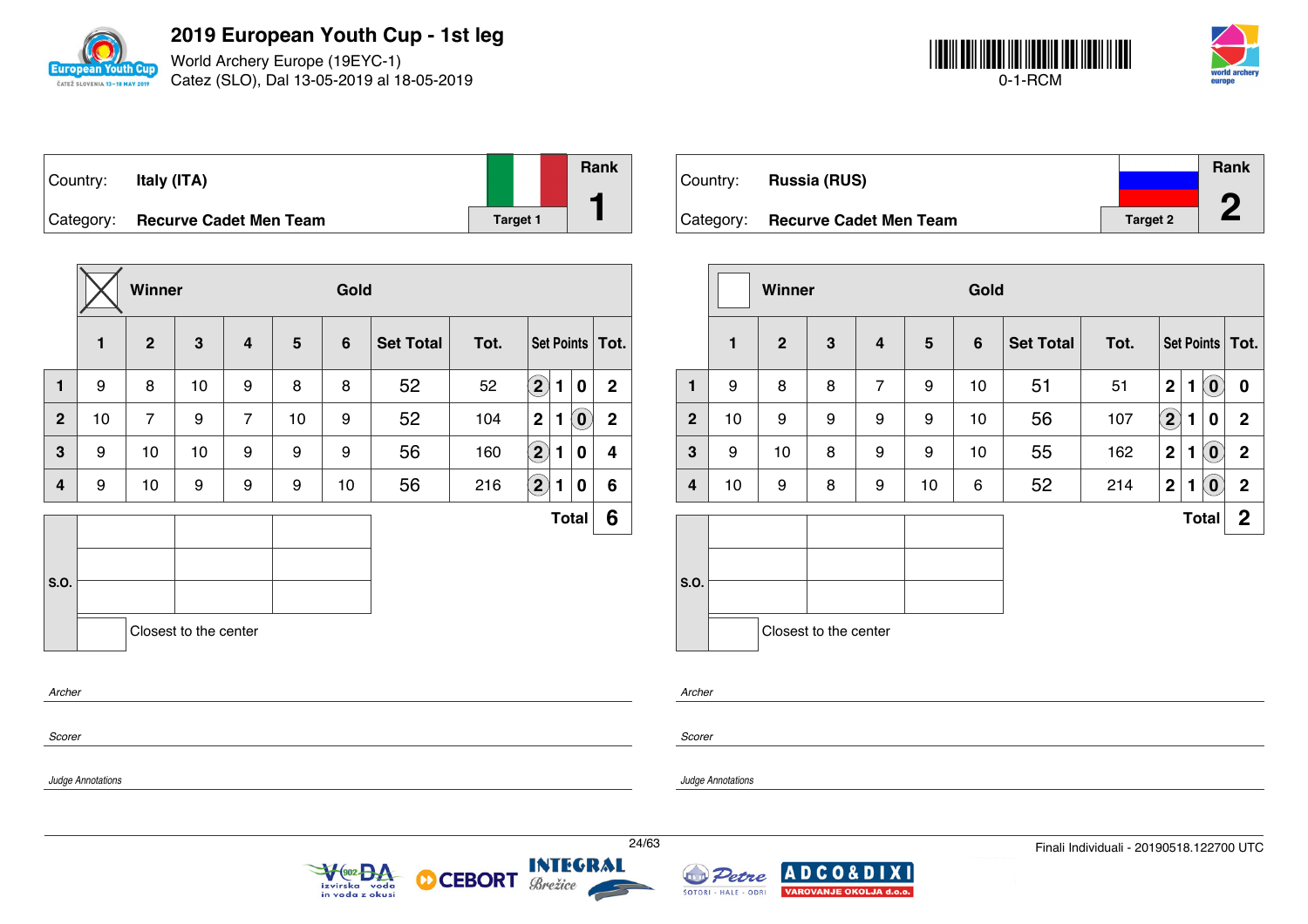# 2019 European Youth Cup - 1st leg

World Archery Europe (19EYC-1)
Catez (SLO), Dal 13-05-2019 al 18-05-2019

0-1-RCM

| Country: | Italy (ITA) | Rank |
|---|---|---|
| Category: | Recurve Cadet Men Team | Target 1 | 1 |

Winner: ☒ — Gold

| | 1 | 2 | 3 | 4 | 5 | 6 | Set Total | Tot. | Set Points | | | Tot. |
|---|---|---|---|---|---|---|---|---|---|---|---|---|
| 1 | 9 | 8 | 10 | 9 | 8 | 8 | 52 | 52 | (2) | 1 | 0 | 2 |
| 2 | 10 | 7 | 9 | 7 | 10 | 9 | 52 | 104 | 2 | (1) | 0 | 2 |
| 3 | 9 | 10 | 10 | 9 | 9 | 9 | 56 | 160 | (2) | 1 | 0 | 4 |
| 4 | 9 | 10 | 9 | 9 | 9 | 10 | 56 | 216 | (2) | 1 | 0 | 6 |
| | | | | | | | | | | | Total | 6 |

S.O.

Closest to the center

*Archer*

*Scorer*

*Judge Annotations*

| Country: | Russia (RUS) | Rank |
|---|---|---|
| Category: | Recurve Cadet Men Team | Target 2 | 2 |

Winner: ☐ — Gold

| | 1 | 2 | 3 | 4 | 5 | 6 | Set Total | Tot. | Set Points | | | Tot. |
|---|---|---|---|---|---|---|---|---|---|---|---|---|
| 1 | 9 | 8 | 8 | 7 | 9 | 10 | 51 | 51 | 2 | 1 | (0) | 0 |
| 2 | 10 | 9 | 9 | 9 | 9 | 10 | 56 | 107 | (2) | 1 | 0 | 2 |
| 3 | 9 | 10 | 8 | 9 | 9 | 10 | 55 | 162 | 2 | 1 | (0) | 2 |
| 4 | 10 | 9 | 8 | 9 | 10 | 6 | 52 | 214 | 2 | 1 | (0) | 2 |
| | | | | | | | | | | | Total | 2 |

S.O.

Closest to the center

*Archer*

*Scorer*

*Judge Annotations*

Finali Individuali - 20190518.122700 UTC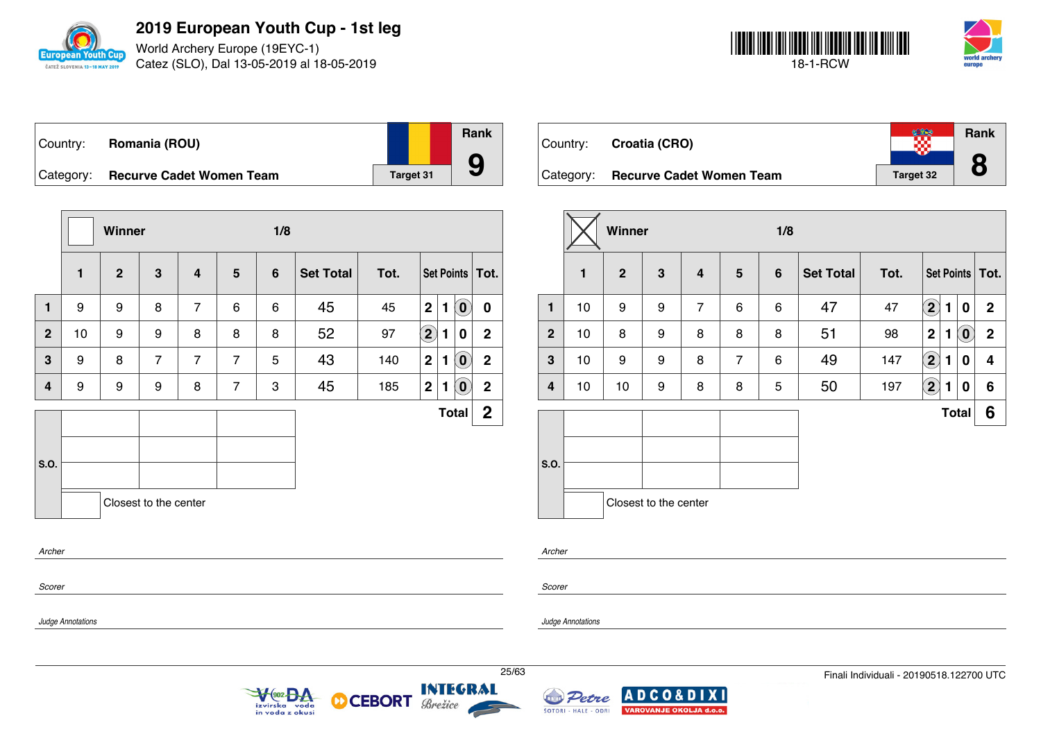# 2019 European Youth Cup - 1st leg

World Archery Europe (19EYC-1)
Catez (SLO), Dal 13-05-2019 al 18-05-2019

18-1-RCW

| Country: | Romania (ROU) | Rank |
|---|---|---|
| Category: | Recurve Cadet Women Team | Target 31 | 9 |

Winner ☐ — 1/8

| | 1 | 2 | 3 | 4 | 5 | 6 | Set Total | Tot. | Set Points | | | Tot. |
|---|---|---|---|---|---|---|---|---|---|---|---|---|
| 1 | 9 | 9 | 8 | 7 | 6 | 6 | 45 | 45 | 2 | 1 | (0) | 0 |
| 2 | 10 | 9 | 9 | 8 | 8 | 8 | 52 | 97 | (2) | 1 | 0 | 2 |
| 3 | 9 | 8 | 7 | 7 | 7 | 5 | 43 | 140 | 2 | 1 | (0) | 2 |
| 4 | 9 | 9 | 9 | 8 | 7 | 3 | 45 | 185 | 2 | 1 | (0) | 2 |
| | | | | | | | | | | | Total | 2 |

S.O.

Closest to the center

*Archer*

*Scorer*

*Judge Annotations*

| Country: | Croatia (CRO) | Rank |
|---|---|---|
| Category: | Recurve Cadet Women Team | Target 32 | 8 |

Winner ☒ — 1/8

| | 1 | 2 | 3 | 4 | 5 | 6 | Set Total | Tot. | Set Points | | | Tot. |
|---|---|---|---|---|---|---|---|---|---|---|---|---|
| 1 | 10 | 9 | 9 | 7 | 6 | 6 | 47 | 47 | (2) | 1 | 0 | 2 |
| 2 | 10 | 8 | 9 | 8 | 8 | 8 | 51 | 98 | 2 | 1 | (0) | 2 |
| 3 | 10 | 9 | 9 | 8 | 7 | 6 | 49 | 147 | (2) | 1 | 0 | 4 |
| 4 | 10 | 10 | 9 | 8 | 8 | 5 | 50 | 197 | (2) | 1 | 0 | 6 |
| | | | | | | | | | | | Total | 6 |

S.O.

Closest to the center

*Archer*

*Scorer*

*Judge Annotations*

Finali Individuali - 20190518.122700 UTC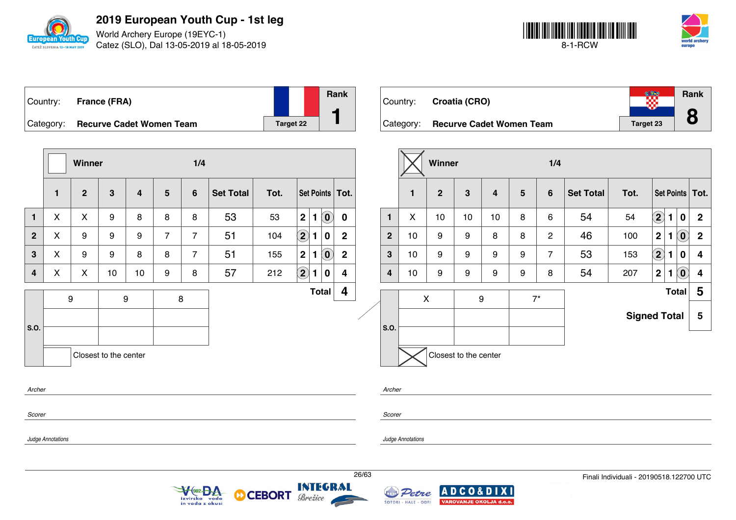# 2019 European Youth Cup - 1st leg

World Archery Europe (19EYC-1)
Catez (SLO), Dal 13-05-2019 al 18-05-2019

8-1-RCW

| Country: | France (FRA) | Rank |
|---|---|---|
| Category: | Recurve Cadet Women Team | Target 22 | 1 |

Winner — 1/4

| | 1 | 2 | 3 | 4 | 5 | 6 | Set Total | Tot. | Set Points | Tot. |
|---|---|---|---|---|---|---|---|---|---|---|
| 1 | X | X | 9 | 8 | 8 | 8 | 53 | 53 | 2 1 (0) | 0 |
| 2 | X | 9 | 9 | 9 | 7 | 7 | 51 | 104 | (2) 1 0 | 2 |
| 3 | X | 9 | 9 | 8 | 8 | 7 | 51 | 155 | 2 1 (0) | 2 |
| 4 | X | X | 10 | 10 | 9 | 8 | 57 | 212 | (2) 1 0 | 4 |

**Total** 4

| S.O. | | | |
|---|---|---|---|
| | 9 | 9 | 8 |

Closest to the center

| Country: | Croatia (CRO) | Rank |
|---|---|---|
| Category: | Recurve Cadet Women Team | Target 23 | 8 |

Winner [X] — 1/4

| | 1 | 2 | 3 | 4 | 5 | 6 | Set Total | Tot. | Set Points | Tot. |
|---|---|---|---|---|---|---|---|---|---|---|
| 1 | X | 10 | 10 | 10 | 8 | 6 | 54 | 54 | (2) 1 0 | 2 |
| 2 | 10 | 9 | 9 | 8 | 8 | 2 | 46 | 100 | 2 1 (0) | 2 |
| 3 | 10 | 9 | 9 | 9 | 9 | 7 | 53 | 153 | (2) 1 0 | 4 |
| 4 | 10 | 9 | 9 | 9 | 9 | 8 | 54 | 207 | 2 1 (0) | 4 |

**Total** 5

**Signed Total** 5

| S.O. | | | |
|---|---|---|---|
| | X | 9 | 7* |

Closest to the center [X]

*Archer*

*Scorer*

*Judge Annotations*

Finali Individuali - 20190518.122700 UTC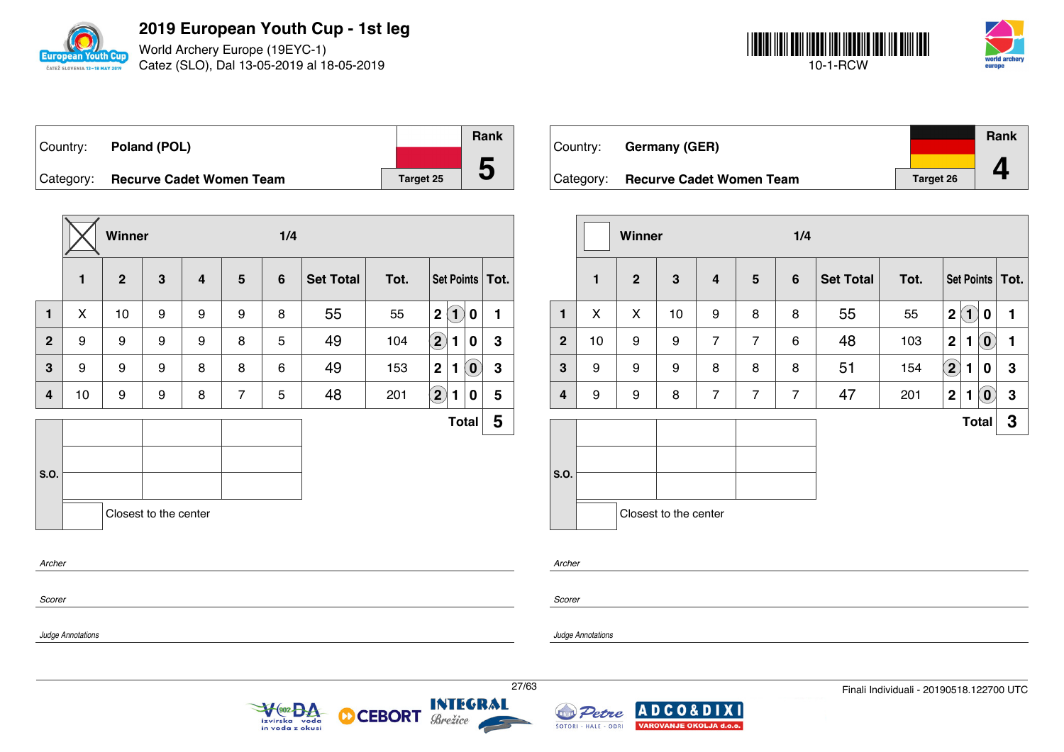# 2019 European Youth Cup - 1st leg

World Archery Europe (19EYC-1)
Catez (SLO), Dal 13-05-2019 al 18-05-2019

10-1-RCW

| Country: | Poland (POL) | | Rank |
|---|---|---|---|
| Category: | Recurve Cadet Women Team | Target 25 | 5 |

Winner ☒ — 1/4

| | 1 | 2 | 3 | 4 | 5 | 6 | Set Total | Tot. | Set Points | | | Tot. |
|---|---|---|---|---|---|---|---|---|---|---|---|---|
| 1 | X | 10 | 9 | 9 | 9 | 8 | 55 | 55 | 2 | (1) | 0 | 1 |
| 2 | 9 | 9 | 9 | 9 | 8 | 5 | 49 | 104 | (2) | 1 | 0 | 3 |
| 3 | 9 | 9 | 9 | 8 | 8 | 6 | 49 | 153 | 2 | 1 | (0) | 3 |
| 4 | 10 | 9 | 9 | 8 | 7 | 5 | 48 | 201 | (2) | 1 | 0 | 5 |
| | | | | | | | | | | | Total | 5 |

S.O.

Closest to the center

*Archer*

*Scorer*

*Judge Annotations*

| Country: | Germany (GER) | | Rank |
|---|---|---|---|
| Category: | Recurve Cadet Women Team | Target 26 | 4 |

Winner ☐ — 1/4

| | 1 | 2 | 3 | 4 | 5 | 6 | Set Total | Tot. | Set Points | | | Tot. |
|---|---|---|---|---|---|---|---|---|---|---|---|---|
| 1 | X | X | 10 | 9 | 8 | 8 | 55 | 55 | 2 | (1) | 0 | 1 |
| 2 | 10 | 9 | 9 | 7 | 7 | 6 | 48 | 103 | 2 | 1 | (0) | 1 |
| 3 | 9 | 9 | 9 | 8 | 8 | 8 | 51 | 154 | (2) | 1 | 0 | 3 |
| 4 | 9 | 9 | 8 | 7 | 7 | 7 | 47 | 201 | 2 | 1 | (0) | 3 |
| | | | | | | | | | | | Total | 3 |

S.O.

Closest to the center

*Archer*

*Scorer*

*Judge Annotations*

Finali Individuali - 20190518.122700 UTC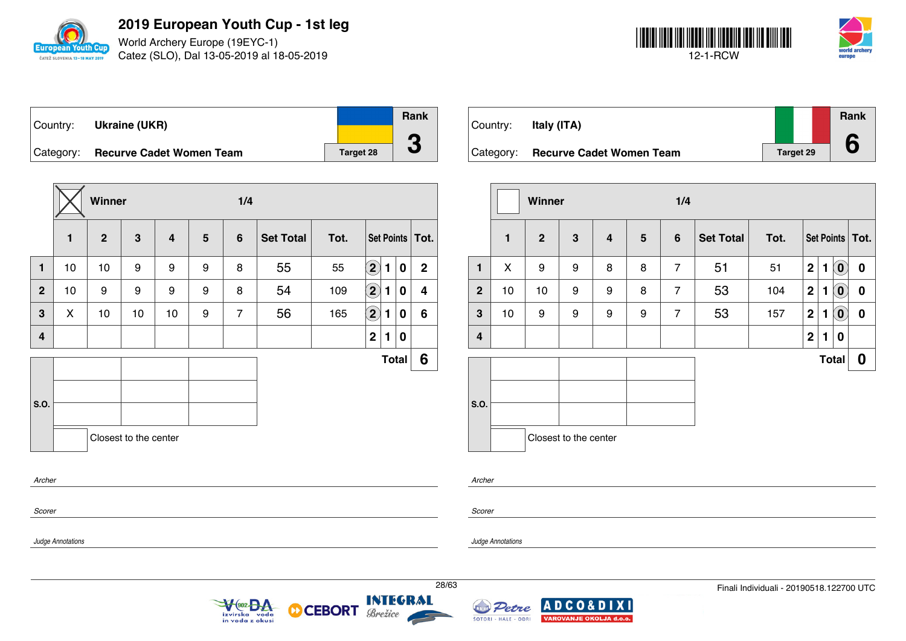# 2019 European Youth Cup - 1st leg

World Archery Europe (19EYC-1)
Catez (SLO), Dal 13-05-2019 al 18-05-2019

12-1-RCW

| Country: | Ukraine (UKR) | Rank |
|---|---|---|
| Category: | Recurve Cadet Women Team | Target 28 | 3 |

Winner ☒ — 1/4

| | 1 | 2 | 3 | 4 | 5 | 6 | Set Total | Tot. | Set Points | | | Tot. |
|---|---|---|---|---|---|---|---|---|---|---|---|---|
| 1 | 10 | 10 | 9 | 9 | 9 | 8 | 55 | 55 | (2) | 1 | 0 | 2 |
| 2 | 10 | 9 | 9 | 9 | 9 | 8 | 54 | 109 | (2) | 1 | 0 | 4 |
| 3 | X | 10 | 10 | 10 | 9 | 7 | 56 | 165 | (2) | 1 | 0 | 6 |
| 4 | | | | | | | | | 2 | 1 | 0 | |
| | | | | | | | | | | | Total | 6 |

S.O.

Closest to the center

*Archer*

*Scorer*

*Judge Annotations*

| Country: | Italy (ITA) | Rank |
|---|---|---|
| Category: | Recurve Cadet Women Team | Target 29 | 6 |

Winner ☐ — 1/4

| | 1 | 2 | 3 | 4 | 5 | 6 | Set Total | Tot. | Set Points | | | Tot. |
|---|---|---|---|---|---|---|---|---|---|---|---|---|
| 1 | X | 9 | 9 | 8 | 8 | 7 | 51 | 51 | 2 | 1 | (0) | 0 |
| 2 | 10 | 10 | 9 | 9 | 8 | 7 | 53 | 104 | 2 | 1 | (0) | 0 |
| 3 | 10 | 9 | 9 | 9 | 9 | 7 | 53 | 157 | 2 | 1 | (0) | 0 |
| 4 | | | | | | | | | 2 | 1 | 0 | |
| | | | | | | | | | | | Total | 0 |

S.O.

Closest to the center

*Archer*

*Scorer*

*Judge Annotations*

Finali Individuali - 20190518.122700 UTC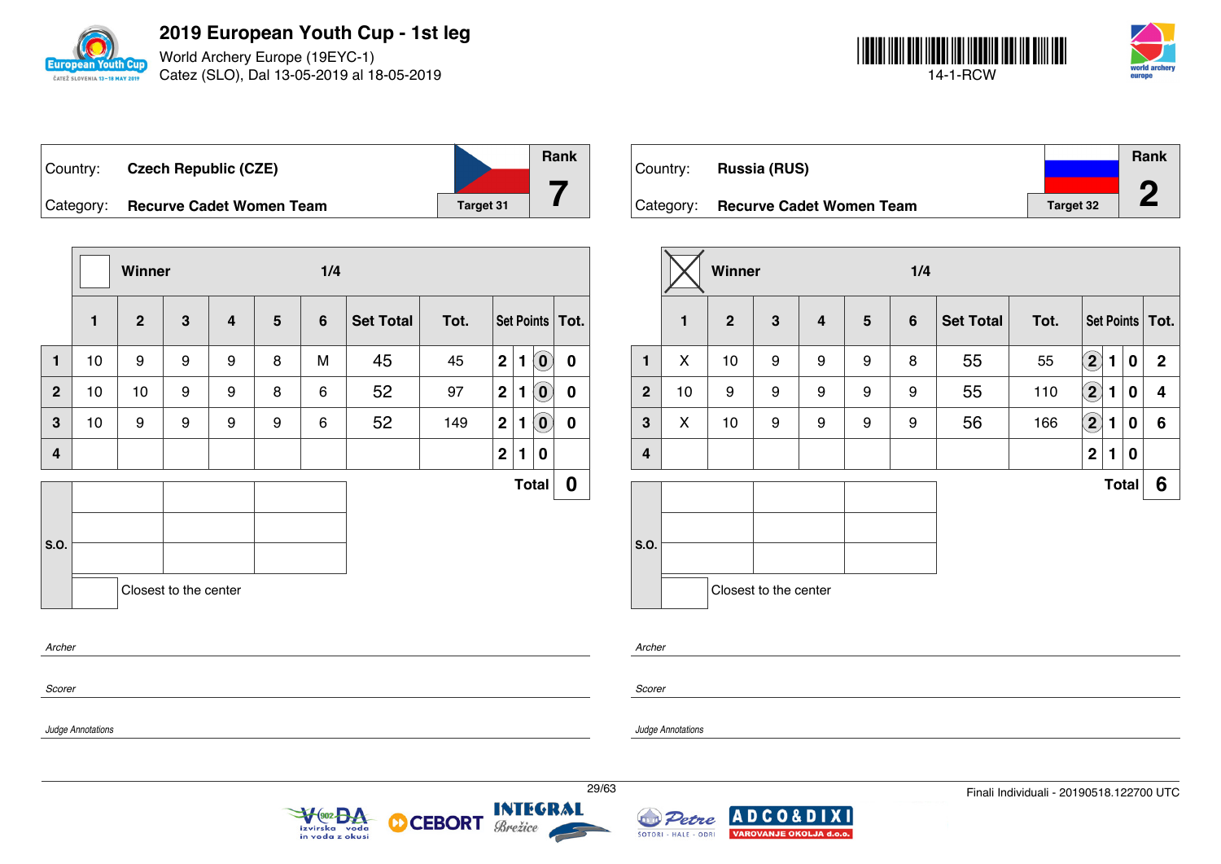# 2019 European Youth Cup - 1st leg

World Archery Europe (19EYC-1)
Catez (SLO), Dal 13-05-2019 al 18-05-2019

14-1-RCW

| Country: | Czech Republic (CZE) | Rank |
|---|---|---|
| Category: | Recurve Cadet Women Team — Target 31 | 7 |

Winner: ☐ — 1/4

| | 1 | 2 | 3 | 4 | 5 | 6 | Set Total | Tot. | Set Points | | | Tot. |
|---|---|---|---|---|---|---|---|---|---|---|---|---|
| 1 | 10 | 9 | 9 | 9 | 8 | M | 45 | 45 | 2 | 1 | (0) | 0 |
| 2 | 10 | 10 | 9 | 9 | 8 | 6 | 52 | 97 | 2 | 1 | (0) | 0 |
| 3 | 10 | 9 | 9 | 9 | 9 | 6 | 52 | 149 | 2 | 1 | (0) | 0 |
| 4 | | | | | | | | | 2 | 1 | 0 | |
| | | | | | | | | | | | Total | 0 |

S.O.

Closest to the center

*Archer*

*Scorer*

*Judge Annotations*

| Country: | Russia (RUS) | Rank |
|---|---|---|
| Category: | Recurve Cadet Women Team — Target 32 | 2 |

Winner: ☒ — 1/4

| | 1 | 2 | 3 | 4 | 5 | 6 | Set Total | Tot. | Set Points | | | Tot. |
|---|---|---|---|---|---|---|---|---|---|---|---|---|
| 1 | X | 10 | 9 | 9 | 9 | 8 | 55 | 55 | (2) | 1 | 0 | 2 |
| 2 | 10 | 9 | 9 | 9 | 9 | 9 | 55 | 110 | (2) | 1 | 0 | 4 |
| 3 | X | 10 | 9 | 9 | 9 | 9 | 56 | 166 | (2) | 1 | 0 | 6 |
| 4 | | | | | | | | | 2 | 1 | 0 | |
| | | | | | | | | | | | Total | 6 |

S.O.

Closest to the center

*Archer*

*Scorer*

*Judge Annotations*

Finali Individuali - 20190518.122700 UTC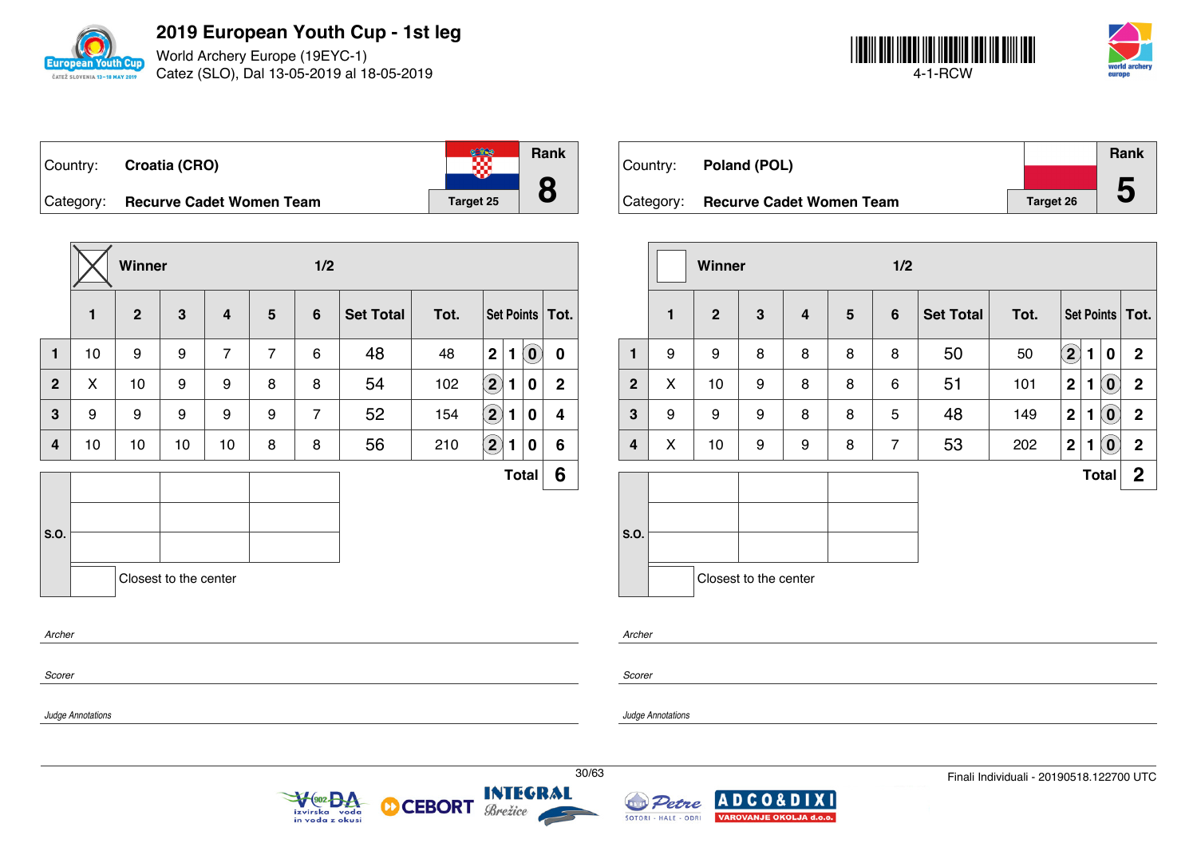# 2019 European Youth Cup - 1st leg

World Archery Europe (19EYC-1)
Catez (SLO), Dal 13-05-2019 al 18-05-2019

4-1-RCW

| Country: | Croatia (CRO) | | Rank |
|---|---|---|---|
| Category: | Recurve Cadet Women Team | Target 25 | 8 |

**Winner** ☒ — 1/2

| | 1 | 2 | 3 | 4 | 5 | 6 | Set Total | Tot. | Set Points | | | Tot. |
|---|---|---|---|---|---|---|---|---|---|---|---|---|
| 1 | 10 | 9 | 9 | 7 | 7 | 6 | 48 | 48 | 2 | 1 | (0) | 0 |
| 2 | X | 10 | 9 | 9 | 8 | 8 | 54 | 102 | (2) | 1 | 0 | 2 |
| 3 | 9 | 9 | 9 | 9 | 9 | 7 | 52 | 154 | (2) | 1 | 0 | 4 |
| 4 | 10 | 10 | 10 | 10 | 8 | 8 | 56 | 210 | (2) | 1 | 0 | 6 |
| | | | | | | | | | | | **Total** | **6** |

S.O.

Closest to the center

*Archer*

*Scorer*

*Judge Annotations*

| Country: | Poland (POL) | | Rank |
|---|---|---|---|
| Category: | Recurve Cadet Women Team | Target 26 | 5 |

**Winner** ☐ — 1/2

| | 1 | 2 | 3 | 4 | 5 | 6 | Set Total | Tot. | Set Points | | | Tot. |
|---|---|---|---|---|---|---|---|---|---|---|---|---|
| 1 | 9 | 9 | 8 | 8 | 8 | 8 | 50 | 50 | (2) | 1 | 0 | 2 |
| 2 | X | 10 | 9 | 8 | 8 | 6 | 51 | 101 | 2 | 1 | (0) | 2 |
| 3 | 9 | 9 | 9 | 8 | 8 | 5 | 48 | 149 | 2 | 1 | (0) | 2 |
| 4 | X | 10 | 9 | 9 | 8 | 7 | 53 | 202 | 2 | 1 | (0) | 2 |
| | | | | | | | | | | | **Total** | **2** |

S.O.

Closest to the center

*Archer*

*Scorer*

*Judge Annotations*

Finali Individuali - 20190518.122700 UTC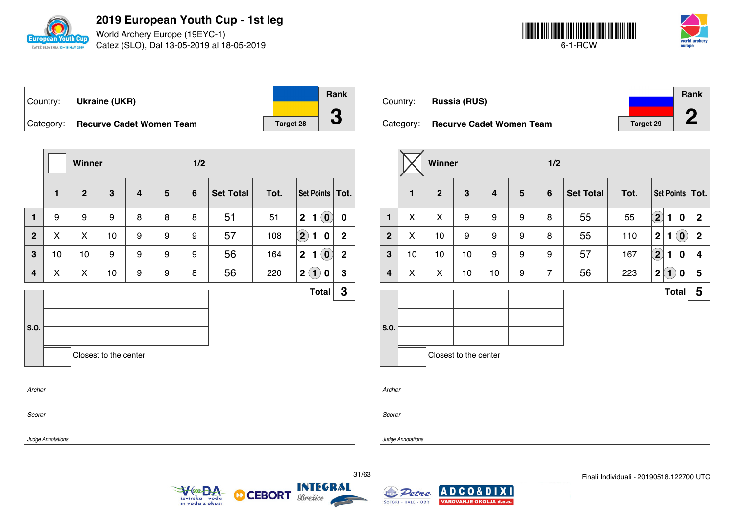# 2019 European Youth Cup - 1st leg

World Archery Europe (19EYC-1)
Catez (SLO), Dal 13-05-2019 al 18-05-2019

6-1-RCW

| Country: | Ukraine (UKR) | Rank |
|---|---|---|
| Category: | Recurve Cadet Women Team — Target 28 | 3 |

Winner: ☐ — 1/2

| | 1 | 2 | 3 | 4 | 5 | 6 | Set Total | Tot. | Set Points | | | Tot. |
|---|---|---|---|---|---|---|---|---|---|---|---|---|
| 1 | 9 | 9 | 9 | 8 | 8 | 8 | 51 | 51 | 2 | 1 | (0) | 0 |
| 2 | X | X | 10 | 9 | 9 | 9 | 57 | 108 | (2) | 1 | 0 | 2 |
| 3 | 10 | 10 | 9 | 9 | 9 | 9 | 56 | 164 | 2 | 1 | (0) | 2 |
| 4 | X | X | 10 | 9 | 9 | 8 | 56 | 220 | 2 | (1) | 0 | 3 |
| | | | | | | | | | | | **Total** | **3** |

S.O.

Closest to the center

*Archer*

*Scorer*

*Judge Annotations*

| Country: | Russia (RUS) | Rank |
|---|---|---|
| Category: | Recurve Cadet Women Team — Target 29 | 2 |

Winner: ☒ — 1/2

| | 1 | 2 | 3 | 4 | 5 | 6 | Set Total | Tot. | Set Points | | | Tot. |
|---|---|---|---|---|---|---|---|---|---|---|---|---|
| 1 | X | X | 9 | 9 | 9 | 8 | 55 | 55 | (2) | 1 | 0 | 2 |
| 2 | X | 10 | 9 | 9 | 9 | 8 | 55 | 110 | 2 | 1 | (0) | 2 |
| 3 | 10 | 10 | 10 | 9 | 9 | 9 | 57 | 167 | (2) | 1 | 0 | 4 |
| 4 | X | X | 10 | 10 | 9 | 7 | 56 | 223 | 2 | (1) | 0 | 5 |
| | | | | | | | | | | | **Total** | **5** |

S.O.

Closest to the center

*Archer*

*Scorer*

*Judge Annotations*

Finali Individuali - 20190518.122700 UTC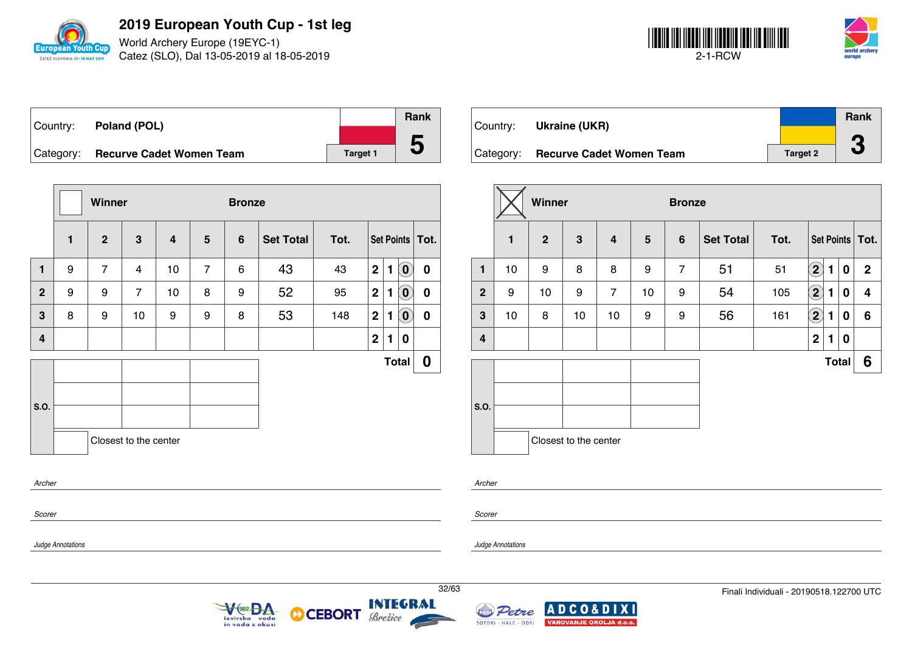# 2019 European Youth Cup - 1st leg

World Archery Europe (19EYC-1)
Catez (SLO), Dal 13-05-2019 al 18-05-2019

2-1-RCW

| Country: | Poland (POL) | Rank |
|---|---|---|
| Category: | Recurve Cadet Women Team | Target 1 | 5 |

Winner ☐ — Bronze

| | 1 | 2 | 3 | 4 | 5 | 6 | Set Total | Tot. | Set Points | | | Tot. |
|---|---|---|---|---|---|---|---|---|---|---|---|---|
| 1 | 9 | 7 | 4 | 10 | 7 | 6 | 43 | 43 | 2 | 1 | (0) | 0 |
| 2 | 9 | 9 | 7 | 10 | 8 | 9 | 52 | 95 | 2 | 1 | (0) | 0 |
| 3 | 8 | 9 | 10 | 9 | 9 | 8 | 53 | 148 | 2 | 1 | (0) | 0 |
| 4 | | | | | | | | | 2 | 1 | 0 | |
| | | | | | | | | | | | Total | 0 |

S.O.

Closest to the center

*Archer*

*Scorer*

*Judge Annotations*

| Country: | Ukraine (UKR) | Rank |
|---|---|---|
| Category: | Recurve Cadet Women Team | Target 2 | 3 |

Winner ☒ — Bronze

| | 1 | 2 | 3 | 4 | 5 | 6 | Set Total | Tot. | Set Points | | | Tot. |
|---|---|---|---|---|---|---|---|---|---|---|---|---|
| 1 | 10 | 9 | 8 | 8 | 9 | 7 | 51 | 51 | (2) | 1 | 0 | 2 |
| 2 | 9 | 10 | 9 | 7 | 10 | 9 | 54 | 105 | (2) | 1 | 0 | 4 |
| 3 | 10 | 8 | 10 | 10 | 9 | 9 | 56 | 161 | (2) | 1 | 0 | 6 |
| 4 | | | | | | | | | 2 | 1 | 0 | |
| | | | | | | | | | | | Total | 6 |

S.O.

Closest to the center

*Archer*

*Scorer*

*Judge Annotations*

Finali Individuali - 20190518.122700 UTC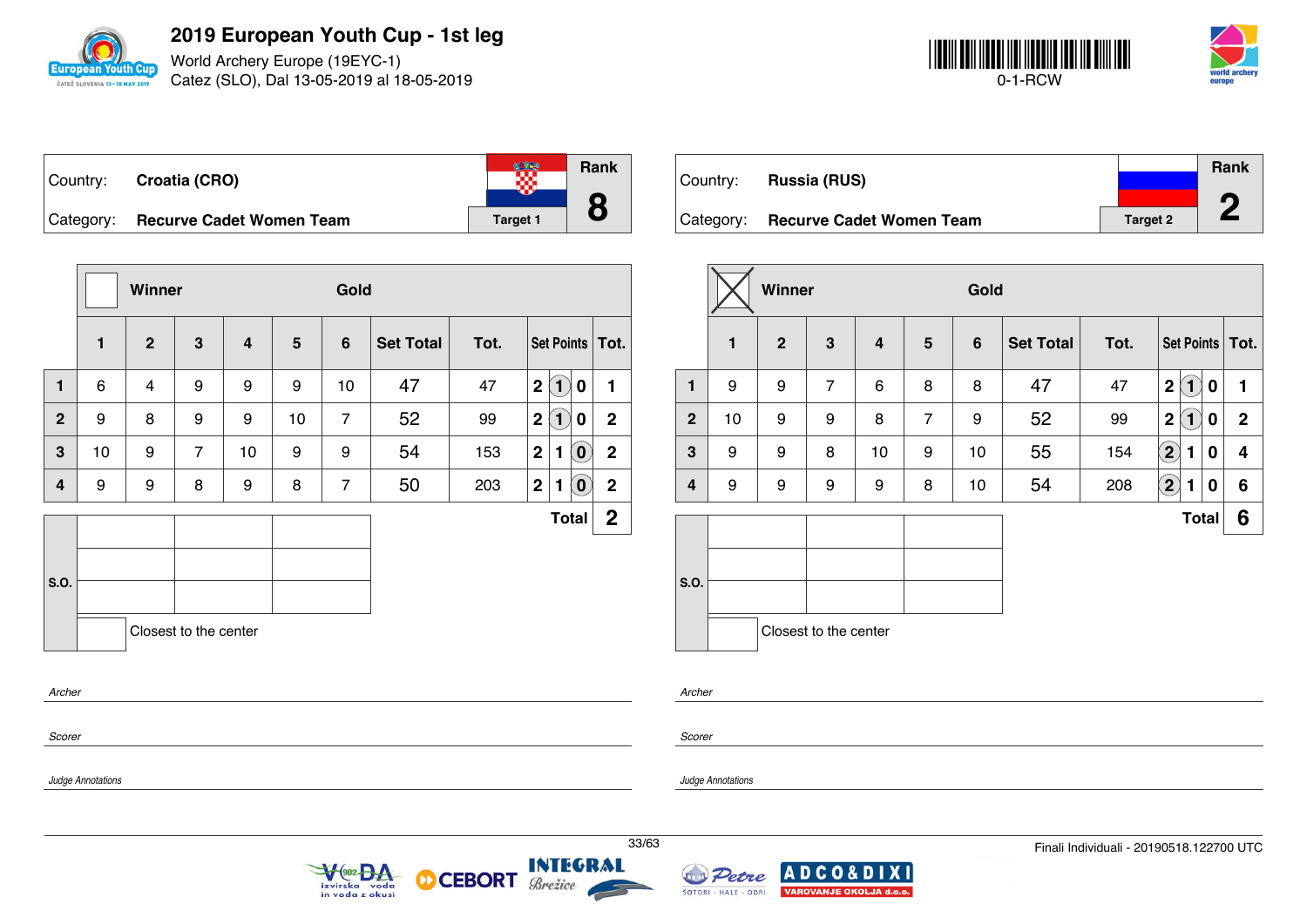# 2019 European Youth Cup - 1st leg

World Archery Europe (19EYC-1)
Catez (SLO), Dal 13-05-2019 al 18-05-2019

0-1-RCW

Country: **Croatia (CRO)**
Category: **Recurve Cadet Women Team**
Target 1
Rank **8**

| | 1 | 2 | 3 | 4 | 5 | 6 | Set Total | Tot. | Set Points | Tot. |
|---|---|---|---|---|---|---|---|---|---|---|
| 1 | 6 | 4 | 9 | 9 | 9 | 10 | 47 | 47 | 2 (1) 0 | 1 |
| 2 | 9 | 8 | 9 | 9 | 10 | 7 | 52 | 99 | 2 (1) 0 | 2 |
| 3 | 10 | 9 | 7 | 10 | 9 | 9 | 54 | 153 | 2 1 (0) | 2 |
| 4 | 9 | 9 | 8 | 9 | 8 | 7 | 50 | 203 | 2 1 (0) | 2 |
| | | | | | | | | | Total | 2 |

Winner: ☐ Gold

S.O.

Closest to the center

Archer

Scorer

Judge Annotations

Country: **Russia (RUS)**
Category: **Recurve Cadet Women Team**
Target 2
Rank **2**

| | 1 | 2 | 3 | 4 | 5 | 6 | Set Total | Tot. | Set Points | Tot. |
|---|---|---|---|---|---|---|---|---|---|---|
| 1 | 9 | 9 | 7 | 6 | 8 | 8 | 47 | 47 | 2 (1) 0 | 1 |
| 2 | 10 | 9 | 9 | 8 | 7 | 9 | 52 | 99 | 2 (1) 0 | 2 |
| 3 | 9 | 9 | 8 | 10 | 9 | 10 | 55 | 154 | (2) 1 0 | 4 |
| 4 | 9 | 9 | 9 | 9 | 8 | 10 | 54 | 208 | (2) 1 0 | 6 |
| | | | | | | | | | Total | 6 |

Winner: ☒ Gold

S.O.

Closest to the center

Archer

Scorer

Judge Annotations

Finali Individuali - 20190518.122700 UTC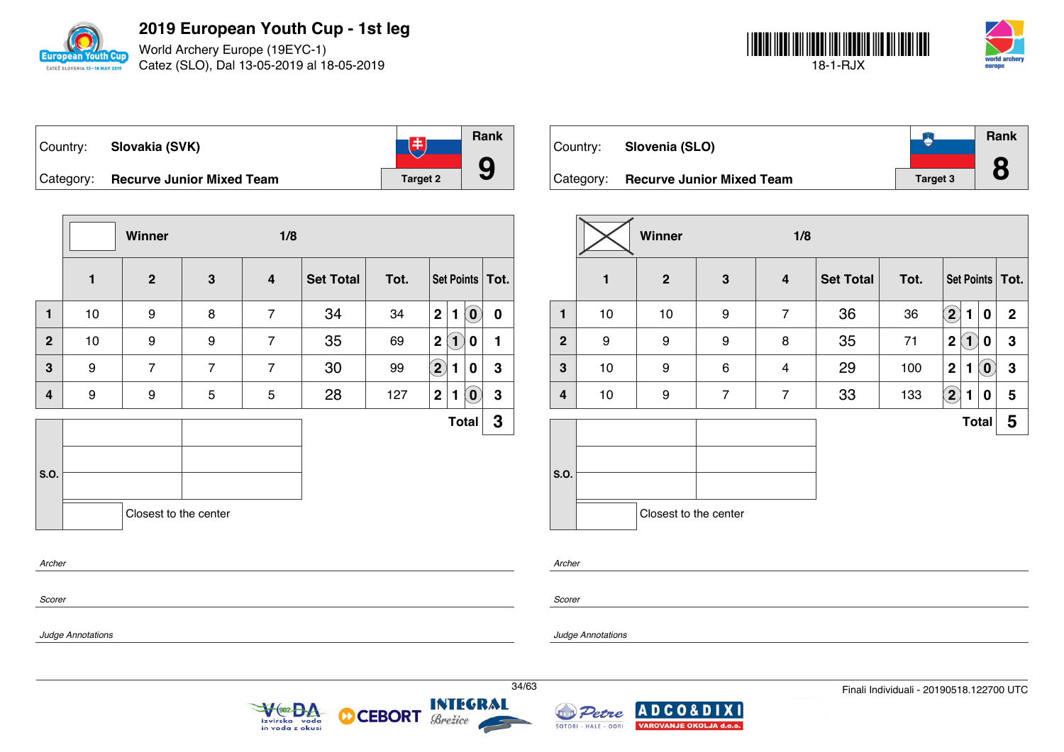# 2019 European Youth Cup - 1st leg

World Archery Europe (19EYC-1)
Catez (SLO), Dal 13-05-2019 al 18-05-2019

18-1-RJX

| Country: | Slovakia (SVK) | Target 2 | Rank 9 |
|---|---|---|---|
| Category: | Recurve Junior Mixed Team | | |

**Winner** 1/8

| | 1 | 2 | 3 | 4 | Set Total | Tot. | Set Points | | | Tot. |
|---|---|---|---|---|---|---|---|---|---|---|
| 1 | 10 | 9 | 8 | 7 | 34 | 34 | 2 | 1 | (0) | 0 |
| 2 | 10 | 9 | 9 | 7 | 35 | 69 | 2 | (1) | 0 | 1 |
| 3 | 9 | 7 | 7 | 7 | 30 | 99 | (2) | 1 | 0 | 3 |
| 4 | 9 | 9 | 5 | 5 | 28 | 127 | 2 | 1 | (0) | 3 |
| | | | | | | | | | **Total** | **3** |

S.O.

Closest to the center

*Archer*

*Scorer*

*Judge Annotations*

| Country: | Slovenia (SLO) | Target 3 | Rank 8 |
|---|---|---|---|
| Category: | Recurve Junior Mixed Team | | |

**Winner** (X) 1/8

| | 1 | 2 | 3 | 4 | Set Total | Tot. | Set Points | | | Tot. |
|---|---|---|---|---|---|---|---|---|---|---|
| 1 | 10 | 10 | 9 | 7 | 36 | 36 | (2) | 1 | 0 | 2 |
| 2 | 9 | 9 | 9 | 8 | 35 | 71 | 2 | (1) | 0 | 3 |
| 3 | 10 | 9 | 6 | 4 | 29 | 100 | 2 | 1 | (0) | 3 |
| 4 | 10 | 9 | 7 | 7 | 33 | 133 | (2) | 1 | 0 | 5 |
| | | | | | | | | | **Total** | **5** |

S.O.

Closest to the center

*Archer*

*Scorer*

*Judge Annotations*

Finali Individuali - 20190518.122700 UTC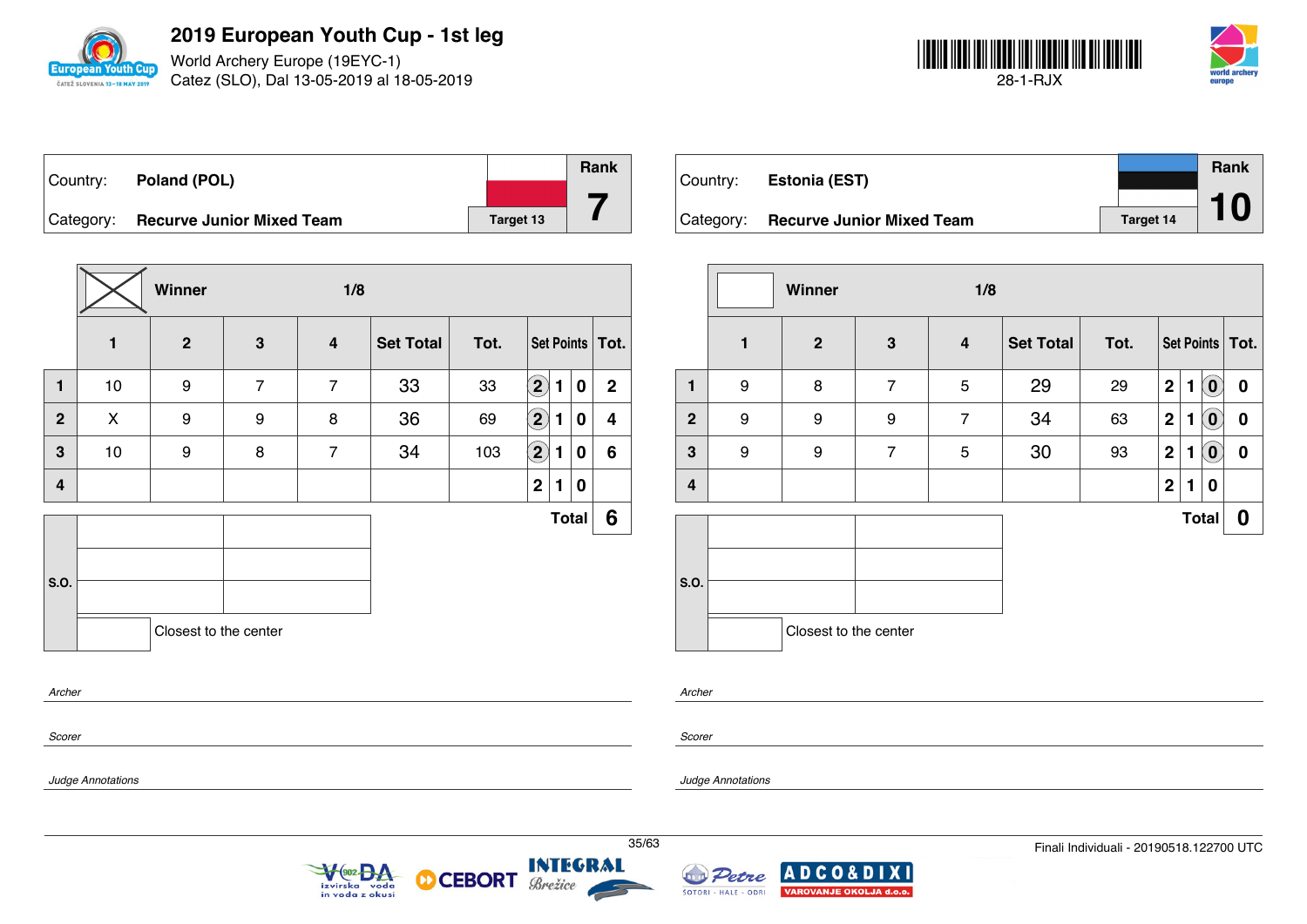# 2019 European Youth Cup - 1st leg

World Archery Europe (19EYC-1)
Catez (SLO), Dal 13-05-2019 al 18-05-2019

28-1-RJX

| Country: | Poland (POL) | Rank |
|---|---|---|
| Category: | Recurve Junior Mixed Team — Target 13 | 7 |

**Winner** — 1/8

| | 1 | 2 | 3 | 4 | Set Total | Tot. | Set Points | | | Tot. |
|---|---|---|---|---|---|---|---|---|---|---|
| 1 | 10 | 9 | 7 | 7 | 33 | 33 | (2) | 1 | 0 | 2 |
| 2 | X | 9 | 9 | 8 | 36 | 69 | (2) | 1 | 0 | 4 |
| 3 | 10 | 9 | 8 | 7 | 34 | 103 | (2) | 1 | 0 | 6 |
| 4 | | | | | | | 2 | 1 | 0 | |
| | | | | | | | | | Total | 6 |

S.O.

Closest to the center

*Archer*

*Scorer*

*Judge Annotations*

| Country: | Estonia (EST) | Rank |
|---|---|---|
| Category: | Recurve Junior Mixed Team — Target 14 | 10 |

Winner — 1/8

| | 1 | 2 | 3 | 4 | Set Total | Tot. | Set Points | | | Tot. |
|---|---|---|---|---|---|---|---|---|---|---|
| 1 | 9 | 8 | 7 | 5 | 29 | 29 | 2 | 1 | (0) | 0 |
| 2 | 9 | 9 | 9 | 7 | 34 | 63 | 2 | 1 | (0) | 0 |
| 3 | 9 | 9 | 7 | 5 | 30 | 93 | 2 | 1 | (0) | 0 |
| 4 | | | | | | | 2 | 1 | 0 | |
| | | | | | | | | | Total | 0 |

S.O.

Closest to the center

*Archer*

*Scorer*

*Judge Annotations*

Finali Individuali - 20190518.122700 UTC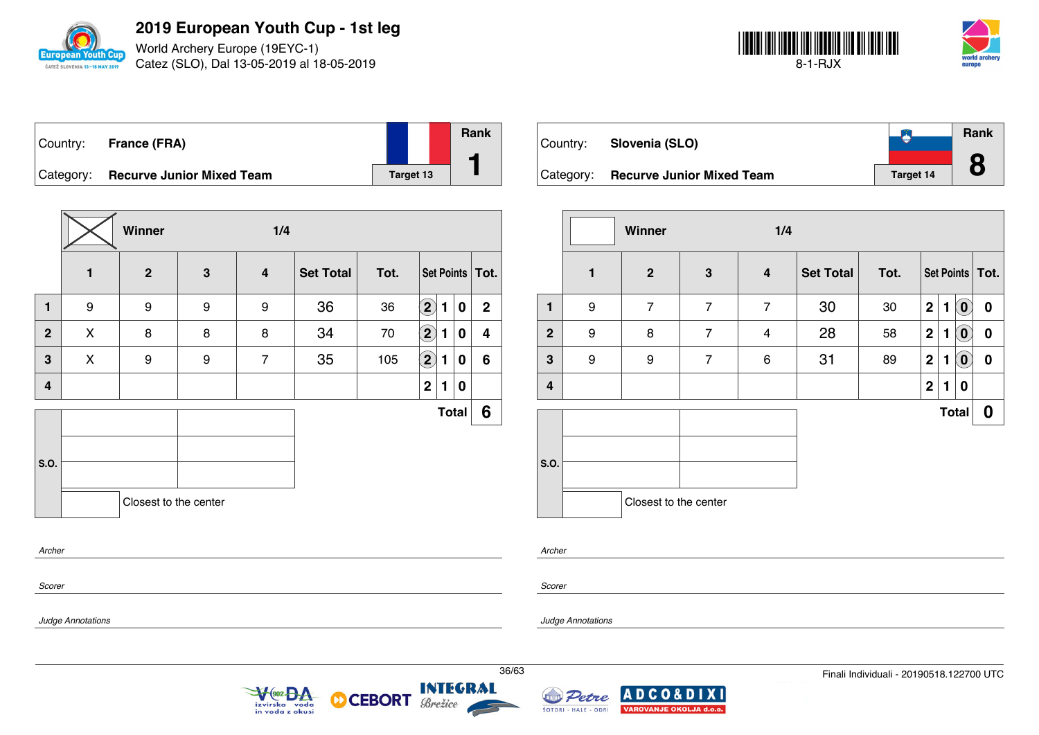# 2019 European Youth Cup - 1st leg

World Archery Europe (19EYC-1)
Catez (SLO), Dal 13-05-2019 al 18-05-2019

8-1-RJX

| Country: | France (FRA) | Rank |
|---|---|---|
| Category: | Recurve Junior Mixed Team — Target 13 | 1 |

| | ☒ Winner | | | 1/4 | | | | | | |
|---|---|---|---|---|---|---|---|---|---|---|
| | 1 | 2 | 3 | 4 | Set Total | Tot. | Set Points | | | Tot. |
| 1 | 9 | 9 | 9 | 9 | 36 | 36 | (2) | 1 | 0 | 2 |
| 2 | X | 8 | 8 | 8 | 34 | 70 | (2) | 1 | 0 | 4 |
| 3 | X | 9 | 9 | 7 | 35 | 105 | (2) | 1 | 0 | 6 |
| 4 | | | | | | | 2 | 1 | 0 | |
| | | | | | | | | | Total | 6 |

S.O.

Closest to the center

*Archer*

*Scorer*

*Judge Annotations*

| Country: | Slovenia (SLO) | Rank |
|---|---|---|
| Category: | Recurve Junior Mixed Team — Target 14 | 8 |

| | ☐ Winner | | | 1/4 | | | | | | |
|---|---|---|---|---|---|---|---|---|---|---|
| | 1 | 2 | 3 | 4 | Set Total | Tot. | Set Points | | | Tot. |
| 1 | 9 | 7 | 7 | 7 | 30 | 30 | 2 | 1 | (0) | 0 |
| 2 | 9 | 8 | 7 | 4 | 28 | 58 | 2 | 1 | (0) | 0 |
| 3 | 9 | 9 | 7 | 6 | 31 | 89 | 2 | 1 | (0) | 0 |
| 4 | | | | | | | 2 | 1 | 0 | |
| | | | | | | | | | Total | 0 |

S.O.

Closest to the center

*Archer*

*Scorer*

*Judge Annotations*

Finali Individuali - 20190518.122700 UTC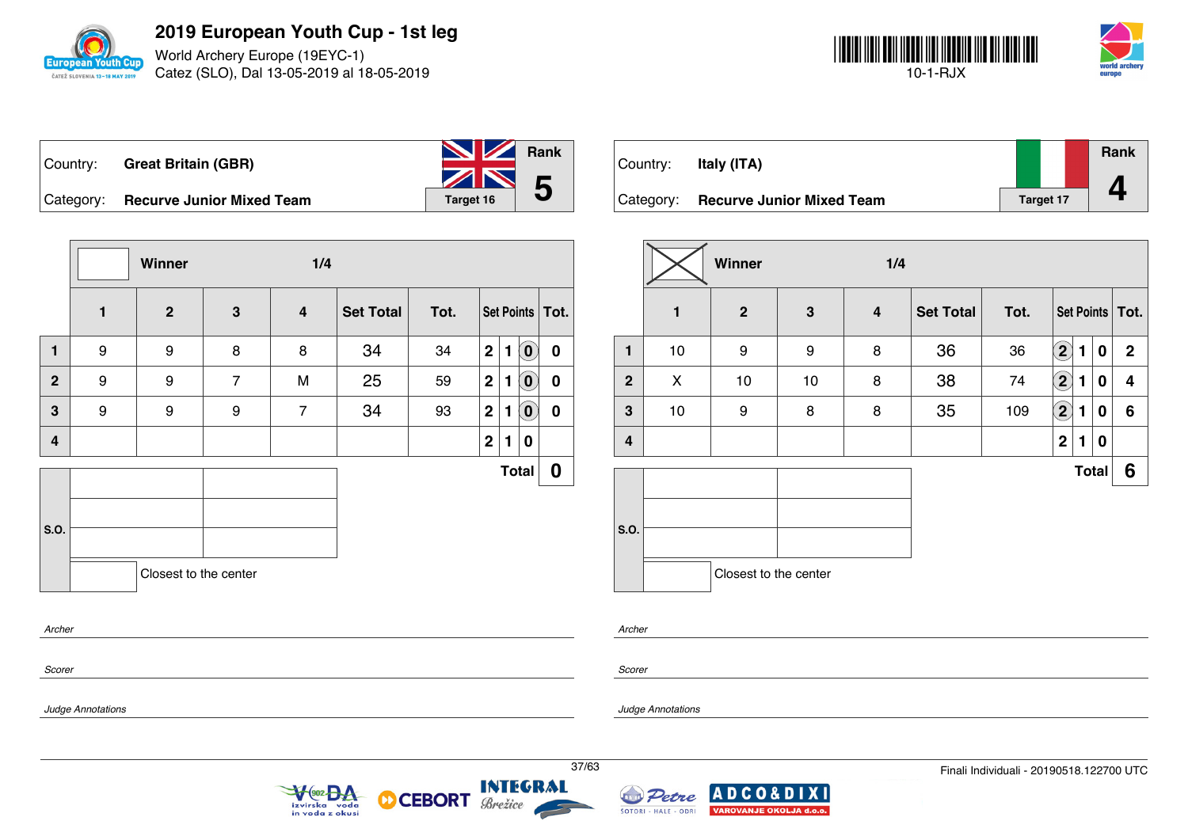# 2019 European Youth Cup - 1st leg

World Archery Europe (19EYC-1)
Catez (SLO), Dal 13-05-2019 al 18-05-2019

10-1-RJX

| Country: | Great Britain (GBR) | Target 16 | Rank 5 |
|---|---|---|---|
| Category: | Recurve Junior Mixed Team | | |

| | Winner | | 1/4 | | | | | | | |
|---|---|---|---|---|---|---|---|---|---|---|
| | 1 | 2 | 3 | 4 | Set Total | Tot. | Set Points | | | Tot. |
| 1 | 9 | 9 | 8 | 8 | 34 | 34 | 2 | 1 | (0) | 0 |
| 2 | 9 | 9 | 7 | M | 25 | 59 | 2 | 1 | (0) | 0 |
| 3 | 9 | 9 | 9 | 7 | 34 | 93 | 2 | 1 | (0) | 0 |
| 4 | | | | | | | 2 | 1 | 0 | |
| | | | | | | | | | Total | 0 |

S.O.

Closest to the center

*Archer*

*Scorer*

*Judge Annotations*

| Country: | Italy (ITA) | Target 17 | Rank 4 |
|---|---|---|---|
| Category: | Recurve Junior Mixed Team | | |

| | Winner (X) | | 1/4 | | | | | | | |
|---|---|---|---|---|---|---|---|---|---|---|
| | 1 | 2 | 3 | 4 | Set Total | Tot. | Set Points | | | Tot. |
| 1 | 10 | 9 | 9 | 8 | 36 | 36 | (2) | 1 | 0 | 2 |
| 2 | X | 10 | 10 | 8 | 38 | 74 | (2) | 1 | 0 | 4 |
| 3 | 10 | 9 | 8 | 8 | 35 | 109 | (2) | 1 | 0 | 6 |
| 4 | | | | | | | 2 | 1 | 0 | |
| | | | | | | | | | Total | 6 |

S.O.

Closest to the center

*Archer*

*Scorer*

*Judge Annotations*

Finali Individuali - 20190518.122700 UTC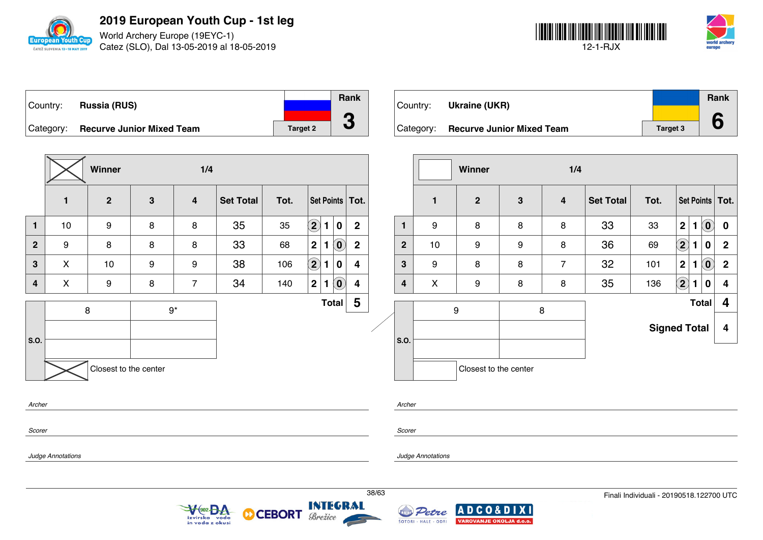# 2019 European Youth Cup - 1st leg

World Archery Europe (19EYC-1)
Catez (SLO), Dal 13-05-2019 al 18-05-2019

12-1-RJX

## Country: Russia (RUS)

Category: **Recurve Junior Mixed Team**

Target 2 — Rank **3**

**Winner** — 1/4

| | 1 | 2 | 3 | 4 | Set Total | Tot. | Set Points | | | Tot. |
|---|---|---|---|---|---|---|---|---|---|---|
| 1 | 10 | 9 | 8 | 8 | 35 | 35 | (2) | 1 | 0 | 2 |
| 2 | 9 | 8 | 8 | 8 | 33 | 68 | 2 | 1 | (0) | 2 |
| 3 | X | 10 | 9 | 9 | 38 | 106 | (2) | 1 | 0 | 4 |
| 4 | X | 9 | 8 | 7 | 34 | 140 | 2 | 1 | (0) | 4 |

**Total** 5

| S.O. | | |
|---|---|---|
| | 8 | 9* |
| | | |
| | | |

Closest to the center: X

Archer

Scorer

Judge Annotations

## Country: Ukraine (UKR)

Category: **Recurve Junior Mixed Team**

Target 3 — Rank **6**

**Winner** — 1/4

| | 1 | 2 | 3 | 4 | Set Total | Tot. | Set Points | | | Tot. |
|---|---|---|---|---|---|---|---|---|---|---|
| 1 | 9 | 8 | 8 | 8 | 33 | 33 | 2 | 1 | (0) | 0 |
| 2 | 10 | 9 | 9 | 8 | 36 | 69 | (2) | 1 | 0 | 2 |
| 3 | 9 | 8 | 8 | 7 | 32 | 101 | 2 | 1 | (0) | 2 |
| 4 | X | 9 | 8 | 8 | 35 | 136 | (2) | 1 | 0 | 4 |

**Total** 4

**Signed Total** 4

| S.O. | | |
|---|---|---|
| | 9 | 8 |
| | | |
| | | |

Closest to the center

Archer

Scorer

Judge Annotations

Finali Individuali - 20190518.122700 UTC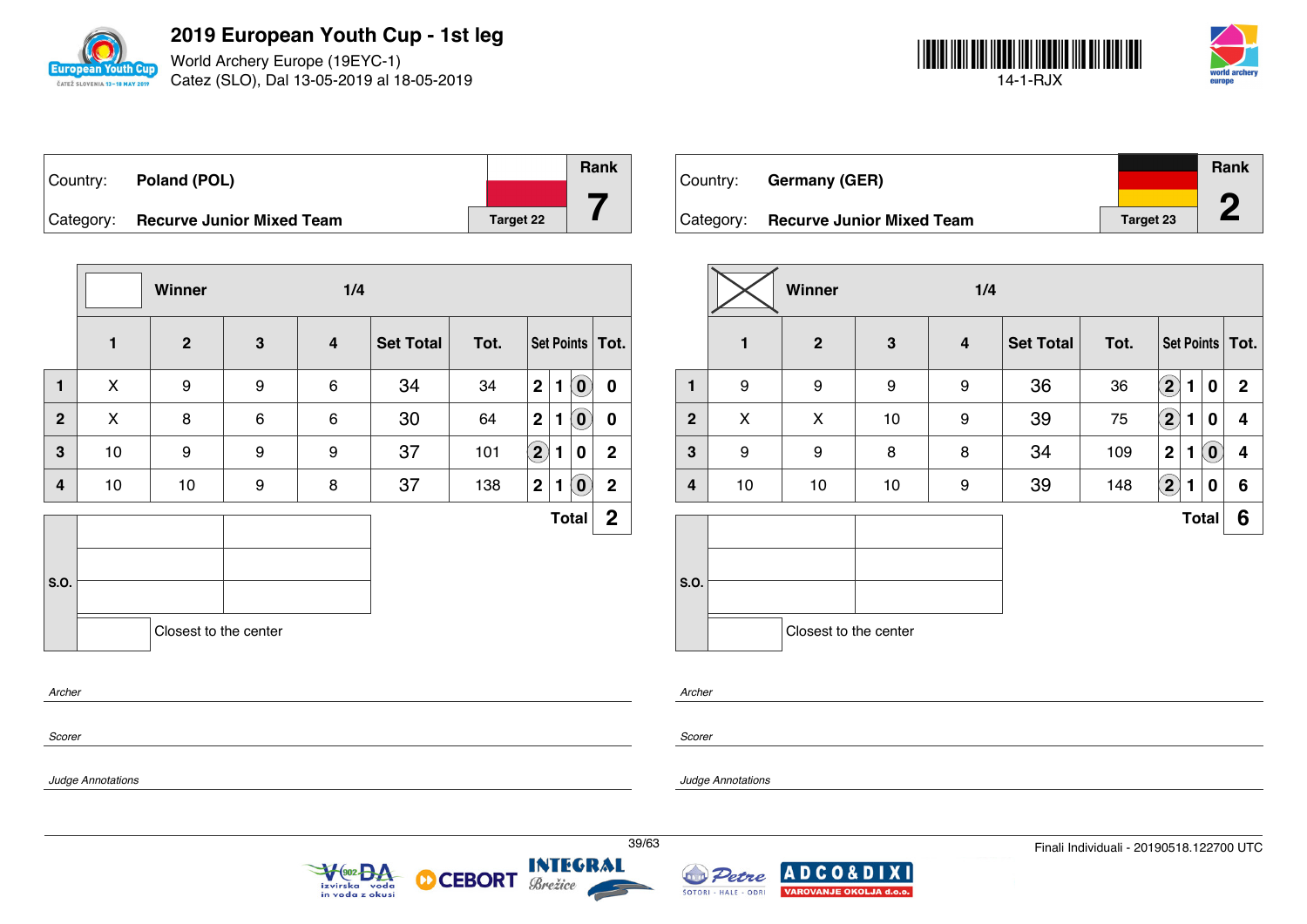# 2019 European Youth Cup - 1st leg

World Archery Europe (19EYC-1)
Catez (SLO), Dal 13-05-2019 al 18-05-2019

14-1-RJX

| Country: | Poland (POL) | | Rank |
|---|---|---|---|
| Category: | Recurve Junior Mixed Team | Target 22 | 7 |

| | Winner | | 1/4 | | | | | | | |
|---|---|---|---|---|---|---|---|---|---|---|
| | 1 | 2 | 3 | 4 | Set Total | Tot. | Set Points | | | Tot. |
| 1 | X | 9 | 9 | 6 | 34 | 34 | 2 | 1 | (0) | 0 |
| 2 | X | 8 | 6 | 6 | 30 | 64 | 2 | 1 | (0) | 0 |
| 3 | 10 | 9 | 9 | 9 | 37 | 101 | (2) | 1 | 0 | 2 |
| 4 | 10 | 10 | 9 | 8 | 37 | 138 | 2 | 1 | (0) | 2 |
| | | | | | | | | | Total | 2 |

S.O.

Closest to the center

| Country: | Germany (GER) | | Rank |
|---|---|---|---|
| Category: | Recurve Junior Mixed Team | Target 23 | 2 |

| | Winner (X) | | 1/4 | | | | | | | |
|---|---|---|---|---|---|---|---|---|---|---|
| | 1 | 2 | 3 | 4 | Set Total | Tot. | Set Points | | | Tot. |
| 1 | 9 | 9 | 9 | 9 | 36 | 36 | (2) | 1 | 0 | 2 |
| 2 | X | X | 10 | 9 | 39 | 75 | (2) | 1 | 0 | 4 |
| 3 | 9 | 9 | 8 | 8 | 34 | 109 | 2 | 1 | (0) | 4 |
| 4 | 10 | 10 | 10 | 9 | 39 | 148 | (2) | 1 | 0 | 6 |
| | | | | | | | | | Total | 6 |

S.O.

Closest to the center

*Archer*

*Scorer*

*Judge Annotations*

Finali Individuali - 20190518.122700 UTC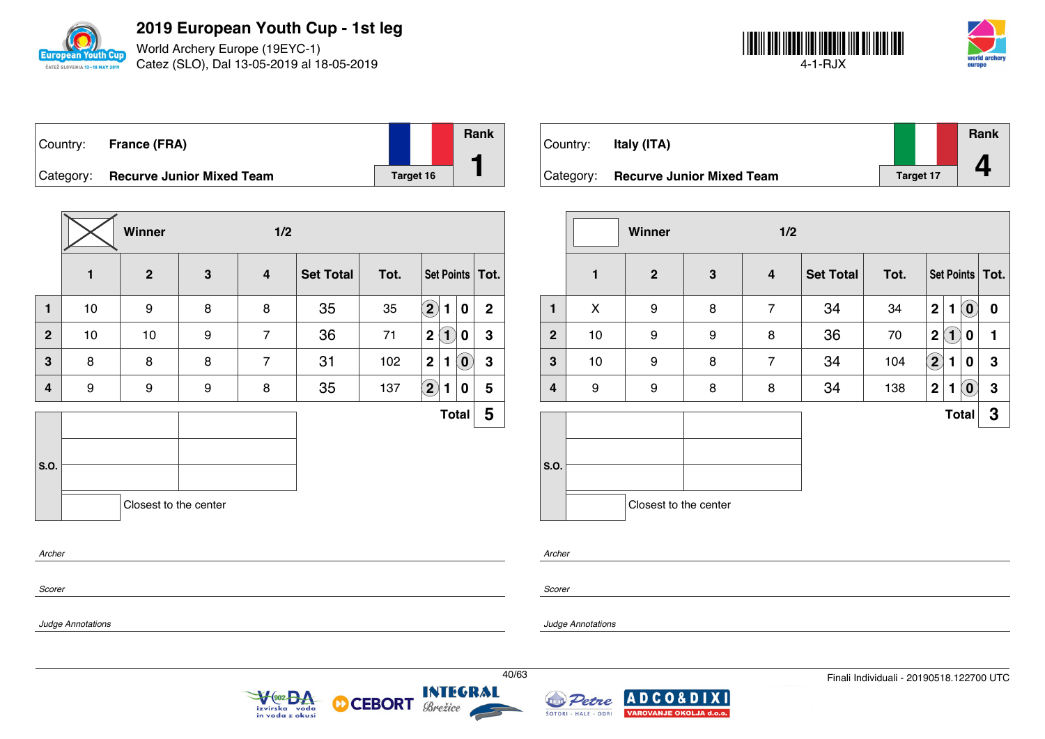# 2019 European Youth Cup - 1st leg

World Archery Europe (19EYC-1)
Catez (SLO), Dal 13-05-2019 al 18-05-2019

4-1-RJX

| Country: | France (FRA) | Rank |
|---|---|---|
| Category: | Recurve Junior Mixed Team | 1 |
| | Target 16 | |

**Winner** 1/2 (marked)

| | 1 | 2 | 3 | 4 | Set Total | Tot. | Set Points | | | Tot. |
|---|---|---|---|---|---|---|---|---|---|---|
| 1 | 10 | 9 | 8 | 8 | 35 | 35 | (2) | 1 | 0 | 2 |
| 2 | 10 | 10 | 9 | 7 | 36 | 71 | 2 | (1) | 0 | 3 |
| 3 | 8 | 8 | 8 | 7 | 31 | 102 | 2 | 1 | (0) | 3 |
| 4 | 9 | 9 | 9 | 8 | 35 | 137 | (2) | 1 | 0 | 5 |
| | | | | | | | | | Total | 5 |

S.O.

Closest to the center

*Archer*

*Scorer*

*Judge Annotations*

| Country: | Italy (ITA) | Rank |
|---|---|---|
| Category: | Recurve Junior Mixed Team | 4 |
| | Target 17 | |

**Winner** 1/2

| | 1 | 2 | 3 | 4 | Set Total | Tot. | Set Points | | | Tot. |
|---|---|---|---|---|---|---|---|---|---|---|
| 1 | X | 9 | 8 | 7 | 34 | 34 | 2 | 1 | (0) | 0 |
| 2 | 10 | 9 | 9 | 8 | 36 | 70 | 2 | (1) | 0 | 1 |
| 3 | 10 | 9 | 8 | 7 | 34 | 104 | (2) | 1 | 0 | 3 |
| 4 | 9 | 9 | 8 | 8 | 34 | 138 | 2 | 1 | (0) | 3 |
| | | | | | | | | | Total | 3 |

S.O.

Closest to the center

*Archer*

*Scorer*

*Judge Annotations*

Finali Individuali - 20190518.122700 UTC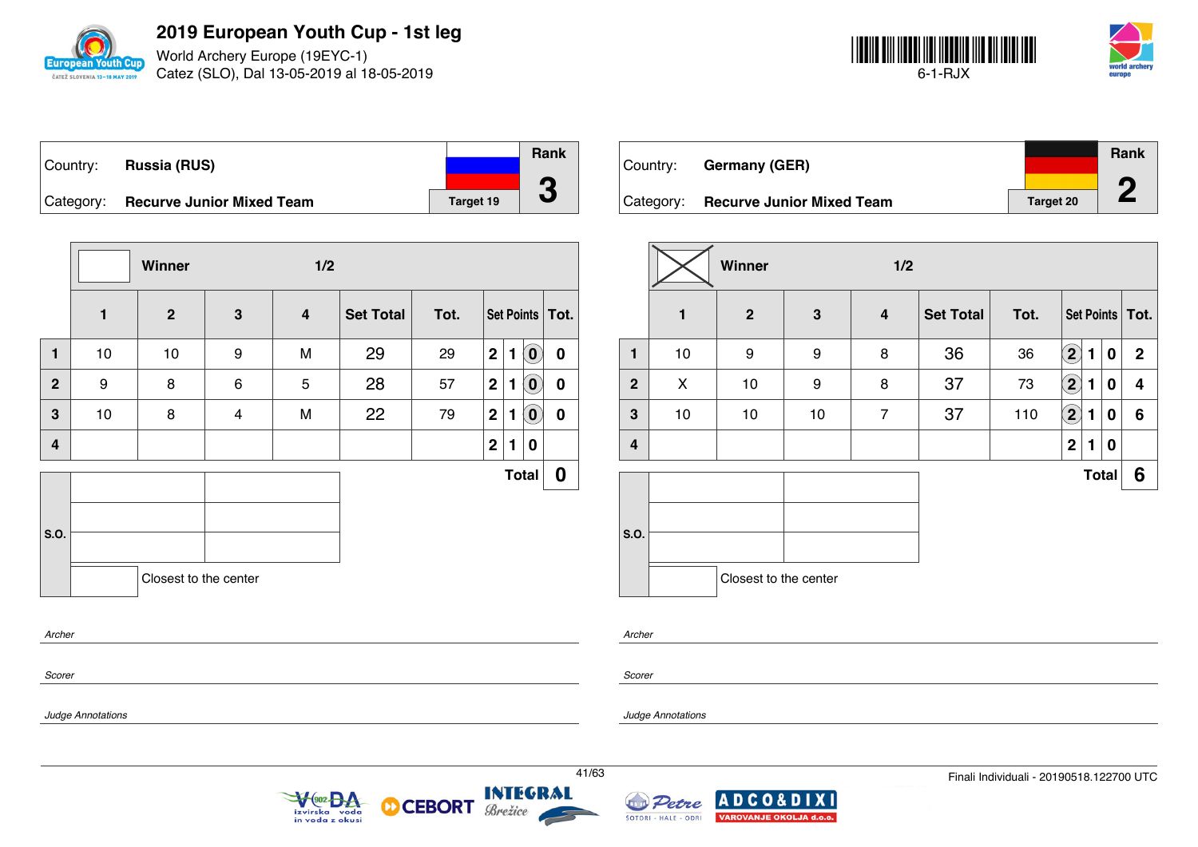# 2019 European Youth Cup - 1st leg

World Archery Europe (19EYC-1)
Catez (SLO), Dal 13-05-2019 al 18-05-2019

6-1-RJX

| Country: | Russia (RUS) | Rank |
|---|---|---|
| Category: | Recurve Junior Mixed Team | Target 19 | 3 |

Winner — 1/2

| | 1 | 2 | 3 | 4 | Set Total | Tot. | Set Points | | | Tot. |
|---|---|---|---|---|---|---|---|---|---|---|
| 1 | 10 | 10 | 9 | M | 29 | 29 | 2 | 1 | (0) | 0 |
| 2 | 9 | 8 | 6 | 5 | 28 | 57 | 2 | 1 | (0) | 0 |
| 3 | 10 | 8 | 4 | M | 22 | 79 | 2 | 1 | (0) | 0 |
| 4 | | | | | | | 2 | 1 | 0 | |
| | | | | | | | | | Total | 0 |

S.O.

Closest to the center

*Archer*

*Scorer*

*Judge Annotations*

| Country: | Germany (GER) | Rank |
|---|---|---|
| Category: | Recurve Junior Mixed Team | Target 20 | 2 |

Winner (X) — 1/2

| | 1 | 2 | 3 | 4 | Set Total | Tot. | Set Points | | | Tot. |
|---|---|---|---|---|---|---|---|---|---|---|
| 1 | 10 | 9 | 9 | 8 | 36 | 36 | (2) | 1 | 0 | 2 |
| 2 | X | 10 | 9 | 8 | 37 | 73 | (2) | 1 | 0 | 4 |
| 3 | 10 | 10 | 10 | 7 | 37 | 110 | (2) | 1 | 0 | 6 |
| 4 | | | | | | | 2 | 1 | 0 | |
| | | | | | | | | | Total | 6 |

S.O.

Closest to the center

*Archer*

*Scorer*

*Judge Annotations*

Finali Individuali - 20190518.122700 UTC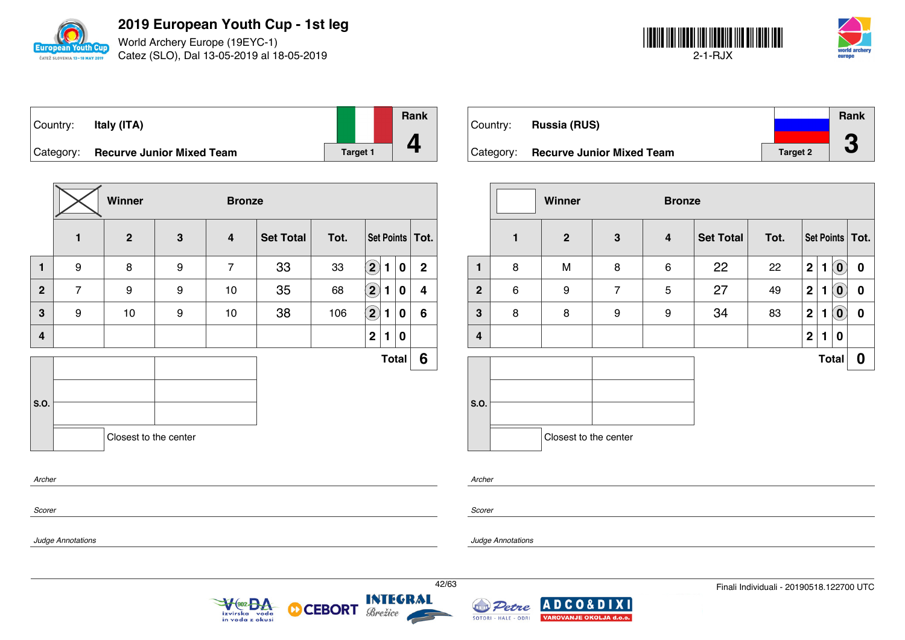# 2019 European Youth Cup - 1st leg

World Archery Europe (19EYC-1)
Catez (SLO), Dal 13-05-2019 al 18-05-2019

2-1-RJX

| Country: | **Italy (ITA)** | Rank |
|---|---|---|
| Category: | **Recurve Junior Mixed Team** | Target 1 | **4** |

| | 1 | 2 | 3 | 4 | Set Total | Tot. | Set Points | | | Tot. |
|---|---|---|---|---|---|---|---|---|---|---|
| **Winner** | | | | | **Bronze** | | | | | |
| **1** | 9 | 8 | 9 | 7 | 33 | 33 | (2) | 1 | 0 | 2 |
| **2** | 7 | 9 | 9 | 10 | 35 | 68 | (2) | 1 | 0 | 4 |
| **3** | 9 | 10 | 9 | 10 | 38 | 106 | (2) | 1 | 0 | 6 |
| **4** | | | | | | | 2 | 1 | 0 | |
| | | | | | | | | | **Total** | **6** |

S.O.

Closest to the center

*Archer*

*Scorer*

*Judge Annotations*

| Country: | **Russia (RUS)** | Rank |
|---|---|---|
| Category: | **Recurve Junior Mixed Team** | Target 2 | **3** |

| | 1 | 2 | 3 | 4 | Set Total | Tot. | Set Points | | | Tot. |
|---|---|---|---|---|---|---|---|---|---|---|
| **Winner** | | | | | **Bronze** | | | | | |
| **1** | 8 | M | 8 | 6 | 22 | 22 | 2 | 1 | (0) | 0 |
| **2** | 6 | 9 | 7 | 5 | 27 | 49 | 2 | 1 | (0) | 0 |
| **3** | 8 | 8 | 9 | 9 | 34 | 83 | 2 | 1 | (0) | 0 |
| **4** | | | | | | | 2 | 1 | 0 | |
| | | | | | | | | | **Total** | **0** |

S.O.

Closest to the center

*Archer*

*Scorer*

*Judge Annotations*

Finali Individuali - 20190518.122700 UTC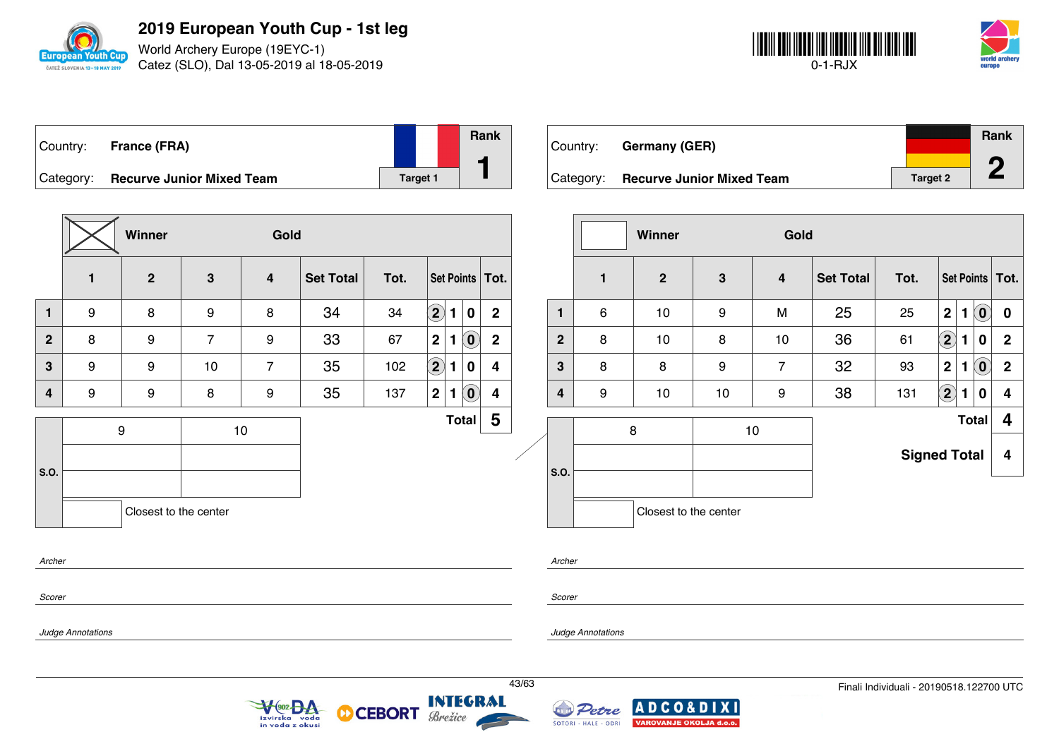# 2019 European Youth Cup - 1st leg

World Archery Europe (19EYC-1)
Catez (SLO), Dal 13-05-2019 al 18-05-2019

0-1-RJX

| Country: | France (FRA) | | Rank |
|---|---|---|---|
| Category: | Recurve Junior Mixed Team | Target 1 | 1 |

**Winner** (X) — **Gold**

| | 1 | 2 | 3 | 4 | Set Total | Tot. | Set Points | | | Tot. |
|---|---|---|---|---|---|---|---|---|---|---|
| 1 | 9 | 8 | 9 | 8 | 34 | 34 | (2) | 1 | 0 | 2 |
| 2 | 8 | 9 | 7 | 9 | 33 | 67 | 2 | 1 | (0) | 2 |
| 3 | 9 | 9 | 10 | 7 | 35 | 102 | (2) | 1 | 0 | 4 |
| 4 | 9 | 9 | 8 | 9 | 35 | 137 | 2 | 1 | (0) | 4 |
| | | | | | | | | | Total | 5 |

| S.O. | 9 | 10 |
|---|---|---|
| | | |
| | | |
| | Closest to the center | |

*Archer*

*Scorer*

*Judge Annotations*

| Country: | Germany (GER) | | Rank |
|---|---|---|---|
| Category: | Recurve Junior Mixed Team | Target 2 | 2 |

**Winner** — **Gold**

| | 1 | 2 | 3 | 4 | Set Total | Tot. | Set Points | | | Tot. |
|---|---|---|---|---|---|---|---|---|---|---|
| 1 | 6 | 10 | 9 | M | 25 | 25 | 2 | 1 | (0) | 0 |
| 2 | 8 | 10 | 8 | 10 | 36 | 61 | (2) | 1 | 0 | 2 |
| 3 | 8 | 8 | 9 | 7 | 32 | 93 | 2 | 1 | (0) | 2 |
| 4 | 9 | 10 | 10 | 9 | 38 | 131 | (2) | 1 | 0 | 4 |
| | | | | | | | | | Total | 4 |
| | | | | | | | | | Signed Total | 4 |

| S.O. | 8 | 10 |
|---|---|---|
| | | |
| | | |
| | Closest to the center | |

*Archer*

*Scorer*

*Judge Annotations*

Finali Individuali - 20190518.122700 UTC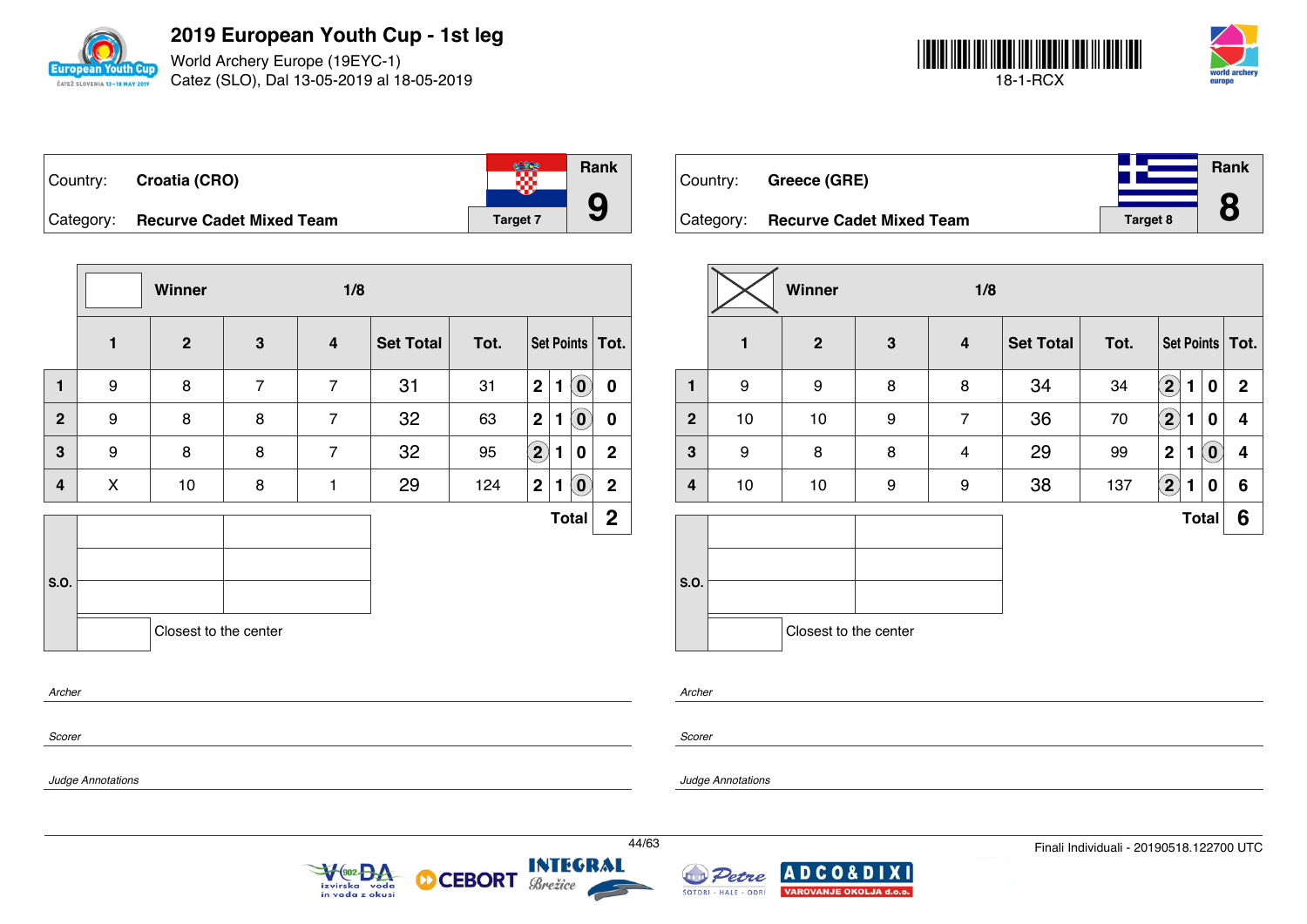# 2019 European Youth Cup - 1st leg

World Archery Europe (19EYC-1)
Catez (SLO), Dal 13-05-2019 al 18-05-2019

18-1-RCX

| Country: | Croatia (CRO) | Rank |
|---|---|---|
| Category: | Recurve Cadet Mixed Team | Target 7 — **9** |

Winner — 1/8

| | 1 | 2 | 3 | 4 | Set Total | Tot. | Set Points | | | Tot. |
|---|---|---|---|---|---|---|---|---|---|---|
| 1 | 9 | 8 | 7 | 7 | 31 | 31 | 2 | 1 | (0) | 0 |
| 2 | 9 | 8 | 8 | 7 | 32 | 63 | 2 | 1 | (0) | 0 |
| 3 | 9 | 8 | 8 | 7 | 32 | 95 | (2) | 1 | 0 | 2 |
| 4 | X | 10 | 8 | 1 | 29 | 124 | 2 | 1 | (0) | 2 |
| | | | | | | | | | Total | 2 |

S.O.

Closest to the center

*Archer*

*Scorer*

*Judge Annotations*

| Country: | Greece (GRE) | Rank |
|---|---|---|
| Category: | Recurve Cadet Mixed Team | Target 8 — **8** |

Winner (X) — 1/8

| | 1 | 2 | 3 | 4 | Set Total | Tot. | Set Points | | | Tot. |
|---|---|---|---|---|---|---|---|---|---|---|
| 1 | 9 | 9 | 8 | 8 | 34 | 34 | (2) | 1 | 0 | 2 |
| 2 | 10 | 10 | 9 | 7 | 36 | 70 | (2) | 1 | 0 | 4 |
| 3 | 9 | 8 | 8 | 4 | 29 | 99 | 2 | 1 | (0) | 4 |
| 4 | 10 | 10 | 9 | 9 | 38 | 137 | (2) | 1 | 0 | 6 |
| | | | | | | | | | Total | 6 |

S.O.

Closest to the center

*Archer*

*Scorer*

*Judge Annotations*

Finali Individuali - 20190518.122700 UTC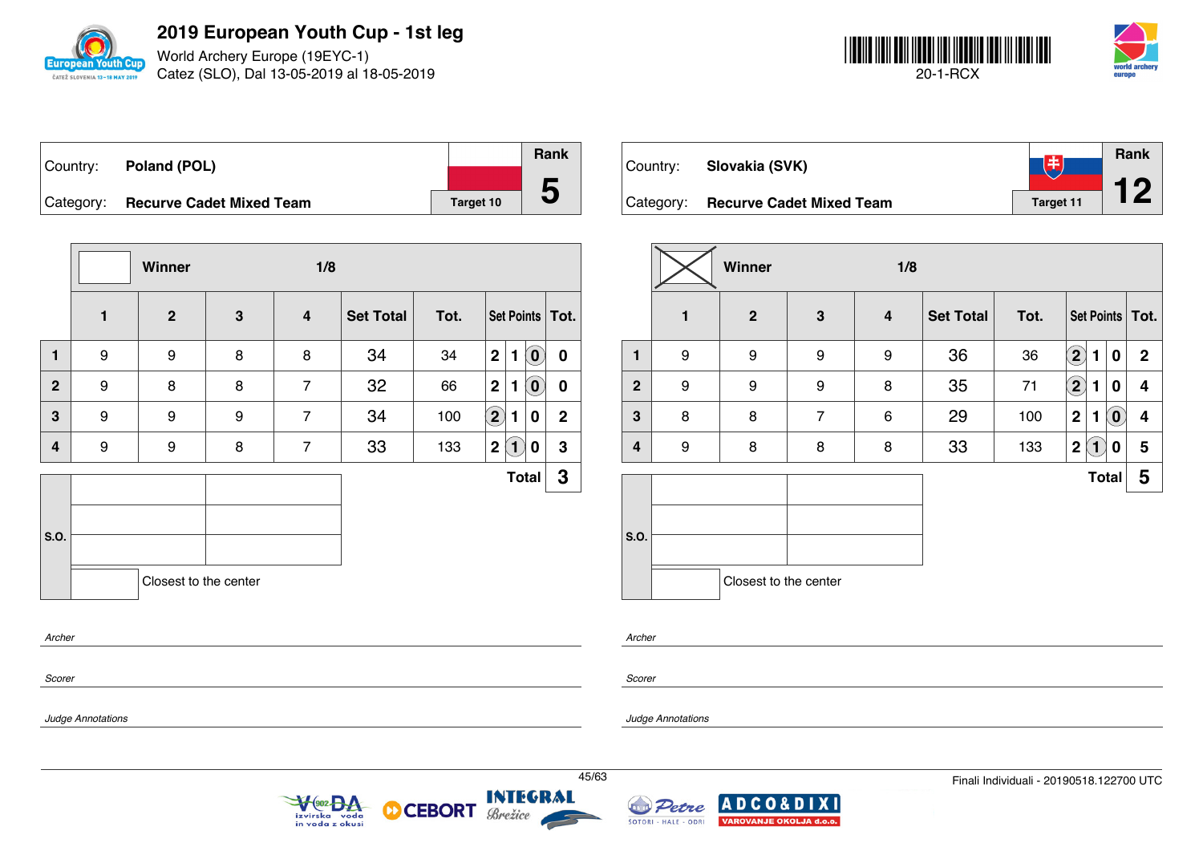# 2019 European Youth Cup - 1st leg

World Archery Europe (19EYC-1)
Catez (SLO), Dal 13-05-2019 al 18-05-2019

20-1-RCX

| Country: | Poland (POL) | | Rank |
|---|---|---|---|
| Category: | Recurve Cadet Mixed Team | Target 10 | 5 |

| | Winner | | 1/8 | | | | | |
|---|---|---|---|---|---|---|---|---|
| | 1 | 2 | 3 | 4 | Set Total | Tot. | Set Points | Tot. |
| 1 | 9 | 9 | 8 | 8 | 34 | 34 | 2 1 (0) | 0 |
| 2 | 9 | 8 | 8 | 7 | 32 | 66 | 2 1 (0) | 0 |
| 3 | 9 | 9 | 9 | 7 | 34 | 100 | (2) 1 0 | 2 |
| 4 | 9 | 9 | 8 | 7 | 33 | 133 | 2 (1) 0 | 3 |
| | | | | | | | Total | 3 |

S.O.

Closest to the center

*Archer*

*Scorer*

*Judge Annotations*

| Country: | Slovakia (SVK) | | Rank |
|---|---|---|---|
| Category: | Recurve Cadet Mixed Team | Target 11 | 12 |

| | Winner (X) | | 1/8 | | | | | |
|---|---|---|---|---|---|---|---|---|
| | 1 | 2 | 3 | 4 | Set Total | Tot. | Set Points | Tot. |
| 1 | 9 | 9 | 9 | 9 | 36 | 36 | (2) 1 0 | 2 |
| 2 | 9 | 9 | 9 | 8 | 35 | 71 | (2) 1 0 | 4 |
| 3 | 8 | 8 | 7 | 6 | 29 | 100 | 2 1 (0) | 4 |
| 4 | 9 | 8 | 8 | 8 | 33 | 133 | 2 (1) 0 | 5 |
| | | | | | | | Total | 5 |

S.O.

Closest to the center

*Archer*

*Scorer*

*Judge Annotations*

Finali Individuali - 20190518.122700 UTC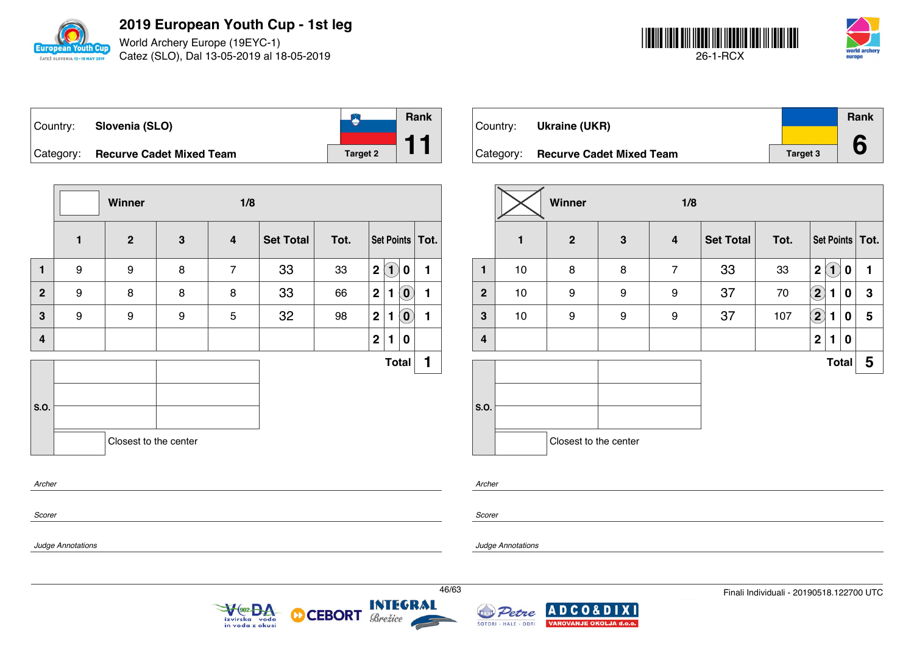# 2019 European Youth Cup - 1st leg

World Archery Europe (19EYC-1)
Catez (SLO), Dal 13-05-2019 al 18-05-2019

26-1-RCX

| Country: | Slovenia (SLO) | Rank |
|---|---|---|
| Category: | Recurve Cadet Mixed Team — Target 2 | 11 |

**Winner** — 1/8

| | 1 | 2 | 3 | 4 | Set Total | Tot. | Set Points | Tot. |
|---|---|---|---|---|---|---|---|---|
| 1 | 9 | 9 | 8 | 7 | 33 | 33 | 2 (1) 0 | 1 |
| 2 | 9 | 8 | 8 | 8 | 33 | 66 | 2 1 (0) | 1 |
| 3 | 9 | 9 | 9 | 5 | 32 | 98 | 2 1 (0) | 1 |
| 4 | | | | | | | 2 1 0 | |
| | | | | | | | **Total** | **1** |

S.O.

Closest to the center

*Archer*

*Scorer*

*Judge Annotations*

| Country: | Ukraine (UKR) | Rank |
|---|---|---|
| Category: | Recurve Cadet Mixed Team — Target 3 | 6 |

**Winner** (X) — 1/8

| | 1 | 2 | 3 | 4 | Set Total | Tot. | Set Points | Tot. |
|---|---|---|---|---|---|---|---|---|
| 1 | 10 | 8 | 8 | 7 | 33 | 33 | 2 (1) 0 | 1 |
| 2 | 10 | 9 | 9 | 9 | 37 | 70 | (2) 1 0 | 3 |
| 3 | 10 | 9 | 9 | 9 | 37 | 107 | (2) 1 0 | 5 |
| 4 | | | | | | | 2 1 0 | |
| | | | | | | | **Total** | **5** |

S.O.

Closest to the center

*Archer*

*Scorer*

*Judge Annotations*

Finali Individuali - 20190518.122700 UTC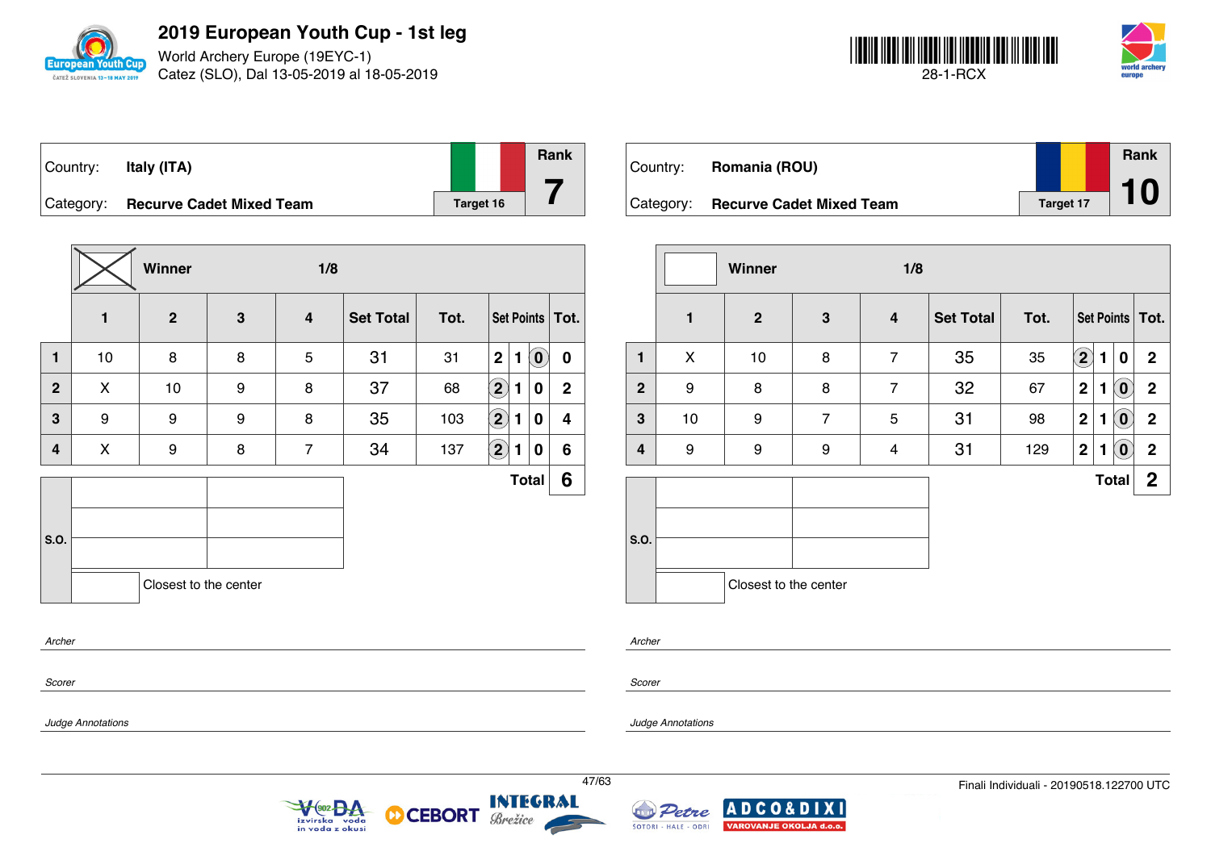# 2019 European Youth Cup - 1st leg

World Archery Europe (19EYC-1)
Catez (SLO), Dal 13-05-2019 al 18-05-2019

28-1-RCX

## Italy (ITA)

Country: **Italy (ITA)**
Category: **Recurve Cadet Mixed Team**
Target 16
Rank **7**

Winner (X) — 1/8

| | 1 | 2 | 3 | 4 | Set Total | Tot. | Set Points | | | Tot. |
|---|---|---|---|---|---|---|---|---|---|---|
| 1 | 10 | 8 | 8 | 5 | 31 | 31 | 2 | 1 | (0) | 0 |
| 2 | X | 10 | 9 | 8 | 37 | 68 | (2) | 1 | 0 | 2 |
| 3 | 9 | 9 | 9 | 8 | 35 | 103 | (2) | 1 | 0 | 4 |
| 4 | X | 9 | 8 | 7 | 34 | 137 | (2) | 1 | 0 | 6 |
| | | | | | | | | | **Total** | **6** |

S.O.

Closest to the center

*Archer*

*Scorer*

*Judge Annotations*

## Romania (ROU)

Country: **Romania (ROU)**
Category: **Recurve Cadet Mixed Team**
Target 17
Rank **10**

Winner — 1/8

| | 1 | 2 | 3 | 4 | Set Total | Tot. | Set Points | | | Tot. |
|---|---|---|---|---|---|---|---|---|---|---|
| 1 | X | 10 | 8 | 7 | 35 | 35 | (2) | 1 | 0 | 2 |
| 2 | 9 | 8 | 8 | 7 | 32 | 67 | 2 | 1 | (0) | 2 |
| 3 | 10 | 9 | 7 | 5 | 31 | 98 | 2 | 1 | (0) | 2 |
| 4 | 9 | 9 | 9 | 4 | 31 | 129 | 2 | 1 | (0) | 2 |
| | | | | | | | | | **Total** | **2** |

S.O.

Closest to the center

*Archer*

*Scorer*

*Judge Annotations*

Finali Individuali - 20190518.122700 UTC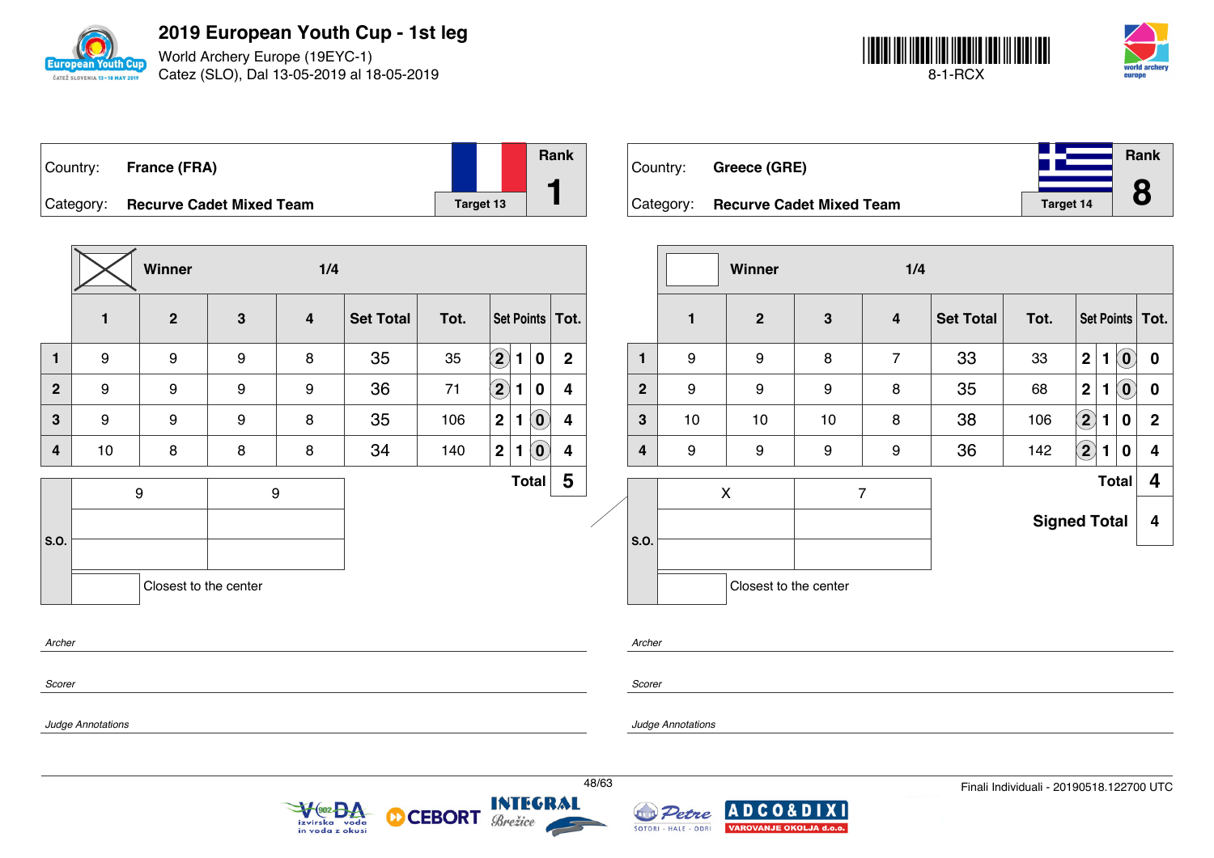# 2019 European Youth Cup - 1st leg

World Archery Europe (19EYC-1)
Catez (SLO), Dal 13-05-2019 al 18-05-2019

8-1-RCX

## France (FRA)

Country: **France (FRA)**
Category: **Recurve Cadet Mixed Team**
Target 13
Rank **1**

Winner — 1/4

| | 1 | 2 | 3 | 4 | Set Total | Tot. | Set Points | | | Tot. |
|---|---|---|---|---|---|---|---|---|---|---|
| 1 | 9 | 9 | 9 | 8 | 35 | 35 | (2) | 1 | 0 | 2 |
| 2 | 9 | 9 | 9 | 9 | 36 | 71 | (2) | 1 | 0 | 4 |
| 3 | 9 | 9 | 9 | 8 | 35 | 106 | 2 | 1 | (0) | 4 |
| 4 | 10 | 8 | 8 | 8 | 34 | 140 | 2 | 1 | (0) | 4 |
| | | | | | | | | | Total | 5 |

| S.O. | | |
|---|---|---|
| | 9 | 9 |
| | | |
| | | |

Closest to the center

*Archer*

*Scorer*

*Judge Annotations*

## Greece (GRE)

Country: **Greece (GRE)**
Category: **Recurve Cadet Mixed Team**
Target 14
Rank **8**

Winner — 1/4

| | 1 | 2 | 3 | 4 | Set Total | Tot. | Set Points | | | Tot. |
|---|---|---|---|---|---|---|---|---|---|---|
| 1 | 9 | 9 | 8 | 7 | 33 | 33 | 2 | 1 | (0) | 0 |
| 2 | 9 | 9 | 9 | 8 | 35 | 68 | 2 | 1 | (0) | 0 |
| 3 | 10 | 10 | 10 | 8 | 38 | 106 | (2) | 1 | 0 | 2 |
| 4 | 9 | 9 | 9 | 9 | 36 | 142 | (2) | 1 | 0 | 4 |
| | | | | | | | | | Total | 4 |
| | | | | | | | | | Signed Total | 4 |

| S.O. | | |
|---|---|---|
| | X | 7 |
| | | |
| | | |

Closest to the center

*Archer*

*Scorer*

*Judge Annotations*

Finali Individuali - 20190518.122700 UTC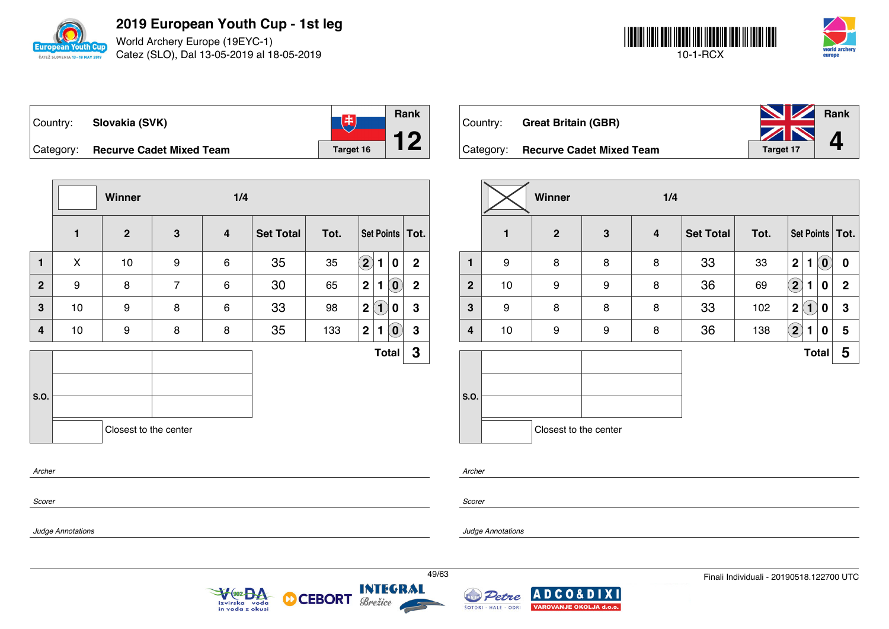# 2019 European Youth Cup - 1st leg

World Archery Europe (19EYC-1)
Catez (SLO), Dal 13-05-2019 al 18-05-2019

10-1-RCX

| Country: | Slovakia (SVK) | Rank |
|---|---|---|
| Category: | Recurve Cadet Mixed Team | Target 16 | 12 |

Winner — 1/4

| | 1 | 2 | 3 | 4 | Set Total | Tot. | Set Points | Tot. |
|---|---|---|---|---|---|---|---|---|
| 1 | X | 10 | 9 | 6 | 35 | 35 | (2) 1 0 | 2 |
| 2 | 9 | 8 | 7 | 6 | 30 | 65 | 2 1 (0) | 2 |
| 3 | 10 | 9 | 8 | 6 | 33 | 98 | 2 (1) 0 | 3 |
| 4 | 10 | 9 | 8 | 8 | 35 | 133 | 2 1 (0) | 3 |
| | | | | | | | Total | 3 |

S.O.

Closest to the center

*Archer*

*Scorer*

*Judge Annotations*

| Country: | Great Britain (GBR) | Rank |
|---|---|---|
| Category: | Recurve Cadet Mixed Team | Target 17 | 4 |

Winner (X) — 1/4

| | 1 | 2 | 3 | 4 | Set Total | Tot. | Set Points | Tot. |
|---|---|---|---|---|---|---|---|---|
| 1 | 9 | 8 | 8 | 8 | 33 | 33 | 2 1 (0) | 0 |
| 2 | 10 | 9 | 9 | 8 | 36 | 69 | (2) 1 0 | 2 |
| 3 | 9 | 8 | 8 | 8 | 33 | 102 | 2 (1) 0 | 3 |
| 4 | 10 | 9 | 9 | 8 | 36 | 138 | (2) 1 0 | 5 |
| | | | | | | | Total | 5 |

S.O.

Closest to the center

*Archer*

*Scorer*

*Judge Annotations*

Finali Individuali - 20190518.122700 UTC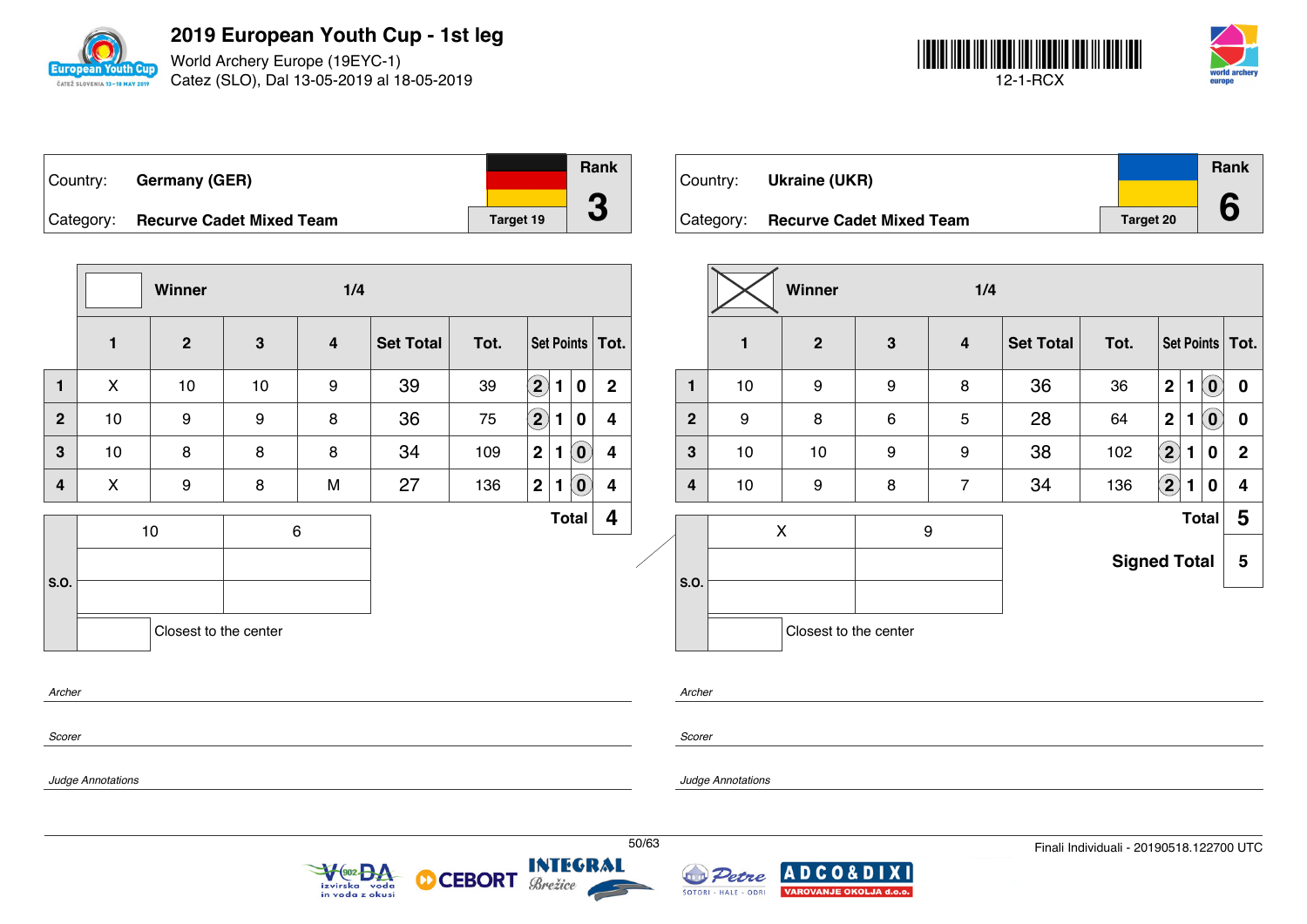# 2019 European Youth Cup - 1st leg

World Archery Europe (19EYC-1)
Catez (SLO), Dal 13-05-2019 al 18-05-2019

12-1-RCX

| Country: | Germany (GER) | Rank |
|---|---|---|
| Category: | Recurve Cadet Mixed Team | 3 |
| | Target 19 | |

Winner — 1/4

| | 1 | 2 | 3 | 4 | Set Total | Tot. | Set Points | | | Tot. |
|---|---|---|---|---|---|---|---|---|---|---|
| 1 | X | 10 | 10 | 9 | 39 | 39 | (2) | 1 | 0 | 2 |
| 2 | 10 | 9 | 9 | 8 | 36 | 75 | (2) | 1 | 0 | 4 |
| 3 | 10 | 8 | 8 | 8 | 34 | 109 | 2 | 1 | (0) | 4 |
| 4 | X | 9 | 8 | M | 27 | 136 | 2 | 1 | (0) | 4 |
| | | | | | | | | | Total | 4 |

| S.O. | | |
|---|---|---|
| | 10 | 6 |
| | | |
| | | |

Closest to the center

| Country: | Ukraine (UKR) | Rank |
|---|---|---|
| Category: | Recurve Cadet Mixed Team | 6 |
| | Target 20 | |

Winner (X) — 1/4

| | 1 | 2 | 3 | 4 | Set Total | Tot. | Set Points | | | Tot. |
|---|---|---|---|---|---|---|---|---|---|---|
| 1 | 10 | 9 | 9 | 8 | 36 | 36 | 2 | 1 | (0) | 0 |
| 2 | 9 | 8 | 6 | 5 | 28 | 64 | 2 | 1 | (0) | 0 |
| 3 | 10 | 10 | 9 | 9 | 38 | 102 | (2) | 1 | 0 | 2 |
| 4 | 10 | 9 | 8 | 7 | 34 | 136 | (2) | 1 | 0 | 4 |
| | | | | | | | | | Total | 5 |
| | | | | | | | | | Signed Total | 5 |

| S.O. | | |
|---|---|---|
| | X | 9 |
| | | |
| | | |

Closest to the center

*Archer*

*Scorer*

*Judge Annotations*

*Archer*

*Scorer*

*Judge Annotations*

Finali Individuali - 20190518.122700 UTC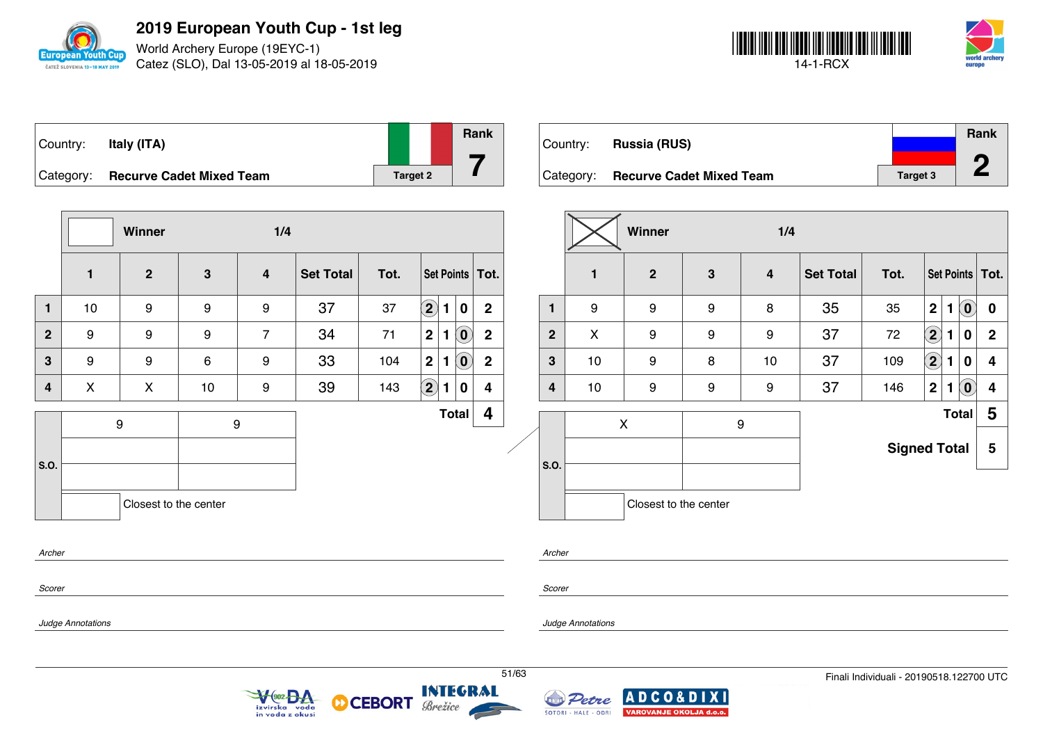# 2019 European Youth Cup - 1st leg

World Archery Europe (19EYC-1)
Catez (SLO), Dal 13-05-2019 al 18-05-2019

14-1-RCX

Country: **Italy (ITA)**
Category: **Recurve Cadet Mixed Team**
Target 2
Rank **7**

| | Winner | | | 1/4 | | | | | | |
|---|---|---|---|---|---|---|---|---|---|---|
| | 1 | 2 | 3 | 4 | Set Total | Tot. | Set Points | | | Tot. |
| 1 | 10 | 9 | 9 | 9 | 37 | 37 | (2) | 1 | 0 | 2 |
| 2 | 9 | 9 | 9 | 7 | 34 | 71 | 2 | 1 | (0) | 2 |
| 3 | 9 | 9 | 6 | 9 | 33 | 104 | 2 | 1 | (0) | 2 |
| 4 | X | X | 10 | 9 | 39 | 143 | (2) | 1 | 0 | 4 |
| | | | | | | | | | Total | 4 |

S.O.

| 9 | 9 |
|---|---|
| | |
| | |

Closest to the center

*Archer*

*Scorer*

*Judge Annotations*

Country: **Russia (RUS)**
Category: **Recurve Cadet Mixed Team**
Target 3
Rank **2**

| | Winner (X) | | | 1/4 | | | | | | |
|---|---|---|---|---|---|---|---|---|---|---|
| | 1 | 2 | 3 | 4 | Set Total | Tot. | Set Points | | | Tot. |
| 1 | 9 | 9 | 9 | 8 | 35 | 35 | 2 | 1 | (0) | 0 |
| 2 | X | 9 | 9 | 9 | 37 | 72 | (2) | 1 | 0 | 2 |
| 3 | 10 | 9 | 8 | 10 | 37 | 109 | (2) | 1 | 0 | 4 |
| 4 | 10 | 9 | 9 | 9 | 37 | 146 | 2 | 1 | (0) | 4 |
| | | | | | | | | | Total | 5 |
| | | | | | | | | | Signed Total | 5 |

S.O.

| X | 9 |
|---|---|
| | |
| | |

Closest to the center

*Archer*

*Scorer*

*Judge Annotations*

Finali Individuali - 20190518.122700 UTC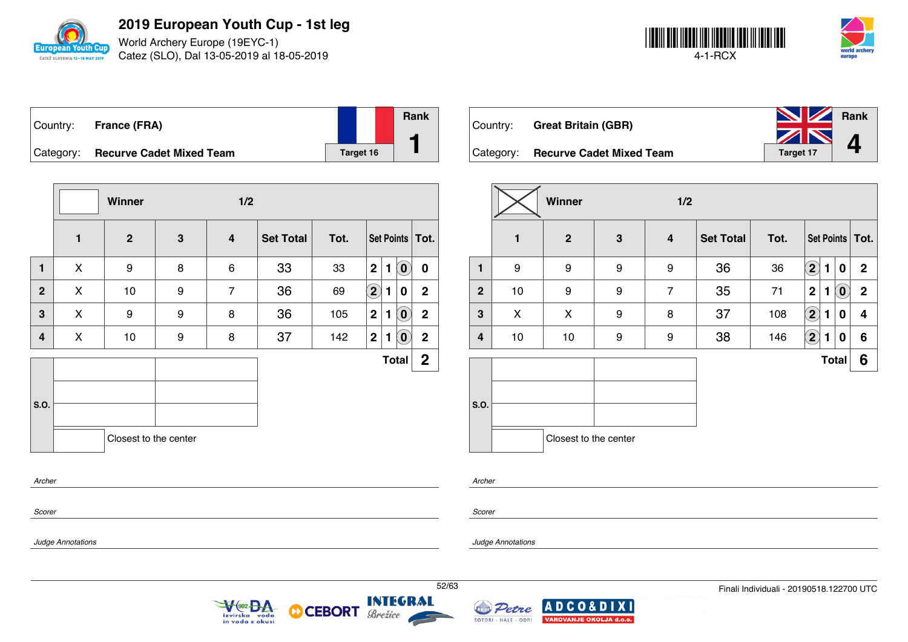# 2019 European Youth Cup - 1st leg

World Archery Europe (19EYC-1)
Catez (SLO), Dal 13-05-2019 al 18-05-2019

4-1-RCX

| Country: | France (FRA) | Rank |
|---|---|---|
| Category: | Recurve Cadet Mixed Team | Target 16 | 1 |

Winner 1/2

| | 1 | 2 | 3 | 4 | Set Total | Tot. | Set Points | | | Tot. |
|---|---|---|---|---|---|---|---|---|---|---|
| 1 | X | 9 | 8 | 6 | 33 | 33 | 2 | 1 | (0) | 0 |
| 2 | X | 10 | 9 | 7 | 36 | 69 | (2) | 1 | 0 | 2 |
| 3 | X | 9 | 9 | 8 | 36 | 105 | 2 | 1 | (0) | 2 |
| 4 | X | 10 | 9 | 8 | 37 | 142 | 2 | 1 | (0) | 2 |
| | | | | | | | | | Total | 2 |

S.O.

Closest to the center

*Archer*

*Scorer*

*Judge Annotations*

| Country: | Great Britain (GBR) | Rank |
|---|---|---|
| Category: | Recurve Cadet Mixed Team | Target 17 | 4 |

Winner (X) 1/2

| | 1 | 2 | 3 | 4 | Set Total | Tot. | Set Points | | | Tot. |
|---|---|---|---|---|---|---|---|---|---|---|
| 1 | 9 | 9 | 9 | 9 | 36 | 36 | (2) | 1 | 0 | 2 |
| 2 | 10 | 9 | 9 | 7 | 35 | 71 | 2 | 1 | (0) | 2 |
| 3 | X | X | 9 | 8 | 37 | 108 | (2) | 1 | 0 | 4 |
| 4 | 10 | 10 | 9 | 9 | 38 | 146 | (2) | 1 | 0 | 6 |
| | | | | | | | | | Total | 6 |

S.O.

Closest to the center

*Archer*

*Scorer*

*Judge Annotations*

Finali Individuali - 20190518.122700 UTC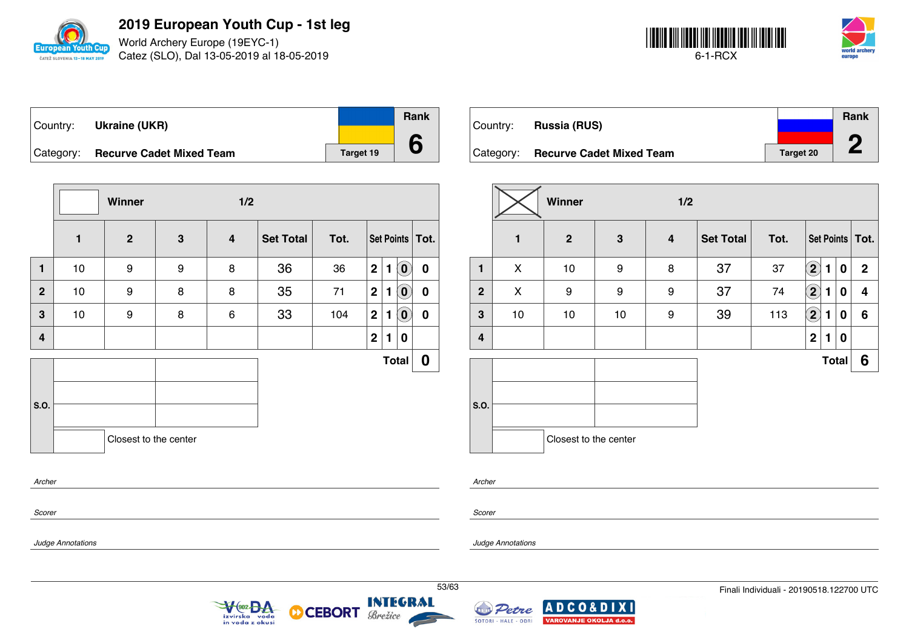# 2019 European Youth Cup - 1st leg

World Archery Europe (19EYC-1)
Catez (SLO), Dal 13-05-2019 al 18-05-2019

6-1-RCX

| Country: | Ukraine (UKR) | | Rank |
|---|---|---|---|
| Category: | Recurve Cadet Mixed Team | Target 19 | 6 |

| | Winner | | | 1/2 | | | | | | |
|---|---|---|---|---|---|---|---|---|---|---|
| | 1 | 2 | 3 | 4 | Set Total | Tot. | Set Points | | | Tot. |
| 1 | 10 | 9 | 9 | 8 | 36 | 36 | 2 | 1 | (0) | 0 |
| 2 | 10 | 9 | 8 | 8 | 35 | 71 | 2 | 1 | (0) | 0 |
| 3 | 10 | 9 | 8 | 6 | 33 | 104 | 2 | 1 | (0) | 0 |
| 4 | | | | | | | 2 | 1 | 0 | |
| | | | | | | | | | Total | 0 |

S.O.

Closest to the center

*Archer*

*Scorer*

*Judge Annotations*

| Country: | Russia (RUS) | | Rank |
|---|---|---|---|
| Category: | Recurve Cadet Mixed Team | Target 20 | 2 |

| | Winner (X) | | | 1/2 | | | | | | |
|---|---|---|---|---|---|---|---|---|---|---|
| | 1 | 2 | 3 | 4 | Set Total | Tot. | Set Points | | | Tot. |
| 1 | X | 10 | 9 | 8 | 37 | 37 | (2) | 1 | 0 | 2 |
| 2 | X | 9 | 9 | 9 | 37 | 74 | (2) | 1 | 0 | 4 |
| 3 | 10 | 10 | 10 | 9 | 39 | 113 | (2) | 1 | 0 | 6 |
| 4 | | | | | | | 2 | 1 | 0 | |
| | | | | | | | | | Total | 6 |

S.O.

Closest to the center

*Archer*

*Scorer*

*Judge Annotations*

Finali Individuali - 20190518.122700 UTC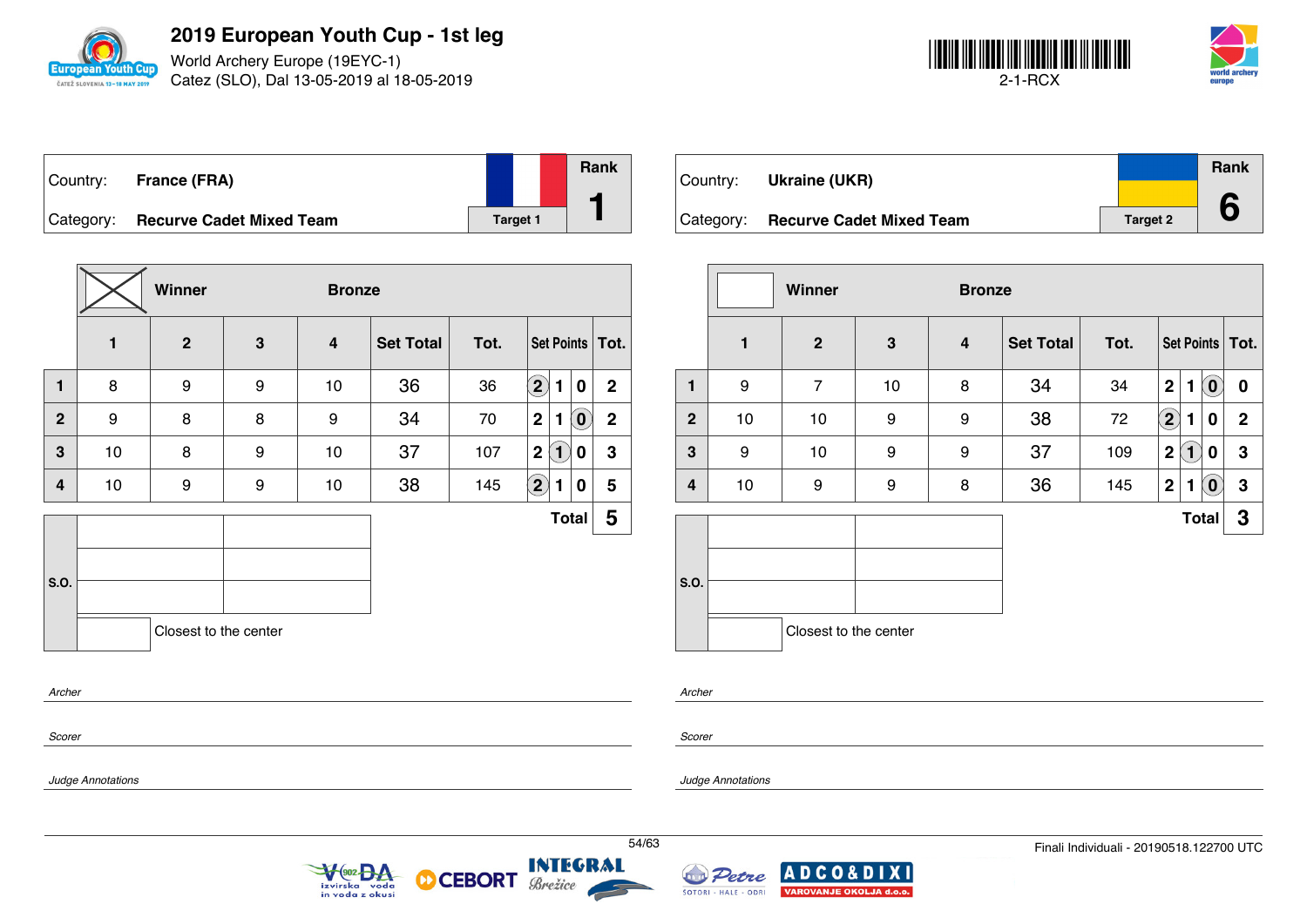# 2019 European Youth Cup - 1st leg

World Archery Europe (19EYC-1)
Catez (SLO), Dal 13-05-2019 al 18-05-2019

2-1-RCX

| Country: | France (FRA) | | Rank |
|---|---|---|---|
| Category: | Recurve Cadet Mixed Team | Target 1 | 1 |

| | Winner (X) | | Bronze | | | | | | | |
|---|---|---|---|---|---|---|---|---|---|---|
| | 1 | 2 | 3 | 4 | Set Total | Tot. | Set Points | | | Tot. |
| 1 | 8 | 9 | 9 | 10 | 36 | 36 | (2) | 1 | 0 | 2 |
| 2 | 9 | 8 | 8 | 9 | 34 | 70 | 2 | 1 | (0) | 2 |
| 3 | 10 | 8 | 9 | 10 | 37 | 107 | 2 | (1) | 0 | 3 |
| 4 | 10 | 9 | 9 | 10 | 38 | 145 | (2) | 1 | 0 | 5 |
| | | | | | | | | | Total | 5 |

S.O.

Closest to the center

*Archer*

*Scorer*

*Judge Annotations*

| Country: | Ukraine (UKR) | | Rank |
|---|---|---|---|
| Category: | Recurve Cadet Mixed Team | Target 2 | 6 |

| | Winner | | Bronze | | | | | | | |
|---|---|---|---|---|---|---|---|---|---|---|
| | 1 | 2 | 3 | 4 | Set Total | Tot. | Set Points | | | Tot. |
| 1 | 9 | 7 | 10 | 8 | 34 | 34 | 2 | 1 | (0) | 0 |
| 2 | 10 | 10 | 9 | 9 | 38 | 72 | (2) | 1 | 0 | 2 |
| 3 | 9 | 10 | 9 | 9 | 37 | 109 | 2 | (1) | 0 | 3 |
| 4 | 10 | 9 | 9 | 8 | 36 | 145 | 2 | 1 | (0) | 3 |
| | | | | | | | | | Total | 3 |

S.O.

Closest to the center

*Archer*

*Scorer*

*Judge Annotations*

Finali Individuali - 20190518.122700 UTC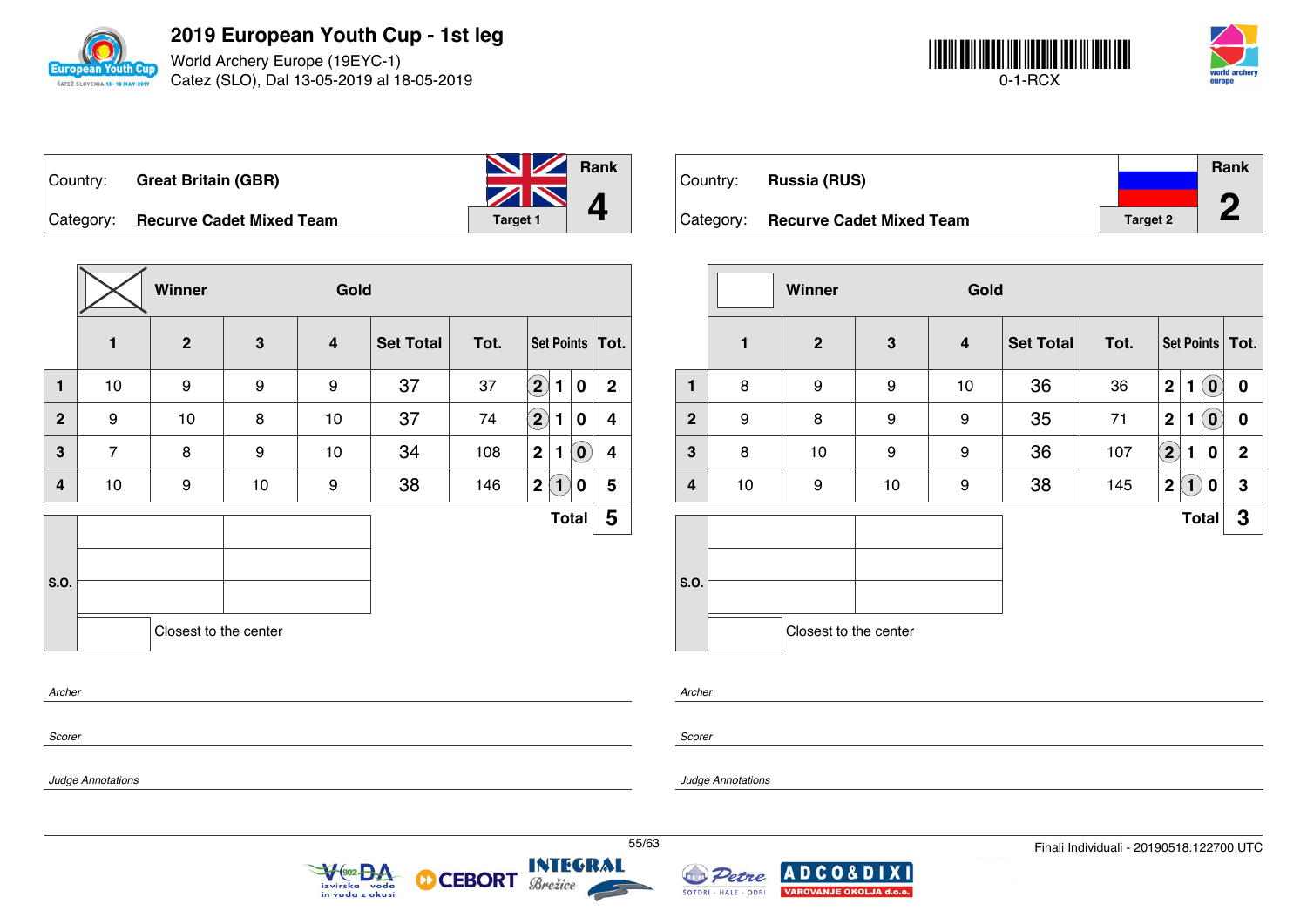# 2019 European Youth Cup - 1st leg

World Archery Europe (19EYC-1)
Catez (SLO), Dal 13-05-2019 al 18-05-2019

0-1-RCX

| Country: | Great Britain (GBR) | Rank |
|---|---|---|
| Category: | Recurve Cadet Mixed Team | Target 1 — **4** |

**Winner** — Gold

| | 1 | 2 | 3 | 4 | Set Total | Tot. | Set Points | Tot. |
|---|---|---|---|---|---|---|---|---|
| 1 | 10 | 9 | 9 | 9 | 37 | 37 | (2) 1 0 | 2 |
| 2 | 9 | 10 | 8 | 10 | 37 | 74 | (2) 1 0 | 4 |
| 3 | 7 | 8 | 9 | 10 | 34 | 108 | 2 1 (0) | 4 |
| 4 | 10 | 9 | 10 | 9 | 38 | 146 | 2 (1) 0 | 5 |
| | | | | | | | **Total** | **5** |

S.O.

Closest to the center

*Archer*

*Scorer*

*Judge Annotations*

| Country: | Russia (RUS) | Rank |
|---|---|---|
| Category: | Recurve Cadet Mixed Team | Target 2 — **2** |

**Winner** — Gold

| | 1 | 2 | 3 | 4 | Set Total | Tot. | Set Points | Tot. |
|---|---|---|---|---|---|---|---|---|
| 1 | 8 | 9 | 9 | 10 | 36 | 36 | 2 1 (0) | 0 |
| 2 | 9 | 8 | 9 | 9 | 35 | 71 | 2 1 (0) | 0 |
| 3 | 8 | 10 | 9 | 9 | 36 | 107 | (2) 1 0 | 2 |
| 4 | 10 | 9 | 10 | 9 | 38 | 145 | 2 (1) 0 | 3 |
| | | | | | | | **Total** | **3** |

S.O.

Closest to the center

*Archer*

*Scorer*

*Judge Annotations*

Finali Individuali - 20190518.122700 UTC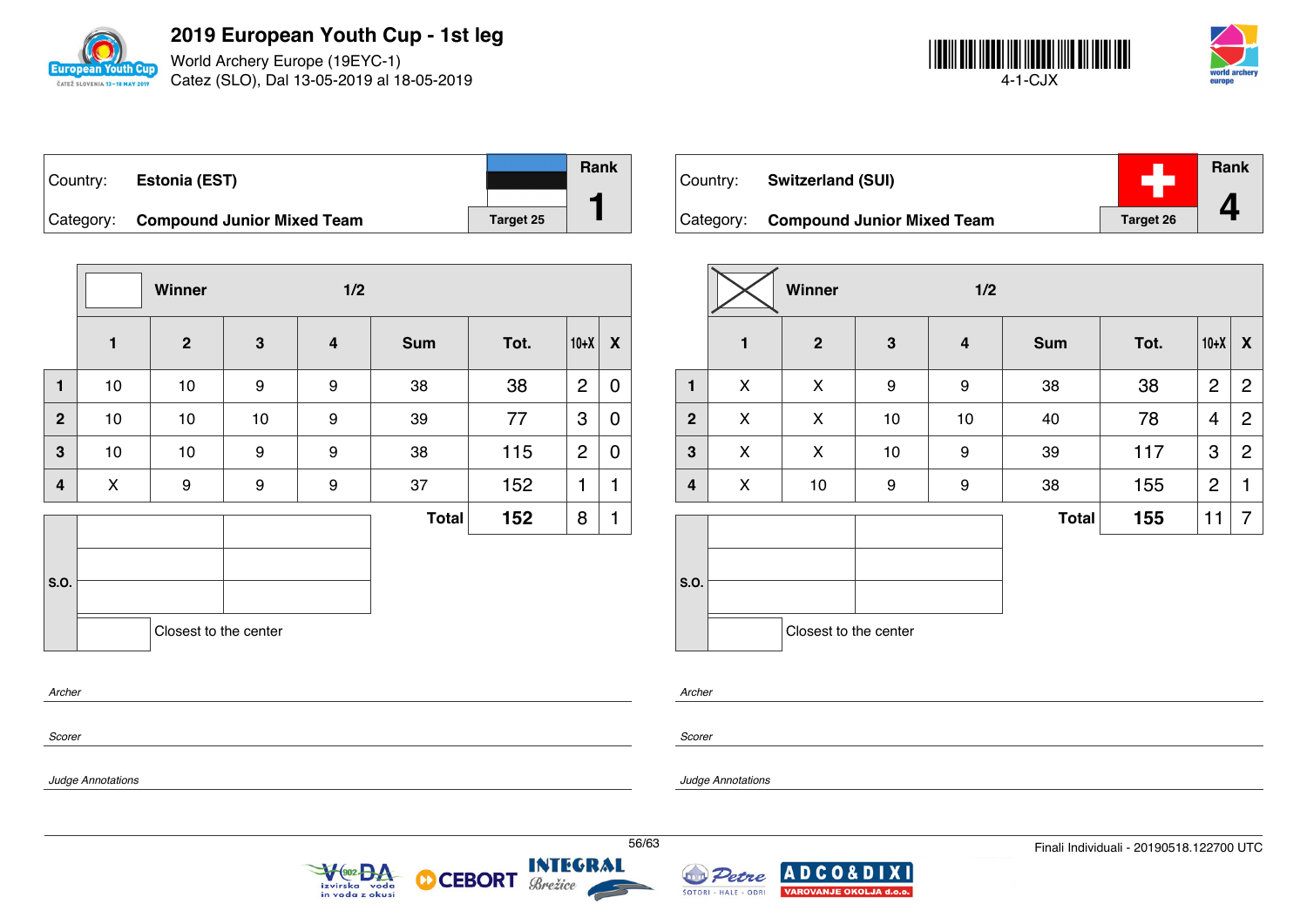# 2019 European Youth Cup - 1st leg

World Archery Europe (19EYC-1)
Catez (SLO), Dal 13-05-2019 al 18-05-2019

4-1-CJX

| Country: | Estonia (EST) | Rank |
|---|---|---|
| Category: | Compound Junior Mixed Team | 1 |
| | Target 25 | |

Winner 1/2

| | 1 | 2 | 3 | 4 | Sum | Tot. | 10+X | X |
|---|---|---|---|---|---|---|---|---|
| 1 | 10 | 10 | 9 | 9 | 38 | 38 | 2 | 0 |
| 2 | 10 | 10 | 10 | 9 | 39 | 77 | 3 | 0 |
| 3 | 10 | 10 | 9 | 9 | 38 | 115 | 2 | 0 |
| 4 | X | 9 | 9 | 9 | 37 | 152 | 1 | 1 |
| | | | | | Total | 152 | 8 | 1 |

S.O.

Closest to the center

*Archer*

*Scorer*

*Judge Annotations*

| Country: | Switzerland (SUI) | Rank |
|---|---|---|
| Category: | Compound Junior Mixed Team | 4 |
| | Target 26 | |

Winner (X) 1/2

| | 1 | 2 | 3 | 4 | Sum | Tot. | 10+X | X |
|---|---|---|---|---|---|---|---|---|
| 1 | X | X | 9 | 9 | 38 | 38 | 2 | 2 |
| 2 | X | X | 10 | 10 | 40 | 78 | 4 | 2 |
| 3 | X | X | 10 | 9 | 39 | 117 | 3 | 2 |
| 4 | X | 10 | 9 | 9 | 38 | 155 | 2 | 1 |
| | | | | | Total | 155 | 11 | 7 |

S.O.

Closest to the center

*Archer*

*Scorer*

*Judge Annotations*

Finali Individuali - 20190518.122700 UTC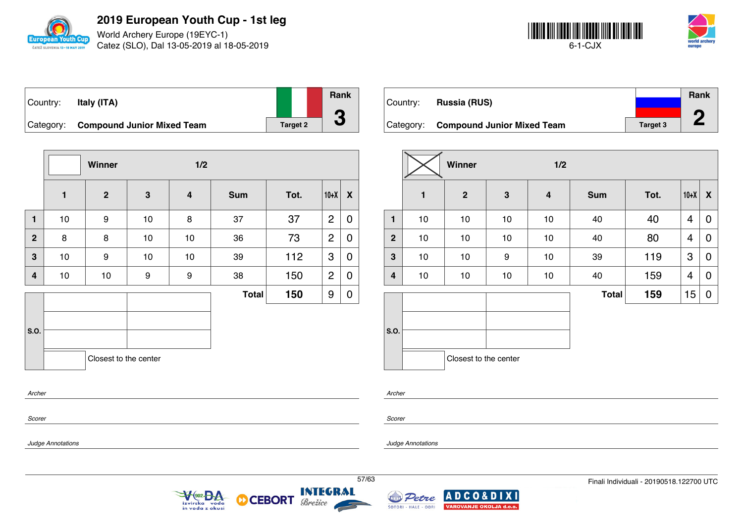# 2019 European Youth Cup - 1st leg

World Archery Europe (19EYC-1)
Catez (SLO), Dal 13-05-2019 al 18-05-2019

6-1-CJX

| Country: | Italy (ITA) | Rank |
|---|---|---|
| Category: | Compound Junior Mixed Team | Target 2 | 3 |

Winner 1/2

| | 1 | 2 | 3 | 4 | Sum | Tot. | 10+X | X |
|---|---|---|---|---|---|---|---|---|
| 1 | 10 | 9 | 10 | 8 | 37 | 37 | 2 | 0 |
| 2 | 8 | 8 | 10 | 10 | 36 | 73 | 2 | 0 |
| 3 | 10 | 9 | 10 | 10 | 39 | 112 | 3 | 0 |
| 4 | 10 | 10 | 9 | 9 | 38 | 150 | 2 | 0 |
| | | | | | **Total** | **150** | 9 | 0 |

S.O.

Closest to the center

*Archer*

*Scorer*

*Judge Annotations*

| Country: | Russia (RUS) | Rank |
|---|---|---|
| Category: | Compound Junior Mixed Team | Target 3 | 2 |

Winner 1/2 (X)

| | 1 | 2 | 3 | 4 | Sum | Tot. | 10+X | X |
|---|---|---|---|---|---|---|---|---|
| 1 | 10 | 10 | 10 | 10 | 40 | 40 | 4 | 0 |
| 2 | 10 | 10 | 10 | 10 | 40 | 80 | 4 | 0 |
| 3 | 10 | 10 | 9 | 10 | 39 | 119 | 3 | 0 |
| 4 | 10 | 10 | 10 | 10 | 40 | 159 | 4 | 0 |
| | | | | | **Total** | **159** | 15 | 0 |

S.O.

Closest to the center

*Archer*

*Scorer*

*Judge Annotations*

Finali Individuali - 20190518.122700 UTC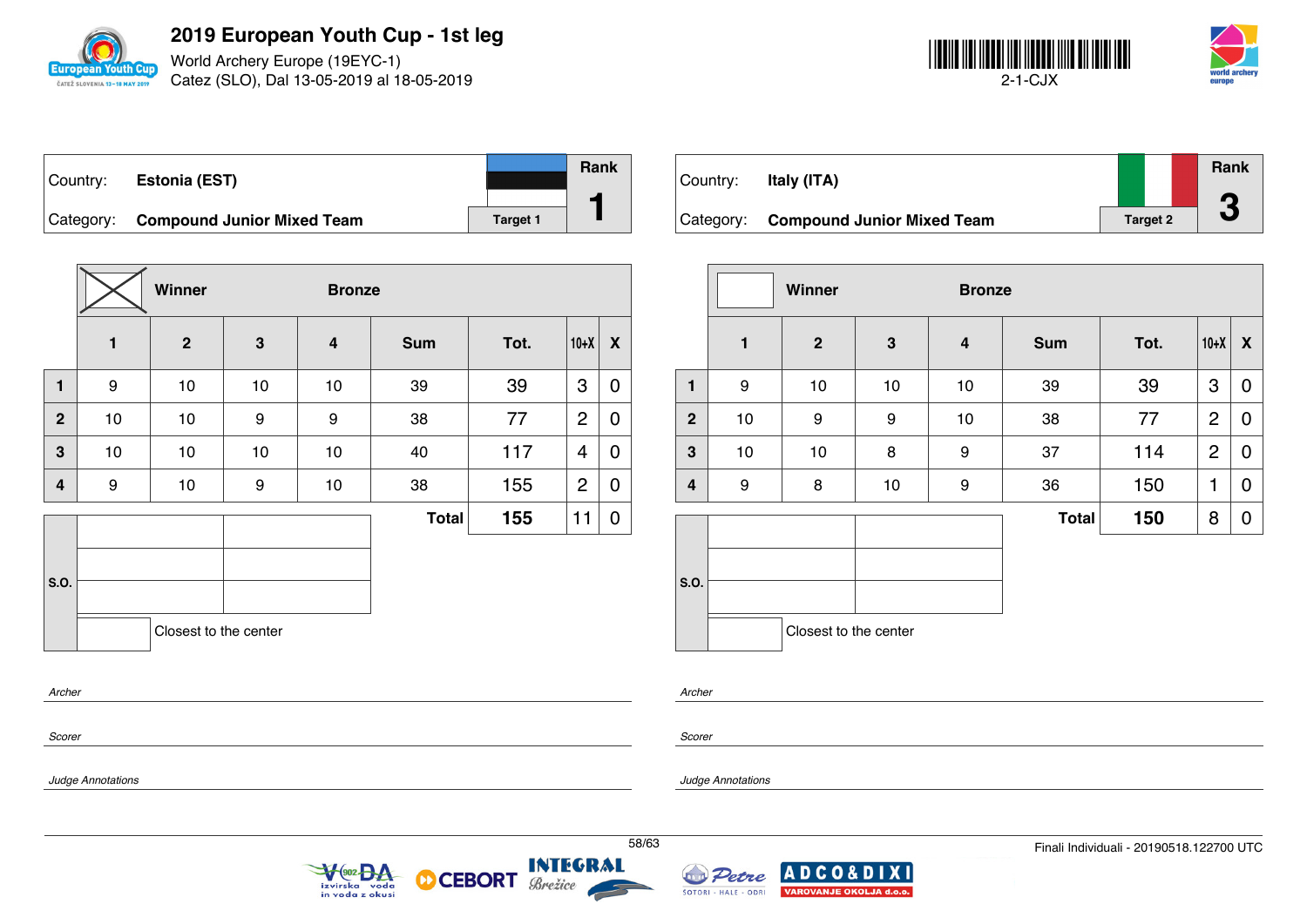# 2019 European Youth Cup - 1st leg

World Archery Europe (19EYC-1)
Catez (SLO), Dal 13-05-2019 al 18-05-2019

2-1-CJX

| Country: | Estonia (EST) | Rank |
|---|---|---|
| Category: | Compound Junior Mixed Team | Target 1 | 1 |

| | Winner | | Bronze | | | | | |
|---|---|---|---|---|---|---|---|---|
| | 1 | 2 | 3 | 4 | Sum | Tot. | 10+X | X |
| 1 | 9 | 10 | 10 | 10 | 39 | 39 | 3 | 0 |
| 2 | 10 | 10 | 9 | 9 | 38 | 77 | 2 | 0 |
| 3 | 10 | 10 | 10 | 10 | 40 | 117 | 4 | 0 |
| 4 | 9 | 10 | 9 | 10 | 38 | 155 | 2 | 0 |
| | | | | | Total | 155 | 11 | 0 |

S.O.

Closest to the center

*Archer*

*Scorer*

*Judge Annotations*

| Country: | Italy (ITA) | Rank |
|---|---|---|
| Category: | Compound Junior Mixed Team | Target 2 | 3 |

| | Winner | | Bronze | | | | | |
|---|---|---|---|---|---|---|---|---|
| | 1 | 2 | 3 | 4 | Sum | Tot. | 10+X | X |
| 1 | 9 | 10 | 10 | 10 | 39 | 39 | 3 | 0 |
| 2 | 10 | 9 | 9 | 10 | 38 | 77 | 2 | 0 |
| 3 | 10 | 10 | 8 | 9 | 37 | 114 | 2 | 0 |
| 4 | 9 | 8 | 10 | 9 | 36 | 150 | 1 | 0 |
| | | | | | Total | 150 | 8 | 0 |

S.O.

Closest to the center

*Archer*

*Scorer*

*Judge Annotations*

Finali Individuali - 20190518.122700 UTC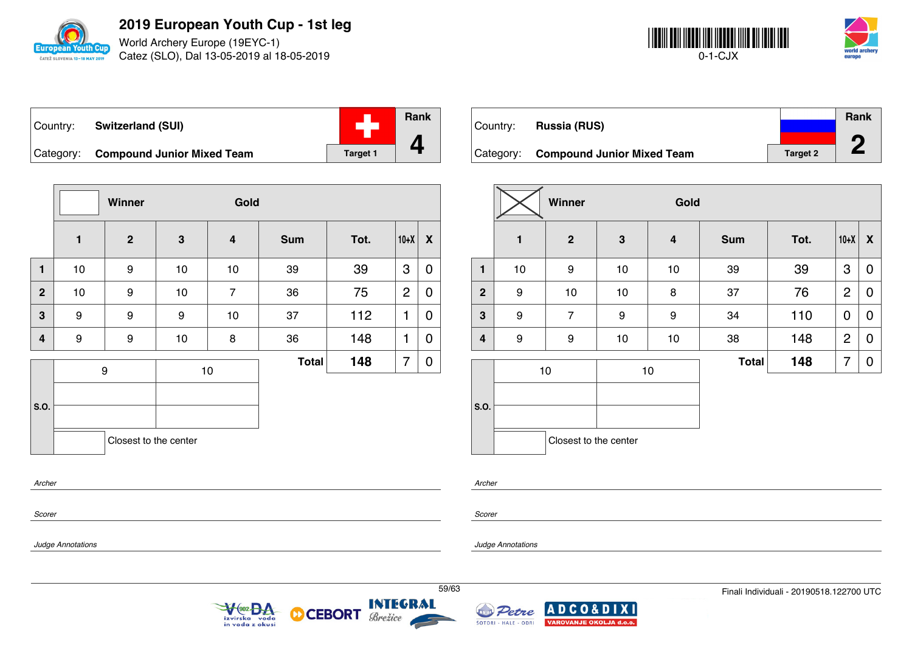# 2019 European Youth Cup - 1st leg

World Archery Europe (19EYC-1)
Catez (SLO), Dal 13-05-2019 al 18-05-2019

0-1-CJX

| Country: | Switzerland (SUI) | | Rank |
|---|---|---|---|
| Category: | Compound Junior Mixed Team | Target 1 | 4 |

Winner | Gold

| | 1 | 2 | 3 | 4 | Sum | Tot. | 10+X | X |
|---|---|---|---|---|---|---|---|---|
| 1 | 10 | 9 | 10 | 10 | 39 | 39 | 3 | 0 |
| 2 | 10 | 9 | 10 | 7 | 36 | 75 | 2 | 0 |
| 3 | 9 | 9 | 9 | 10 | 37 | 112 | 1 | 0 |
| 4 | 9 | 9 | 10 | 8 | 36 | 148 | 1 | 0 |
| | | | | | Total | 148 | 7 | 0 |

| S.O. | | |
|---|---|---|
| | 9 | 10 |
| | | |
| | | |
| | Closest to the center | |

*Archer*

*Scorer*

*Judge Annotations*

| Country: | Russia (RUS) | | Rank |
|---|---|---|---|
| Category: | Compound Junior Mixed Team | Target 2 | 2 |

Winner (X) | Gold

| | 1 | 2 | 3 | 4 | Sum | Tot. | 10+X | X |
|---|---|---|---|---|---|---|---|---|
| 1 | 10 | 9 | 10 | 10 | 39 | 39 | 3 | 0 |
| 2 | 9 | 10 | 10 | 8 | 37 | 76 | 2 | 0 |
| 3 | 9 | 7 | 9 | 9 | 34 | 110 | 0 | 0 |
| 4 | 9 | 9 | 10 | 10 | 38 | 148 | 2 | 0 |
| | | | | | Total | 148 | 7 | 0 |

| S.O. | | |
|---|---|---|
| | 10 | 10 |
| | | |
| | | |
| | Closest to the center | |

*Archer*

*Scorer*

*Judge Annotations*

Finali Individuali - 20190518.122700 UTC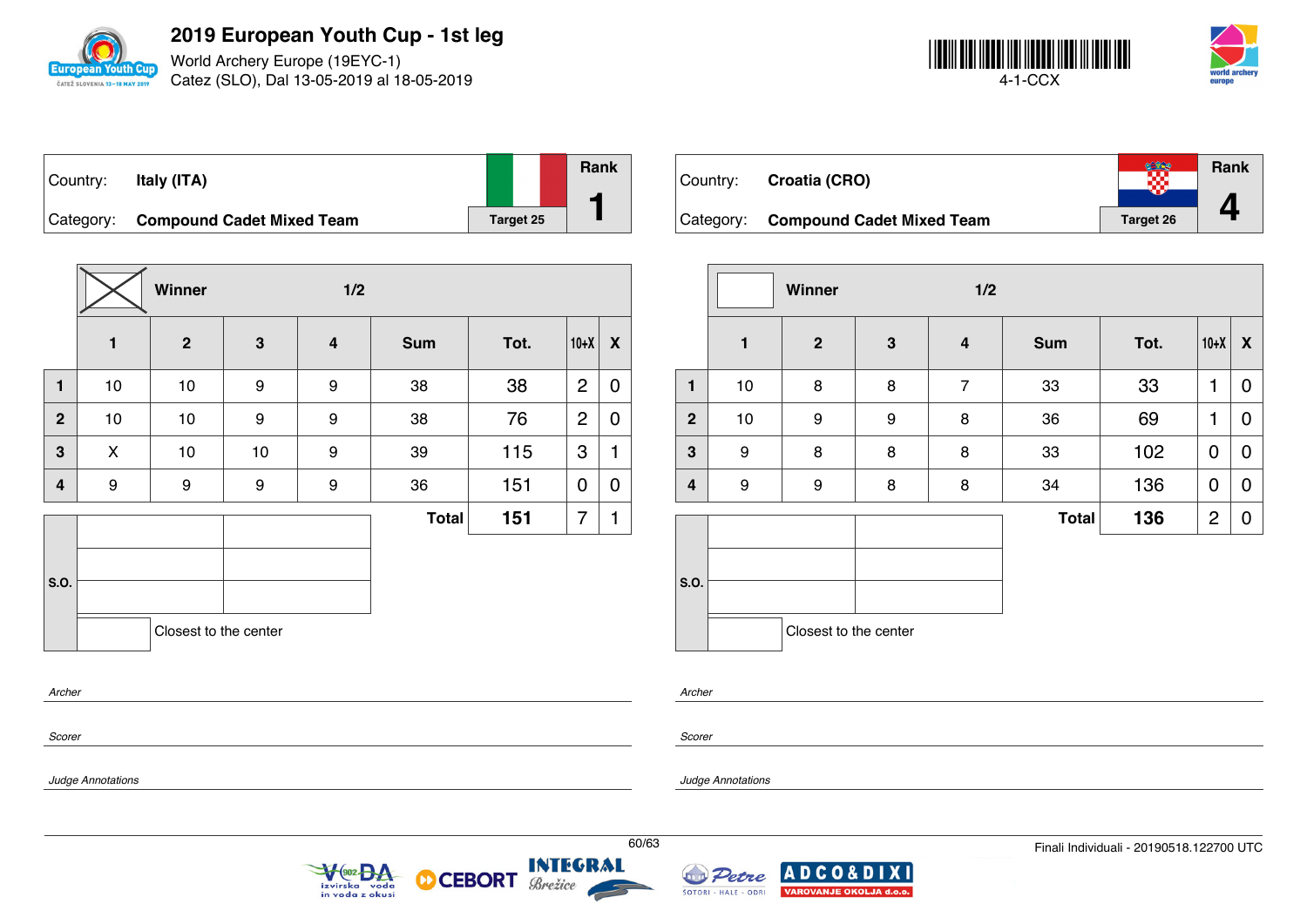# 2019 European Youth Cup - 1st leg

World Archery Europe (19EYC-1)
Catez (SLO), Dal 13-05-2019 al 18-05-2019

4-1-CCX

| Country: | Italy (ITA) | | Rank |
|---|---|---|---|
| Category: | Compound Cadet Mixed Team | Target 25 | 1 |

| | Winner [X] | | 1/2 | | | | | |
|---|---|---|---|---|---|---|---|---|
| | 1 | 2 | 3 | 4 | Sum | Tot. | 10+X | X |
| 1 | 10 | 10 | 9 | 9 | 38 | 38 | 2 | 0 |
| 2 | 10 | 10 | 9 | 9 | 38 | 76 | 2 | 0 |
| 3 | X | 10 | 10 | 9 | 39 | 115 | 3 | 1 |
| 4 | 9 | 9 | 9 | 9 | 36 | 151 | 0 | 0 |
| | | | | | Total | 151 | 7 | 1 |

S.O.

Closest to the center

*Archer*

*Scorer*

*Judge Annotations*

| Country: | Croatia (CRO) | | Rank |
|---|---|---|---|
| Category: | Compound Cadet Mixed Team | Target 26 | 4 |

| | Winner | | 1/2 | | | | | |
|---|---|---|---|---|---|---|---|---|
| | 1 | 2 | 3 | 4 | Sum | Tot. | 10+X | X |
| 1 | 10 | 8 | 8 | 7 | 33 | 33 | 1 | 0 |
| 2 | 10 | 9 | 9 | 8 | 36 | 69 | 1 | 0 |
| 3 | 9 | 8 | 8 | 8 | 33 | 102 | 0 | 0 |
| 4 | 9 | 9 | 8 | 8 | 34 | 136 | 0 | 0 |
| | | | | | Total | 136 | 2 | 0 |

S.O.

Closest to the center

*Archer*

*Scorer*

*Judge Annotations*

Finali Individuali - 20190518.122700 UTC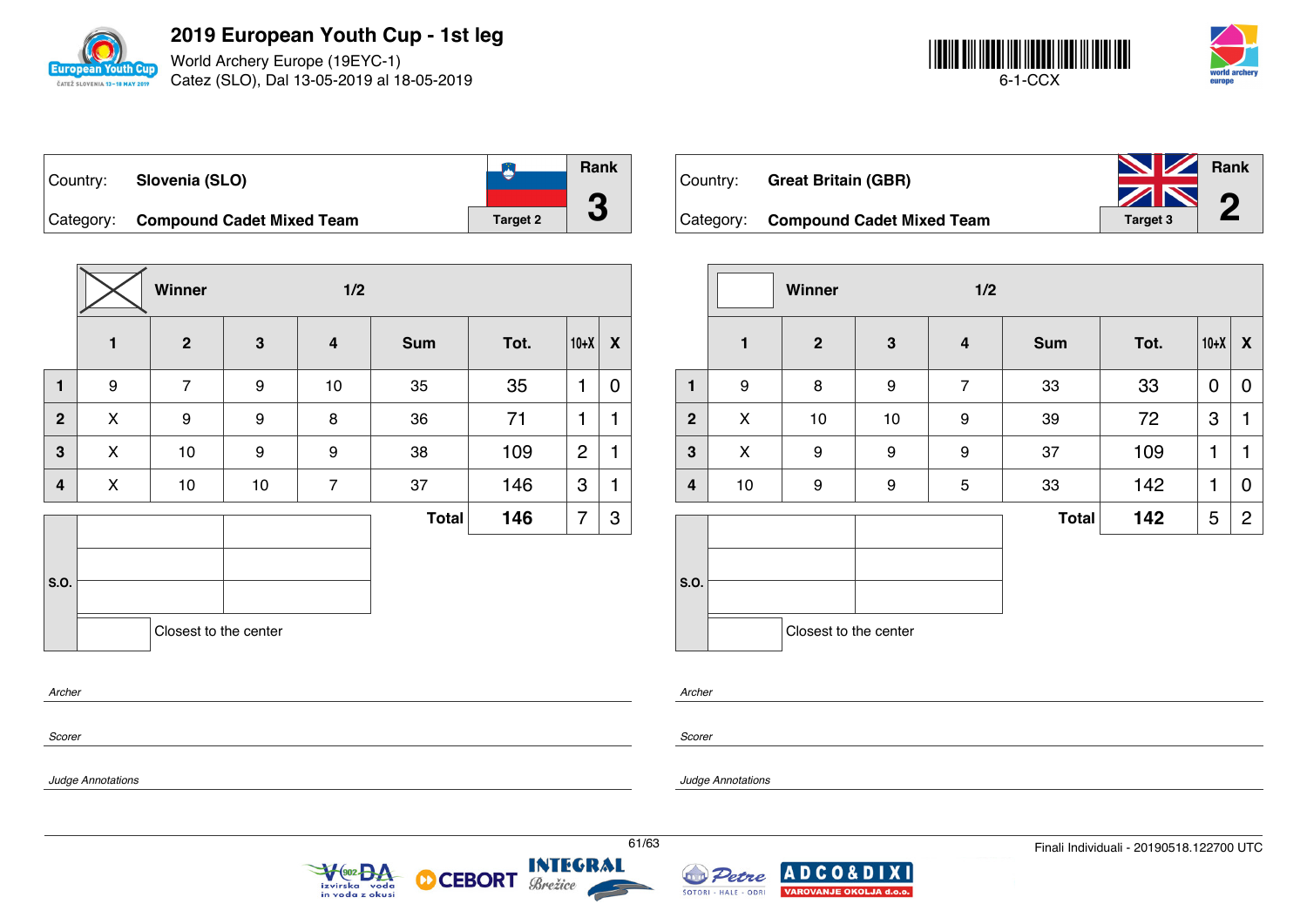# 2019 European Youth Cup - 1st leg

World Archery Europe (19EYC-1)
Catez (SLO), Dal 13-05-2019 al 18-05-2019

6-1-CCX

| Country: | Slovenia (SLO) | Rank |
|---|---|---|
| Category: | Compound Cadet Mixed Team | Target 2 | 3 |

Winner [X] — 1/2

| | 1 | 2 | 3 | 4 | Sum | Tot. | 10+X | X |
|---|---|---|---|---|---|---|---|---|
| 1 | 9 | 7 | 9 | 10 | 35 | 35 | 1 | 0 |
| 2 | X | 9 | 9 | 8 | 36 | 71 | 1 | 1 |
| 3 | X | 10 | 9 | 9 | 38 | 109 | 2 | 1 |
| 4 | X | 10 | 10 | 7 | 37 | 146 | 3 | 1 |
| | | | | | Total | 146 | 7 | 3 |

S.O.

Closest to the center

*Archer*

*Scorer*

*Judge Annotations*

| Country: | Great Britain (GBR) | Rank |
|---|---|---|
| Category: | Compound Cadet Mixed Team | Target 3 | 2 |

Winner [ ] — 1/2

| | 1 | 2 | 3 | 4 | Sum | Tot. | 10+X | X |
|---|---|---|---|---|---|---|---|---|
| 1 | 9 | 8 | 9 | 7 | 33 | 33 | 0 | 0 |
| 2 | X | 10 | 10 | 9 | 39 | 72 | 3 | 1 |
| 3 | X | 9 | 9 | 9 | 37 | 109 | 1 | 1 |
| 4 | 10 | 9 | 9 | 5 | 33 | 142 | 1 | 0 |
| | | | | | Total | 142 | 5 | 2 |

S.O.

Closest to the center

*Archer*

*Scorer*

*Judge Annotations*

Finali Individuali - 20190518.122700 UTC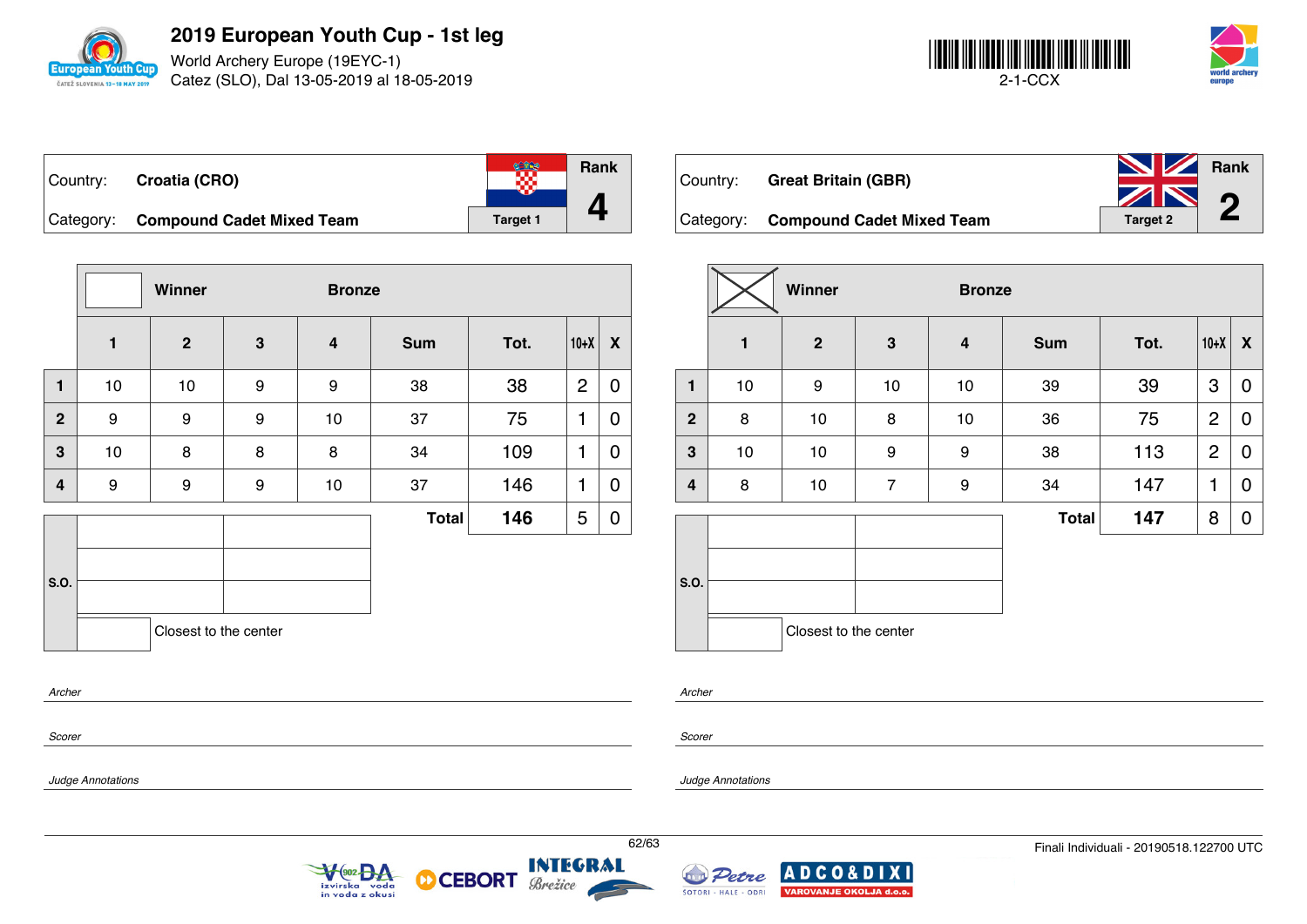# 2019 European Youth Cup - 1st leg

World Archery Europe (19EYC-1)
Catez (SLO), Dal 13-05-2019 al 18-05-2019

2-1-CCX

| Country: | Croatia (CRO) | Rank |
|---|---|---|
| Category: | Compound Cadet Mixed Team | Target 1 | 4 |

| | Winner | | Bronze | | | | | |
|---|---|---|---|---|---|---|---|---|
| | 1 | 2 | 3 | 4 | Sum | Tot. | 10+X | X |
| 1 | 10 | 10 | 9 | 9 | 38 | 38 | 2 | 0 |
| 2 | 9 | 9 | 9 | 10 | 37 | 75 | 1 | 0 |
| 3 | 10 | 8 | 8 | 8 | 34 | 109 | 1 | 0 |
| 4 | 9 | 9 | 9 | 10 | 37 | 146 | 1 | 0 |
| | | | | | Total | 146 | 5 | 0 |

S.O.

Closest to the center

*Archer*

*Scorer*

*Judge Annotations*

| Country: | Great Britain (GBR) | Rank |
|---|---|---|
| Category: | Compound Cadet Mixed Team | Target 2 | 2 |

| | Winner (X) | | Bronze | | | | | |
|---|---|---|---|---|---|---|---|---|
| | 1 | 2 | 3 | 4 | Sum | Tot. | 10+X | X |
| 1 | 10 | 9 | 10 | 10 | 39 | 39 | 3 | 0 |
| 2 | 8 | 10 | 8 | 10 | 36 | 75 | 2 | 0 |
| 3 | 10 | 10 | 9 | 9 | 38 | 113 | 2 | 0 |
| 4 | 8 | 10 | 7 | 9 | 34 | 147 | 1 | 0 |
| | | | | | Total | 147 | 8 | 0 |

S.O.

Closest to the center

*Archer*

*Scorer*

*Judge Annotations*

Finali Individuali - 20190518.122700 UTC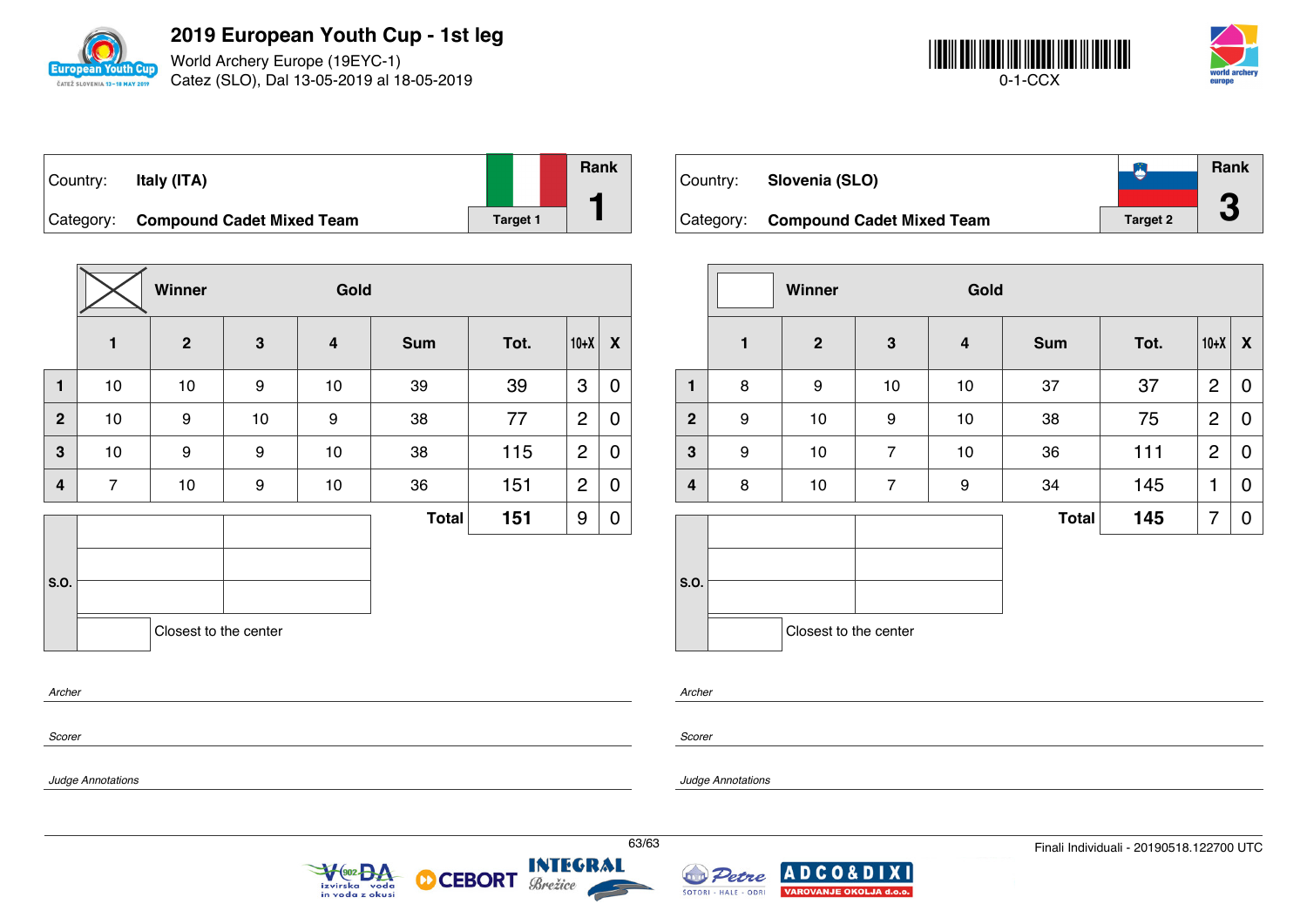# 2019 European Youth Cup - 1st leg

World Archery Europe (19EYC-1)
Catez (SLO), Dal 13-05-2019 al 18-05-2019

0-1-CCX

| | | | |
|---|---|---|---|
| Country: | **Italy (ITA)** | | **Rank** |
| Category: | **Compound Cadet Mixed Team** | Target 1 | **1** |

| | X | **Winner** | | **Gold** | | | | |
|---|---|---|---|---|---|---|---|---|
| | **1** | **2** | **3** | **4** | **Sum** | **Tot.** | **10+X** | **X** |
| **1** | 10 | 10 | 9 | 10 | 39 | 39 | 3 | 0 |
| **2** | 10 | 9 | 10 | 9 | 38 | 77 | 2 | 0 |
| **3** | 10 | 9 | 9 | 10 | 38 | 115 | 2 | 0 |
| **4** | 7 | 10 | 9 | 10 | 36 | 151 | 2 | 0 |
| | | | | | **Total** | **151** | 9 | 0 |

S.O.

Closest to the center

*Archer*

*Scorer*

*Judge Annotations*

| | | | |
|---|---|---|---|
| Country: | **Slovenia (SLO)** | | **Rank** |
| Category: | **Compound Cadet Mixed Team** | Target 2 | **3** |

| | | **Winner** | | **Gold** | | | | |
|---|---|---|---|---|---|---|---|---|
| | **1** | **2** | **3** | **4** | **Sum** | **Tot.** | **10+X** | **X** |
| **1** | 8 | 9 | 10 | 10 | 37 | 37 | 2 | 0 |
| **2** | 9 | 10 | 9 | 10 | 38 | 75 | 2 | 0 |
| **3** | 9 | 10 | 7 | 10 | 36 | 111 | 2 | 0 |
| **4** | 8 | 10 | 7 | 9 | 34 | 145 | 1 | 0 |
| | | | | | **Total** | **145** | 7 | 0 |

S.O.

Closest to the center

*Archer*

*Scorer*

*Judge Annotations*

Finali Individuali - 20190518.122700 UTC